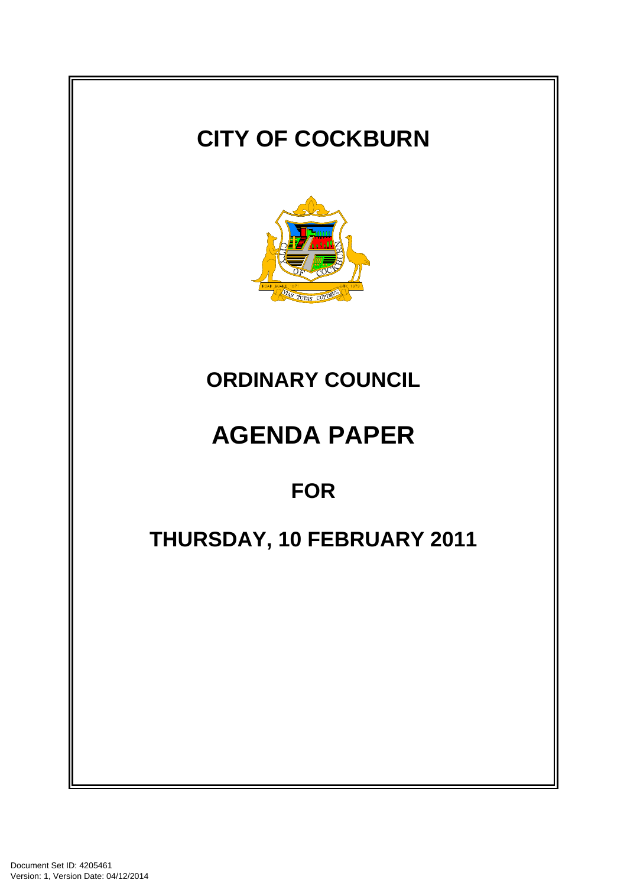# CITY OF COCKBURN

# ORDINARY COUNCIL

# AGENDA PAPER

## FOR

## THURSDAY, 10 FEBRUARY 2011

Document Set ID: 4205461
Version: 1, Version Date: 04/12/2014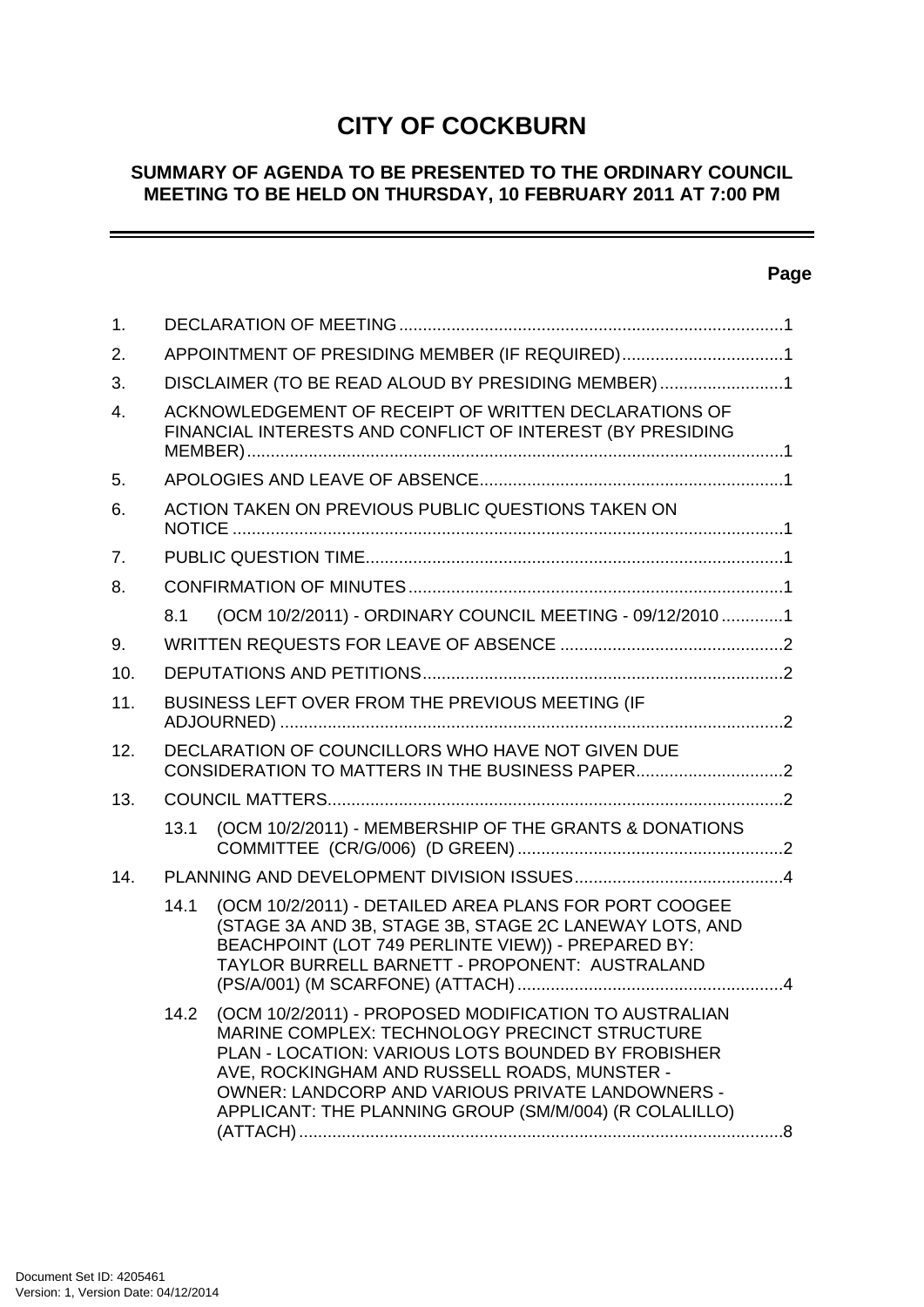# CITY OF COCKBURN

## SUMMARY OF AGENDA TO BE PRESENTED TO THE ORDINARY COUNCIL MEETING TO BE HELD ON THURSDAY, 10 FEBRUARY 2011 AT 7:00 PM

---

**Page**

1. DECLARATION OF MEETING ................................................................................1
2. APPOINTMENT OF PRESIDING MEMBER (IF REQUIRED)..................................1
3. DISCLAIMER (TO BE READ ALOUD BY PRESIDING MEMBER)..........................1
4. ACKNOWLEDGEMENT OF RECEIPT OF WRITTEN DECLARATIONS OF FINANCIAL INTERESTS AND CONFLICT OF INTEREST (BY PRESIDING MEMBER)................................................................................................................1
5. APOLOGIES AND LEAVE OF ABSENCE................................................................1
6. ACTION TAKEN ON PREVIOUS PUBLIC QUESTIONS TAKEN ON NOTICE ...................................................................................................................1
7. PUBLIC QUESTION TIME........................................................................................1
8. CONFIRMATION OF MINUTES...............................................................................1
   - 8.1 (OCM 10/2/2011) - ORDINARY COUNCIL MEETING - 09/12/2010 .............1
9. WRITTEN REQUESTS FOR LEAVE OF ABSENCE ...............................................2
10. DEPUTATIONS AND PETITIONS............................................................................2
11. BUSINESS LEFT OVER FROM THE PREVIOUS MEETING (IF ADJOURNED) ........................................................................................................2
12. DECLARATION OF COUNCILLORS WHO HAVE NOT GIVEN DUE CONSIDERATION TO MATTERS IN THE BUSINESS PAPER...............................2
13. COUNCIL MATTERS................................................................................................2
    - 13.1 (OCM 10/2/2011) - MEMBERSHIP OF THE GRANTS & DONATIONS COMMITTEE (CR/G/006) (D GREEN) ........................................................2
14. PLANNING AND DEVELOPMENT DIVISION ISSUES............................................4
    - 14.1 (OCM 10/2/2011) - DETAILED AREA PLANS FOR PORT COOGEE (STAGE 3A AND 3B, STAGE 3B, STAGE 2C LANEWAY LOTS, AND BEACHPOINT (LOT 749 PERLINTE VIEW)) - PREPARED BY: TAYLOR BURRELL BARNETT - PROPONENT: AUSTRALAND (PS/A/001) (M SCARFONE) (ATTACH)........................................................4
    - 14.2 (OCM 10/2/2011) - PROPOSED MODIFICATION TO AUSTRALIAN MARINE COMPLEX: TECHNOLOGY PRECINCT STRUCTURE PLAN - LOCATION: VARIOUS LOTS BOUNDED BY FROBISHER AVE, ROCKINGHAM AND RUSSELL ROADS, MUNSTER - OWNER: LANDCORP AND VARIOUS PRIVATE LANDOWNERS - APPLICANT: THE PLANNING GROUP (SM/M/004) (R COLALILLO) (ATTACH).....................................................................................................8

Document Set ID: 4205461
Version: 1, Version Date: 04/12/2014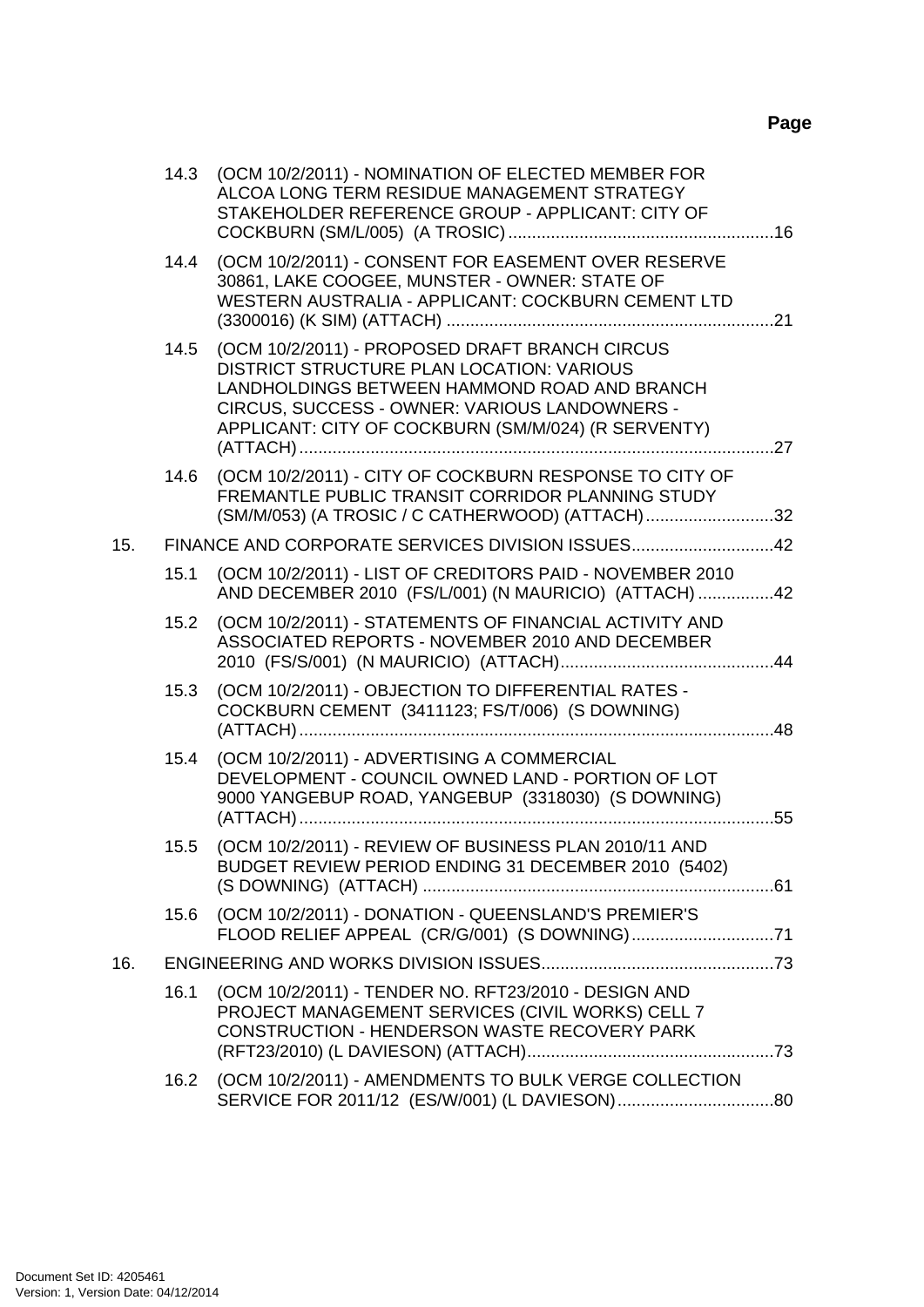**Page**

14.3 (OCM 10/2/2011) - NOMINATION OF ELECTED MEMBER FOR ALCOA LONG TERM RESIDUE MANAGEMENT STRATEGY STAKEHOLDER REFERENCE GROUP - APPLICANT: CITY OF COCKBURN (SM/L/005) (A TROSIC) ........................................................16

14.4 (OCM 10/2/2011) - CONSENT FOR EASEMENT OVER RESERVE 30861, LAKE COOGEE, MUNSTER - OWNER: STATE OF WESTERN AUSTRALIA - APPLICANT: COCKBURN CEMENT LTD (3300016) (K SIM) (ATTACH) .....................................................................21

14.5 (OCM 10/2/2011) - PROPOSED DRAFT BRANCH CIRCUS DISTRICT STRUCTURE PLAN LOCATION: VARIOUS LANDHOLDINGS BETWEEN HAMMOND ROAD AND BRANCH CIRCUS, SUCCESS - OWNER: VARIOUS LANDOWNERS - APPLICANT: CITY OF COCKBURN (SM/M/024) (R SERVENTY) (ATTACH)....................................................................................................27

14.6 (OCM 10/2/2011) - CITY OF COCKBURN RESPONSE TO CITY OF FREMANTLE PUBLIC TRANSIT CORRIDOR PLANNING STUDY (SM/M/053) (A TROSIC / C CATHERWOOD) (ATTACH)...........................32

15. FINANCE AND CORPORATE SERVICES DIVISION ISSUES..............................42

15.1 (OCM 10/2/2011) - LIST OF CREDITORS PAID - NOVEMBER 2010 AND DECEMBER 2010 (FS/L/001) (N MAURICIO) (ATTACH) ................42

15.2 (OCM 10/2/2011) - STATEMENTS OF FINANCIAL ACTIVITY AND ASSOCIATED REPORTS - NOVEMBER 2010 AND DECEMBER 2010 (FS/S/001) (N MAURICIO) (ATTACH).............................................44

15.3 (OCM 10/2/2011) - OBJECTION TO DIFFERENTIAL RATES - COCKBURN CEMENT (3411123; FS/T/006) (S DOWNING) (ATTACH)....................................................................................................48

15.4 (OCM 10/2/2011) - ADVERTISING A COMMERCIAL DEVELOPMENT - COUNCIL OWNED LAND - PORTION OF LOT 9000 YANGEBUP ROAD, YANGEBUP (3318030) (S DOWNING) (ATTACH)....................................................................................................55

15.5 (OCM 10/2/2011) - REVIEW OF BUSINESS PLAN 2010/11 AND BUDGET REVIEW PERIOD ENDING 31 DECEMBER 2010 (5402) (S DOWNING) (ATTACH) ..........................................................................61

15.6 (OCM 10/2/2011) - DONATION - QUEENSLAND'S PREMIER'S FLOOD RELIEF APPEAL (CR/G/001) (S DOWNING)..............................71

16. ENGINEERING AND WORKS DIVISION ISSUES.................................................73

16.1 (OCM 10/2/2011) - TENDER NO. RFT23/2010 - DESIGN AND PROJECT MANAGEMENT SERVICES (CIVIL WORKS) CELL 7 CONSTRUCTION - HENDERSON WASTE RECOVERY PARK (RFT23/2010) (L DAVIESON) (ATTACH)....................................................73

16.2 (OCM 10/2/2011) - AMENDMENTS TO BULK VERGE COLLECTION SERVICE FOR 2011/12 (ES/W/001) (L DAVIESON).................................80

Document Set ID: 4205461
Version: 1, Version Date: 04/12/2014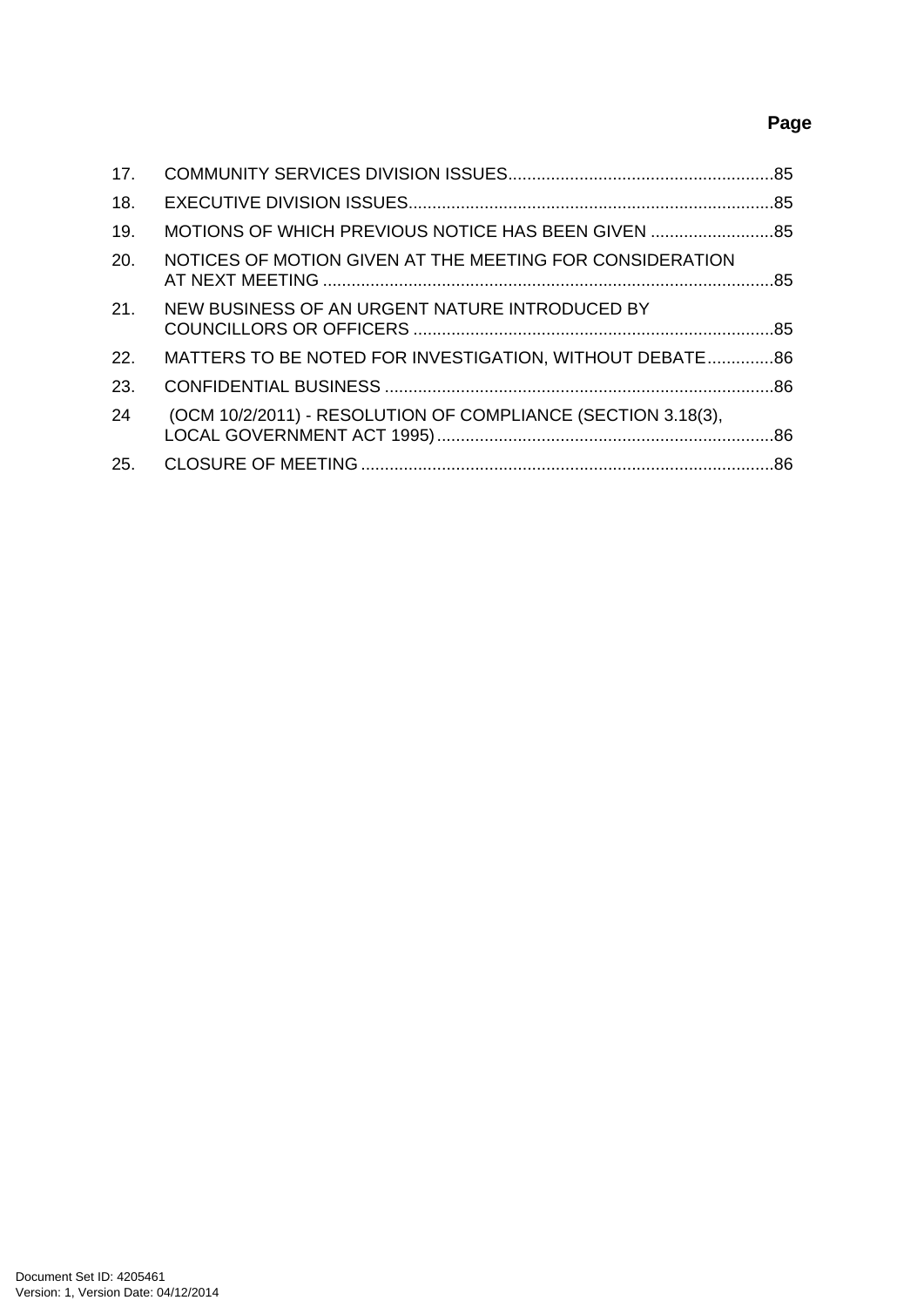**Page**

| | | |
|---|---|---|
| 17. | COMMUNITY SERVICES DIVISION ISSUES | 85 |
| 18. | EXECUTIVE DIVISION ISSUES | 85 |
| 19. | MOTIONS OF WHICH PREVIOUS NOTICE HAS BEEN GIVEN | 85 |
| 20. | NOTICES OF MOTION GIVEN AT THE MEETING FOR CONSIDERATION AT NEXT MEETING | 85 |
| 21. | NEW BUSINESS OF AN URGENT NATURE INTRODUCED BY COUNCILLORS OR OFFICERS | 85 |
| 22. | MATTERS TO BE NOTED FOR INVESTIGATION, WITHOUT DEBATE | 86 |
| 23. | CONFIDENTIAL BUSINESS | 86 |
| 24 | (OCM 10/2/2011) - RESOLUTION OF COMPLIANCE (SECTION 3.18(3), LOCAL GOVERNMENT ACT 1995) | 86 |
| 25. | CLOSURE OF MEETING | 86 |

Document Set ID: 4205461
Version: 1, Version Date: 04/12/2014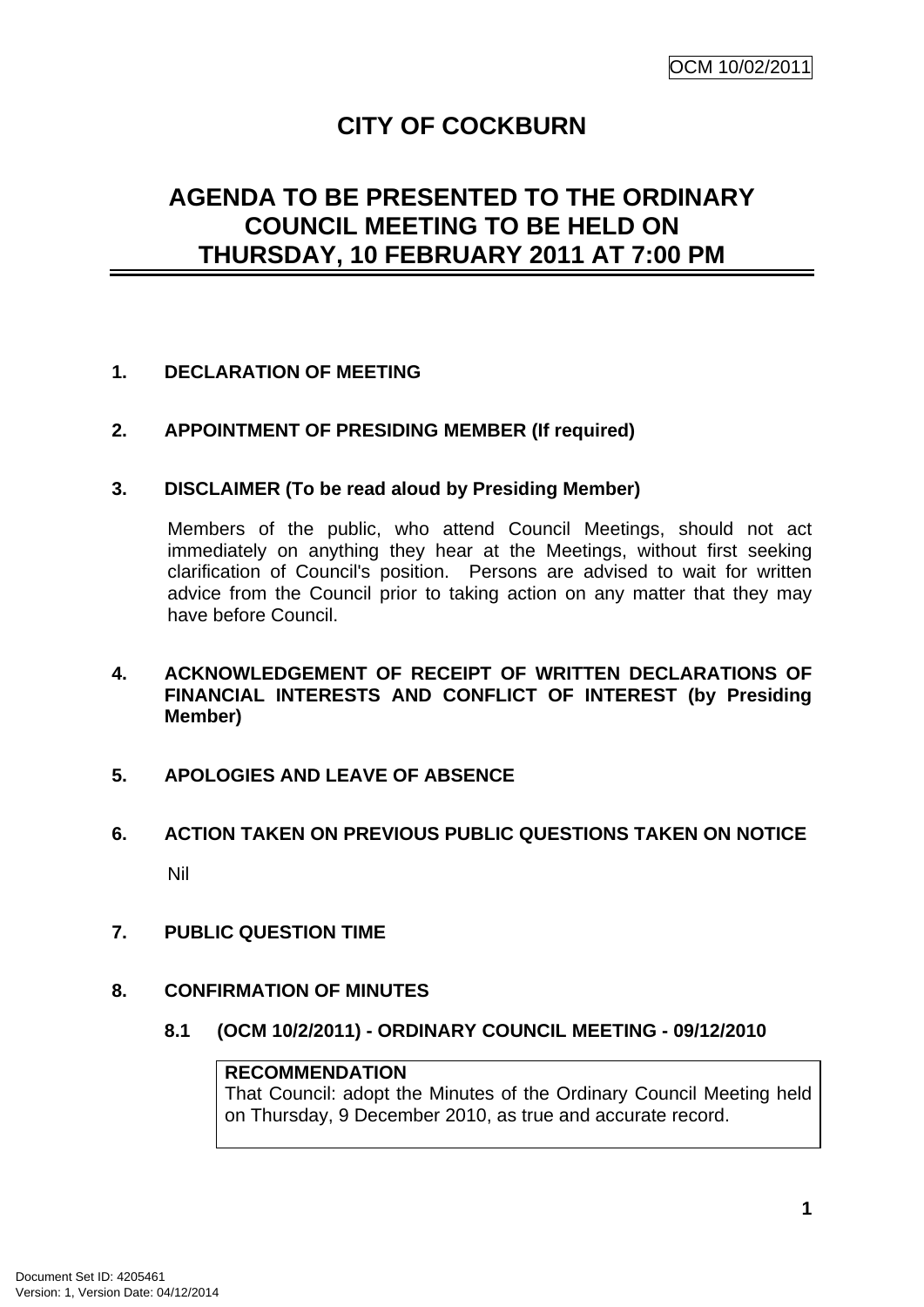# CITY OF COCKBURN

## AGENDA TO BE PRESENTED TO THE ORDINARY COUNCIL MEETING TO BE HELD ON THURSDAY, 10 FEBRUARY 2011 AT 7:00 PM

**1. DECLARATION OF MEETING**

**2. APPOINTMENT OF PRESIDING MEMBER (If required)**

**3. DISCLAIMER (To be read aloud by Presiding Member)**

Members of the public, who attend Council Meetings, should not act immediately on anything they hear at the Meetings, without first seeking clarification of Council's position. Persons are advised to wait for written advice from the Council prior to taking action on any matter that they may have before Council.

**4. ACKNOWLEDGEMENT OF RECEIPT OF WRITTEN DECLARATIONS OF FINANCIAL INTERESTS AND CONFLICT OF INTEREST (by Presiding Member)**

**5. APOLOGIES AND LEAVE OF ABSENCE**

**6. ACTION TAKEN ON PREVIOUS PUBLIC QUESTIONS TAKEN ON NOTICE**

Nil

**7. PUBLIC QUESTION TIME**

**8. CONFIRMATION OF MINUTES**

**8.1 (OCM 10/2/2011) - ORDINARY COUNCIL MEETING - 09/12/2010**

**RECOMMENDATION**
That Council: adopt the Minutes of the Ordinary Council Meeting held on Thursday, 9 December 2010, as true and accurate record.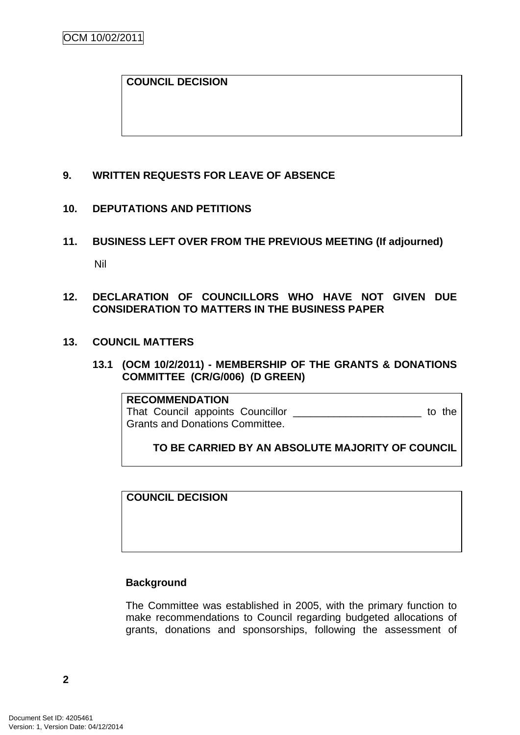**COUNCIL DECISION**

## 9. WRITTEN REQUESTS FOR LEAVE OF ABSENCE

## 10. DEPUTATIONS AND PETITIONS

## 11. BUSINESS LEFT OVER FROM THE PREVIOUS MEETING (If adjourned)

Nil

## 12. DECLARATION OF COUNCILLORS WHO HAVE NOT GIVEN DUE CONSIDERATION TO MATTERS IN THE BUSINESS PAPER

## 13. COUNCIL MATTERS

### 13.1 (OCM 10/2/2011) - MEMBERSHIP OF THE GRANTS & DONATIONS COMMITTEE (CR/G/006) (D GREEN)

**RECOMMENDATION**

That Council appoints Councillor ______________________ to the Grants and Donations Committee.

**TO BE CARRIED BY AN ABSOLUTE MAJORITY OF COUNCIL**

**COUNCIL DECISION**

**Background**

The Committee was established in 2005, with the primary function to make recommendations to Council regarding budgeted allocations of grants, donations and sponsorships, following the assessment of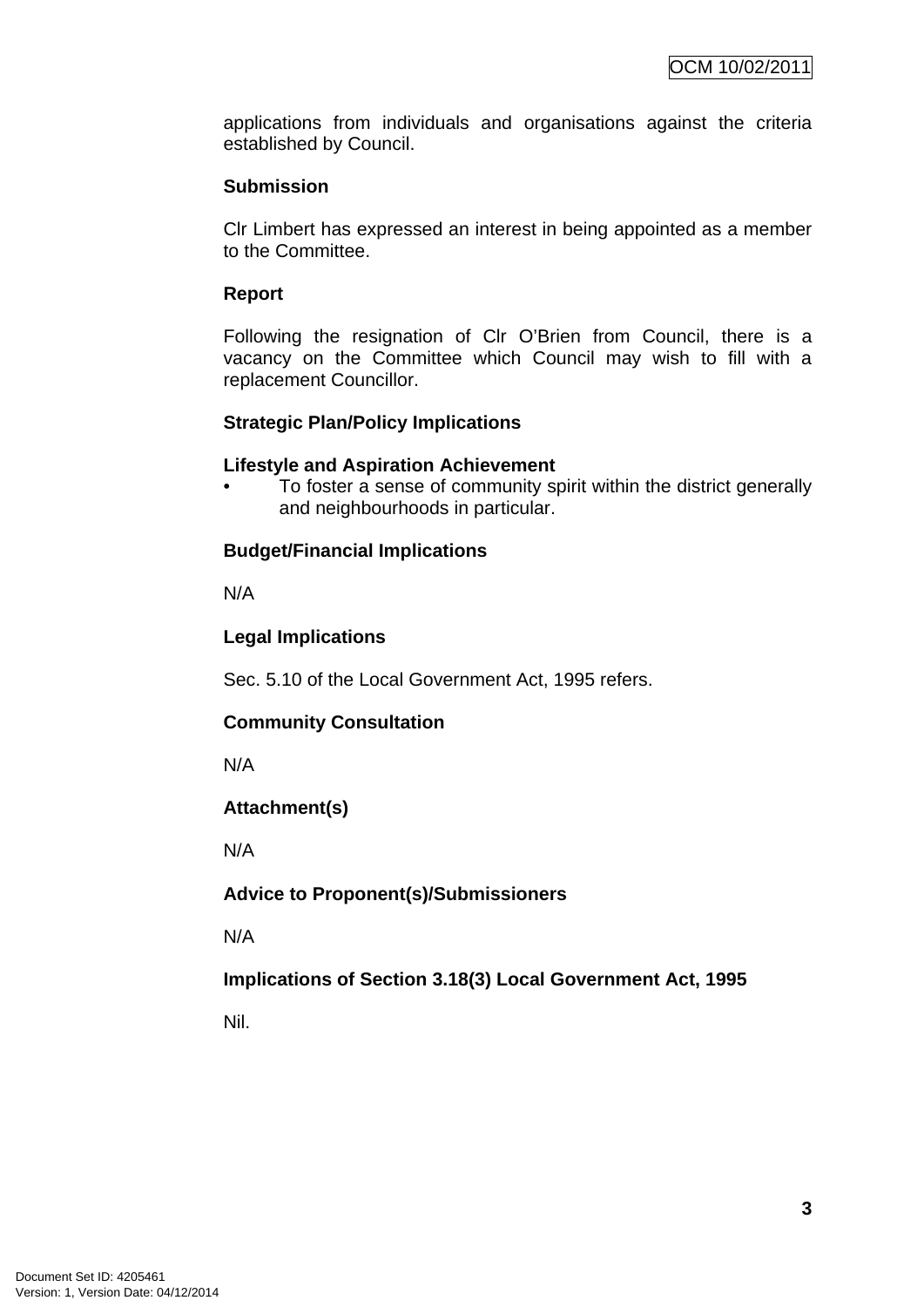applications from individuals and organisations against the criteria established by Council.

**Submission**

Clr Limbert has expressed an interest in being appointed as a member to the Committee.

**Report**

Following the resignation of Clr O'Brien from Council, there is a vacancy on the Committee which Council may wish to fill with a replacement Councillor.

**Strategic Plan/Policy Implications**

**Lifestyle and Aspiration Achievement**

- To foster a sense of community spirit within the district generally and neighbourhoods in particular.

**Budget/Financial Implications**

N/A

**Legal Implications**

Sec. 5.10 of the Local Government Act, 1995 refers.

**Community Consultation**

N/A

**Attachment(s)**

N/A

**Advice to Proponent(s)/Submissioners**

N/A

**Implications of Section 3.18(3) Local Government Act, 1995**

Nil.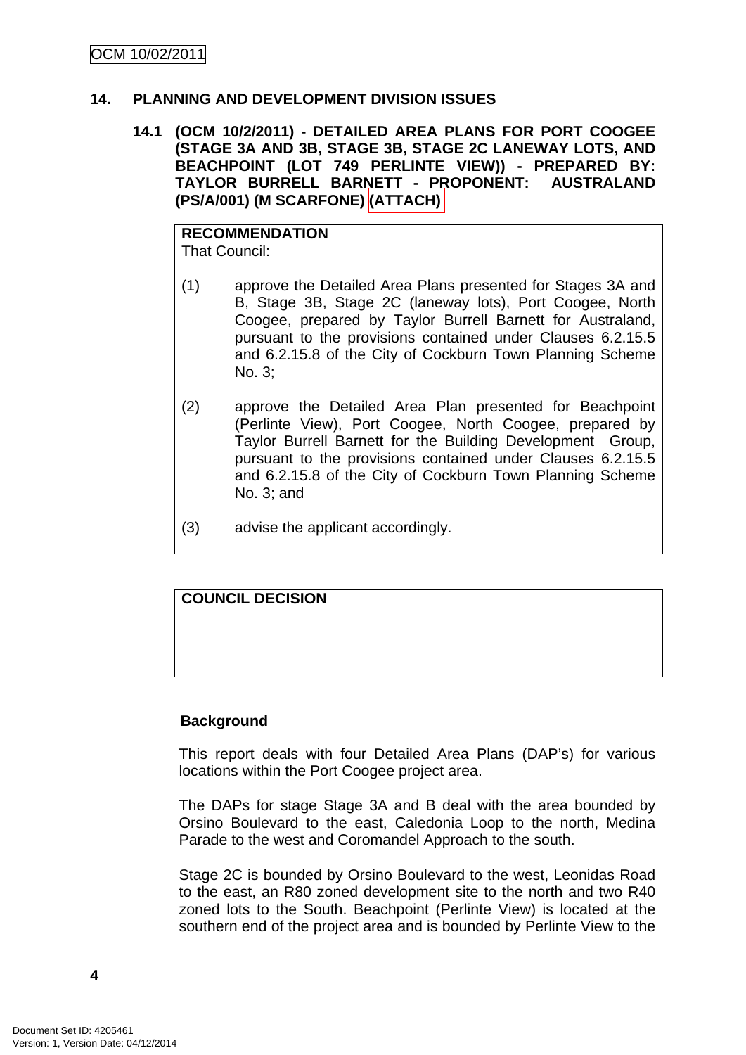## 14. PLANNING AND DEVELOPMENT DIVISION ISSUES

### 14.1 (OCM 10/2/2011) - DETAILED AREA PLANS FOR PORT COOGEE (STAGE 3A AND 3B, STAGE 3B, STAGE 2C LANEWAY LOTS, AND BEACHPOINT (LOT 749 PERLINTE VIEW)) - PREPARED BY: TAYLOR BURRELL BARNETT - PROPONENT: AUSTRALAND (PS/A/001) (M SCARFONE) (ATTACH)

**RECOMMENDATION**

That Council:

(1) approve the Detailed Area Plans presented for Stages 3A and B, Stage 3B, Stage 2C (laneway lots), Port Coogee, North Coogee, prepared by Taylor Burrell Barnett for Australand, pursuant to the provisions contained under Clauses 6.2.15.5 and 6.2.15.8 of the City of Cockburn Town Planning Scheme No. 3;

(2) approve the Detailed Area Plan presented for Beachpoint (Perlinte View), Port Coogee, North Coogee, prepared by Taylor Burrell Barnett for the Building Development Group, pursuant to the provisions contained under Clauses 6.2.15.5 and 6.2.15.8 of the City of Cockburn Town Planning Scheme No. 3; and

(3) advise the applicant accordingly.

**COUNCIL DECISION**

**Background**

This report deals with four Detailed Area Plans (DAP's) for various locations within the Port Coogee project area.

The DAPs for stage Stage 3A and B deal with the area bounded by Orsino Boulevard to the east, Caledonia Loop to the north, Medina Parade to the west and Coromandel Approach to the south.

Stage 2C is bounded by Orsino Boulevard to the west, Leonidas Road to the east, an R80 zoned development site to the north and two R40 zoned lots to the South. Beachpoint (Perlinte View) is located at the southern end of the project area and is bounded by Perlinte View to the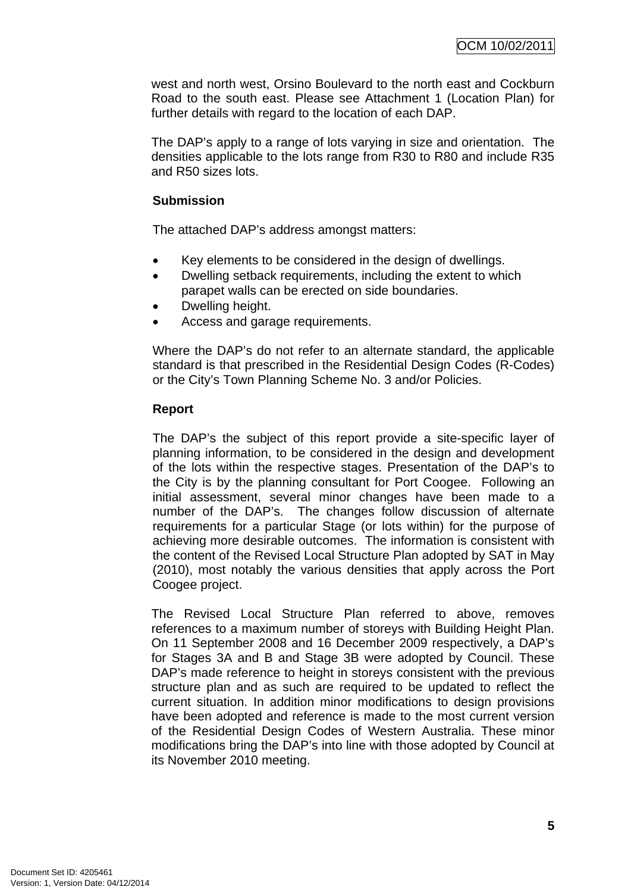west and north west, Orsino Boulevard to the north east and Cockburn Road to the south east. Please see Attachment 1 (Location Plan) for further details with regard to the location of each DAP.

The DAP's apply to a range of lots varying in size and orientation. The densities applicable to the lots range from R30 to R80 and include R35 and R50 sizes lots.

**Submission**

The attached DAP's address amongst matters:

- Key elements to be considered in the design of dwellings.
- Dwelling setback requirements, including the extent to which parapet walls can be erected on side boundaries.
- Dwelling height.
- Access and garage requirements.

Where the DAP's do not refer to an alternate standard, the applicable standard is that prescribed in the Residential Design Codes (R-Codes) or the City's Town Planning Scheme No. 3 and/or Policies.

**Report**

The DAP's the subject of this report provide a site-specific layer of planning information, to be considered in the design and development of the lots within the respective stages. Presentation of the DAP's to the City is by the planning consultant for Port Coogee. Following an initial assessment, several minor changes have been made to a number of the DAP's. The changes follow discussion of alternate requirements for a particular Stage (or lots within) for the purpose of achieving more desirable outcomes. The information is consistent with the content of the Revised Local Structure Plan adopted by SAT in May (2010), most notably the various densities that apply across the Port Coogee project.

The Revised Local Structure Plan referred to above, removes references to a maximum number of storeys with Building Height Plan. On 11 September 2008 and 16 December 2009 respectively, a DAP's for Stages 3A and B and Stage 3B were adopted by Council. These DAP's made reference to height in storeys consistent with the previous structure plan and as such are required to be updated to reflect the current situation. In addition minor modifications to design provisions have been adopted and reference is made to the most current version of the Residential Design Codes of Western Australia. These minor modifications bring the DAP's into line with those adopted by Council at its November 2010 meeting.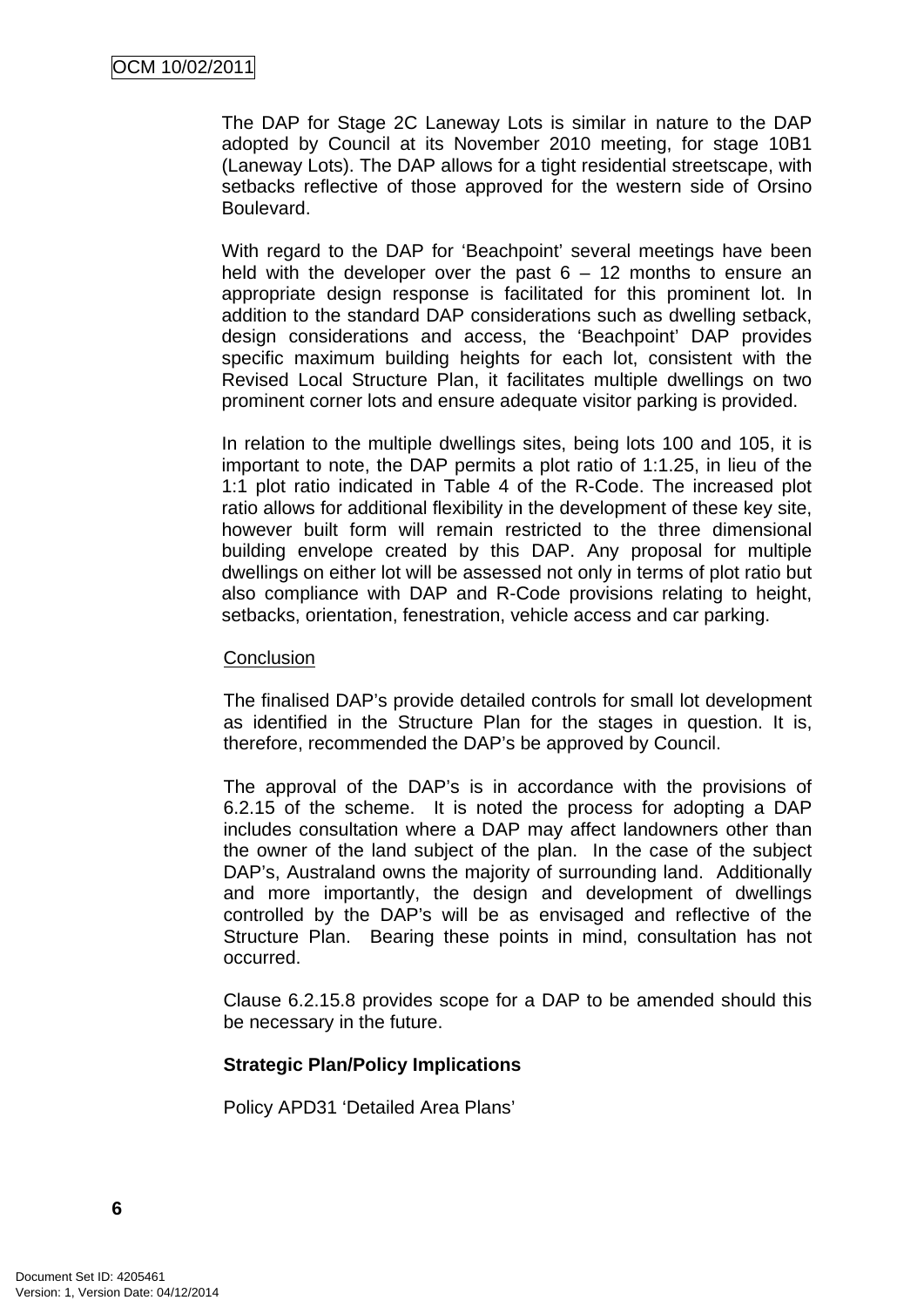The DAP for Stage 2C Laneway Lots is similar in nature to the DAP adopted by Council at its November 2010 meeting, for stage 10B1 (Laneway Lots). The DAP allows for a tight residential streetscape, with setbacks reflective of those approved for the western side of Orsino Boulevard.

With regard to the DAP for 'Beachpoint' several meetings have been held with the developer over the past 6 – 12 months to ensure an appropriate design response is facilitated for this prominent lot. In addition to the standard DAP considerations such as dwelling setback, design considerations and access, the 'Beachpoint' DAP provides specific maximum building heights for each lot, consistent with the Revised Local Structure Plan, it facilitates multiple dwellings on two prominent corner lots and ensure adequate visitor parking is provided.

In relation to the multiple dwellings sites, being lots 100 and 105, it is important to note, the DAP permits a plot ratio of 1:1.25, in lieu of the 1:1 plot ratio indicated in Table 4 of the R-Code. The increased plot ratio allows for additional flexibility in the development of these key site, however built form will remain restricted to the three dimensional building envelope created by this DAP. Any proposal for multiple dwellings on either lot will be assessed not only in terms of plot ratio but also compliance with DAP and R-Code provisions relating to height, setbacks, orientation, fenestration, vehicle access and car parking.

Conclusion

The finalised DAP's provide detailed controls for small lot development as identified in the Structure Plan for the stages in question. It is, therefore, recommended the DAP's be approved by Council.

The approval of the DAP's is in accordance with the provisions of 6.2.15 of the scheme. It is noted the process for adopting a DAP includes consultation where a DAP may affect landowners other than the owner of the land subject of the plan. In the case of the subject DAP's, Australand owns the majority of surrounding land. Additionally and more importantly, the design and development of dwellings controlled by the DAP's will be as envisaged and reflective of the Structure Plan. Bearing these points in mind, consultation has not occurred.

Clause 6.2.15.8 provides scope for a DAP to be amended should this be necessary in the future.

**Strategic Plan/Policy Implications**

Policy APD31 'Detailed Area Plans'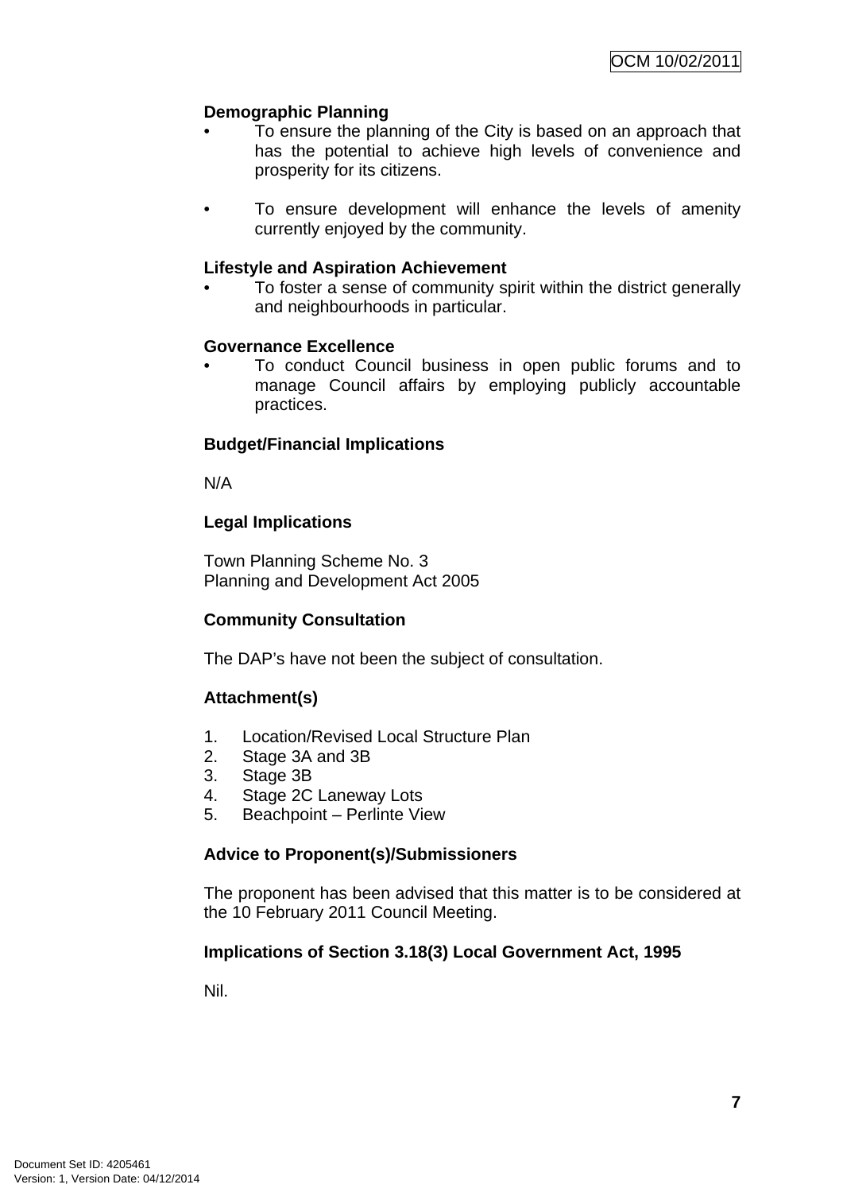**Demographic Planning**

- To ensure the planning of the City is based on an approach that has the potential to achieve high levels of convenience and prosperity for its citizens.

- To ensure development will enhance the levels of amenity currently enjoyed by the community.

**Lifestyle and Aspiration Achievement**

- To foster a sense of community spirit within the district generally and neighbourhoods in particular.

**Governance Excellence**

- To conduct Council business in open public forums and to manage Council affairs by employing publicly accountable practices.

**Budget/Financial Implications**

N/A

**Legal Implications**

Town Planning Scheme No. 3
Planning and Development Act 2005

**Community Consultation**

The DAP's have not been the subject of consultation.

**Attachment(s)**

1. Location/Revised Local Structure Plan
2. Stage 3A and 3B
3. Stage 3B
4. Stage 2C Laneway Lots
5. Beachpoint – Perlinte View

**Advice to Proponent(s)/Submissioners**

The proponent has been advised that this matter is to be considered at the 10 February 2011 Council Meeting.

**Implications of Section 3.18(3) Local Government Act, 1995**

Nil.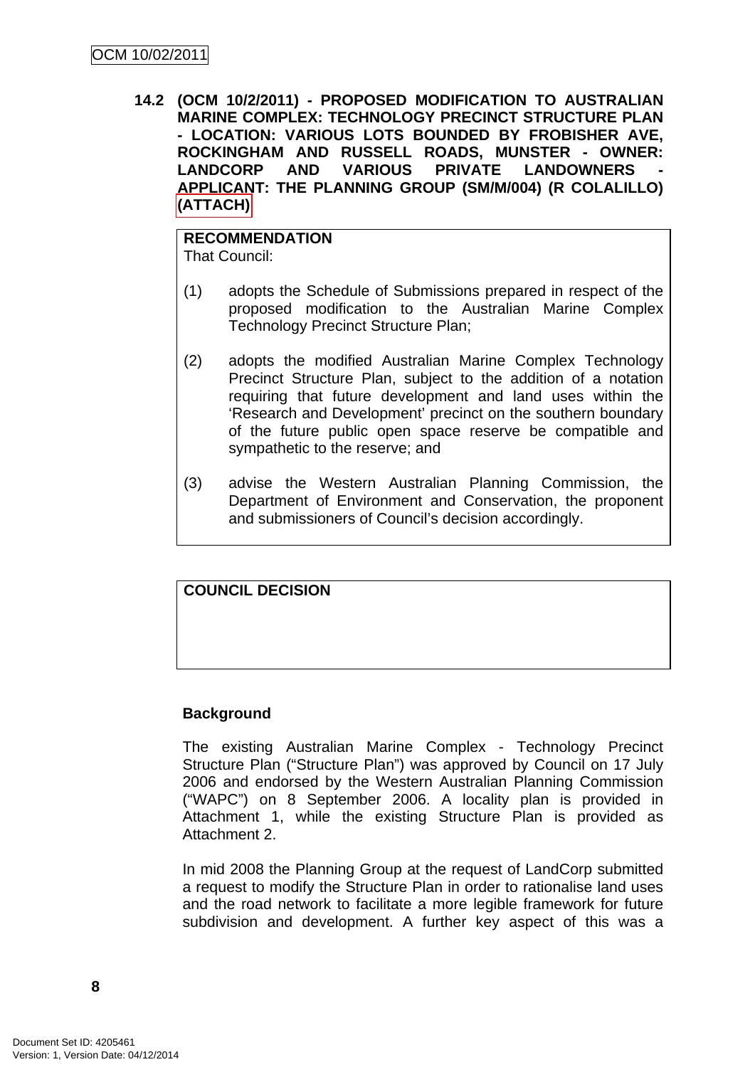**14.2 (OCM 10/2/2011) - PROPOSED MODIFICATION TO AUSTRALIAN MARINE COMPLEX: TECHNOLOGY PRECINCT STRUCTURE PLAN - LOCATION: VARIOUS LOTS BOUNDED BY FROBISHER AVE, ROCKINGHAM AND RUSSELL ROADS, MUNSTER - OWNER: LANDCORP AND VARIOUS PRIVATE LANDOWNERS - APPLICANT: THE PLANNING GROUP (SM/M/004) (R COLALILLO) (ATTACH)**

**RECOMMENDATION**

That Council:

(1) adopts the Schedule of Submissions prepared in respect of the proposed modification to the Australian Marine Complex Technology Precinct Structure Plan;

(2) adopts the modified Australian Marine Complex Technology Precinct Structure Plan, subject to the addition of a notation requiring that future development and land uses within the 'Research and Development' precinct on the southern boundary of the future public open space reserve be compatible and sympathetic to the reserve; and

(3) advise the Western Australian Planning Commission, the Department of Environment and Conservation, the proponent and submissioners of Council's decision accordingly.

**COUNCIL DECISION**

**Background**

The existing Australian Marine Complex - Technology Precinct Structure Plan ("Structure Plan") was approved by Council on 17 July 2006 and endorsed by the Western Australian Planning Commission ("WAPC") on 8 September 2006. A locality plan is provided in Attachment 1, while the existing Structure Plan is provided as Attachment 2.

In mid 2008 the Planning Group at the request of LandCorp submitted a request to modify the Structure Plan in order to rationalise land uses and the road network to facilitate a more legible framework for future subdivision and development. A further key aspect of this was a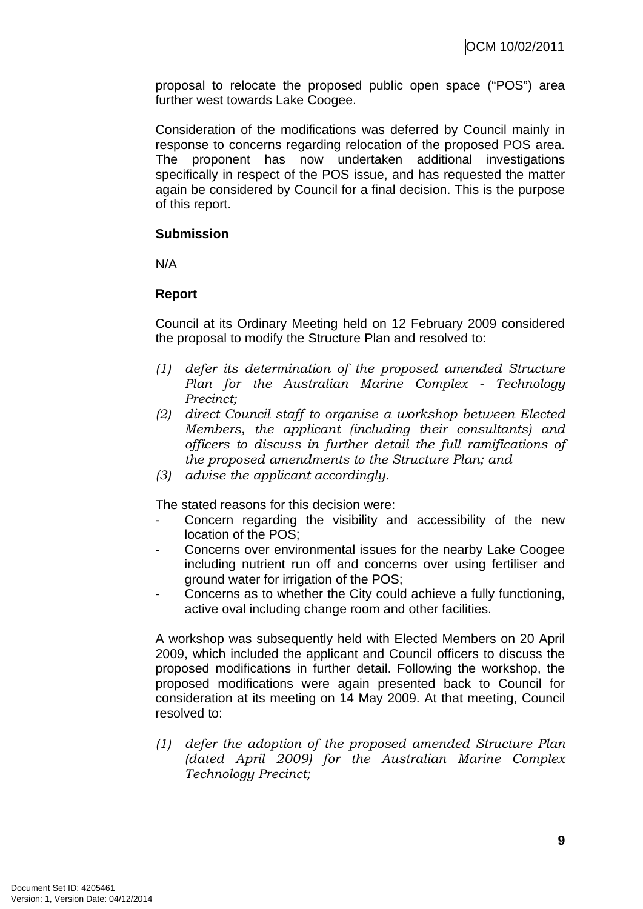proposal to relocate the proposed public open space ("POS") area further west towards Lake Coogee.

Consideration of the modifications was deferred by Council mainly in response to concerns regarding relocation of the proposed POS area. The proponent has now undertaken additional investigations specifically in respect of the POS issue, and has requested the matter again be considered by Council for a final decision. This is the purpose of this report.

**Submission**

N/A

**Report**

Council at its Ordinary Meeting held on 12 February 2009 considered the proposal to modify the Structure Plan and resolved to:

*(1) defer its determination of the proposed amended Structure Plan for the Australian Marine Complex - Technology Precinct;*
*(2) direct Council staff to organise a workshop between Elected Members, the applicant (including their consultants) and officers to discuss in further detail the full ramifications of the proposed amendments to the Structure Plan; and*
*(3) advise the applicant accordingly.*

The stated reasons for this decision were:

- Concern regarding the visibility and accessibility of the new location of the POS;
- Concerns over environmental issues for the nearby Lake Coogee including nutrient run off and concerns over using fertiliser and ground water for irrigation of the POS;
- Concerns as to whether the City could achieve a fully functioning, active oval including change room and other facilities.

A workshop was subsequently held with Elected Members on 20 April 2009, which included the applicant and Council officers to discuss the proposed modifications in further detail. Following the workshop, the proposed modifications were again presented back to Council for consideration at its meeting on 14 May 2009. At that meeting, Council resolved to:

*(1) defer the adoption of the proposed amended Structure Plan (dated April 2009) for the Australian Marine Complex Technology Precinct;*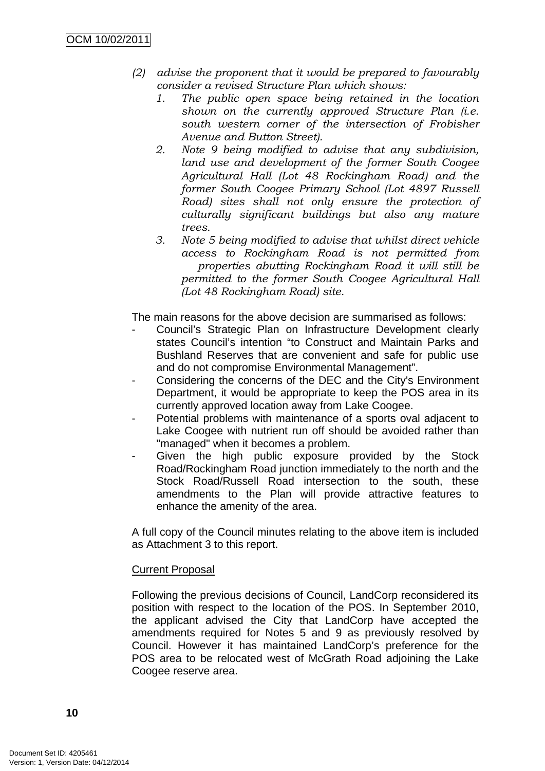*(2) advise the proponent that it would be prepared to favourably consider a revised Structure Plan which shows:*

1. *The public open space being retained in the location shown on the currently approved Structure Plan (i.e. south western corner of the intersection of Frobisher Avenue and Button Street).*
2. *Note 9 being modified to advise that any subdivision, land use and development of the former South Coogee Agricultural Hall (Lot 48 Rockingham Road) and the former South Coogee Primary School (Lot 4897 Russell Road) sites shall not only ensure the protection of culturally significant buildings but also any mature trees.*
3. *Note 5 being modified to advise that whilst direct vehicle access to Rockingham Road is not permitted from properties abutting Rockingham Road it will still be permitted to the former South Coogee Agricultural Hall (Lot 48 Rockingham Road) site.*

The main reasons for the above decision are summarised as follows:

- Council's Strategic Plan on Infrastructure Development clearly states Council's intention "to Construct and Maintain Parks and Bushland Reserves that are convenient and safe for public use and do not compromise Environmental Management".
- Considering the concerns of the DEC and the City's Environment Department, it would be appropriate to keep the POS area in its currently approved location away from Lake Coogee.
- Potential problems with maintenance of a sports oval adjacent to Lake Coogee with nutrient run off should be avoided rather than "managed" when it becomes a problem.
- Given the high public exposure provided by the Stock Road/Rockingham Road junction immediately to the north and the Stock Road/Russell Road intersection to the south, these amendments to the Plan will provide attractive features to enhance the amenity of the area.

A full copy of the Council minutes relating to the above item is included as Attachment 3 to this report.

Current Proposal

Following the previous decisions of Council, LandCorp reconsidered its position with respect to the location of the POS. In September 2010, the applicant advised the City that LandCorp have accepted the amendments required for Notes 5 and 9 as previously resolved by Council. However it has maintained LandCorp's preference for the POS area to be relocated west of McGrath Road adjoining the Lake Coogee reserve area.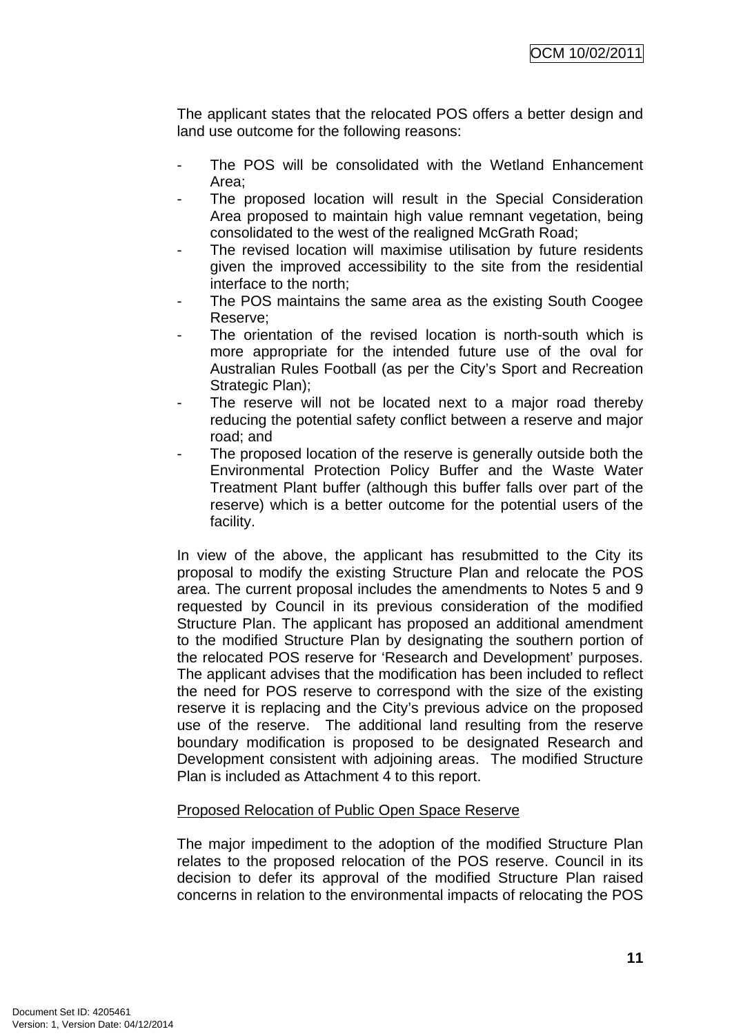The applicant states that the relocated POS offers a better design and land use outcome for the following reasons:

- The POS will be consolidated with the Wetland Enhancement Area;
- The proposed location will result in the Special Consideration Area proposed to maintain high value remnant vegetation, being consolidated to the west of the realigned McGrath Road;
- The revised location will maximise utilisation by future residents given the improved accessibility to the site from the residential interface to the north;
- The POS maintains the same area as the existing South Coogee Reserve;
- The orientation of the revised location is north-south which is more appropriate for the intended future use of the oval for Australian Rules Football (as per the City's Sport and Recreation Strategic Plan);
- The reserve will not be located next to a major road thereby reducing the potential safety conflict between a reserve and major road; and
- The proposed location of the reserve is generally outside both the Environmental Protection Policy Buffer and the Waste Water Treatment Plant buffer (although this buffer falls over part of the reserve) which is a better outcome for the potential users of the facility.

In view of the above, the applicant has resubmitted to the City its proposal to modify the existing Structure Plan and relocate the POS area. The current proposal includes the amendments to Notes 5 and 9 requested by Council in its previous consideration of the modified Structure Plan. The applicant has proposed an additional amendment to the modified Structure Plan by designating the southern portion of the relocated POS reserve for 'Research and Development' purposes. The applicant advises that the modification has been included to reflect the need for POS reserve to correspond with the size of the existing reserve it is replacing and the City's previous advice on the proposed use of the reserve. The additional land resulting from the reserve boundary modification is proposed to be designated Research and Development consistent with adjoining areas. The modified Structure Plan is included as Attachment 4 to this report.

<u>Proposed Relocation of Public Open Space Reserve</u>

The major impediment to the adoption of the modified Structure Plan relates to the proposed relocation of the POS reserve. Council in its decision to defer its approval of the modified Structure Plan raised concerns in relation to the environmental impacts of relocating the POS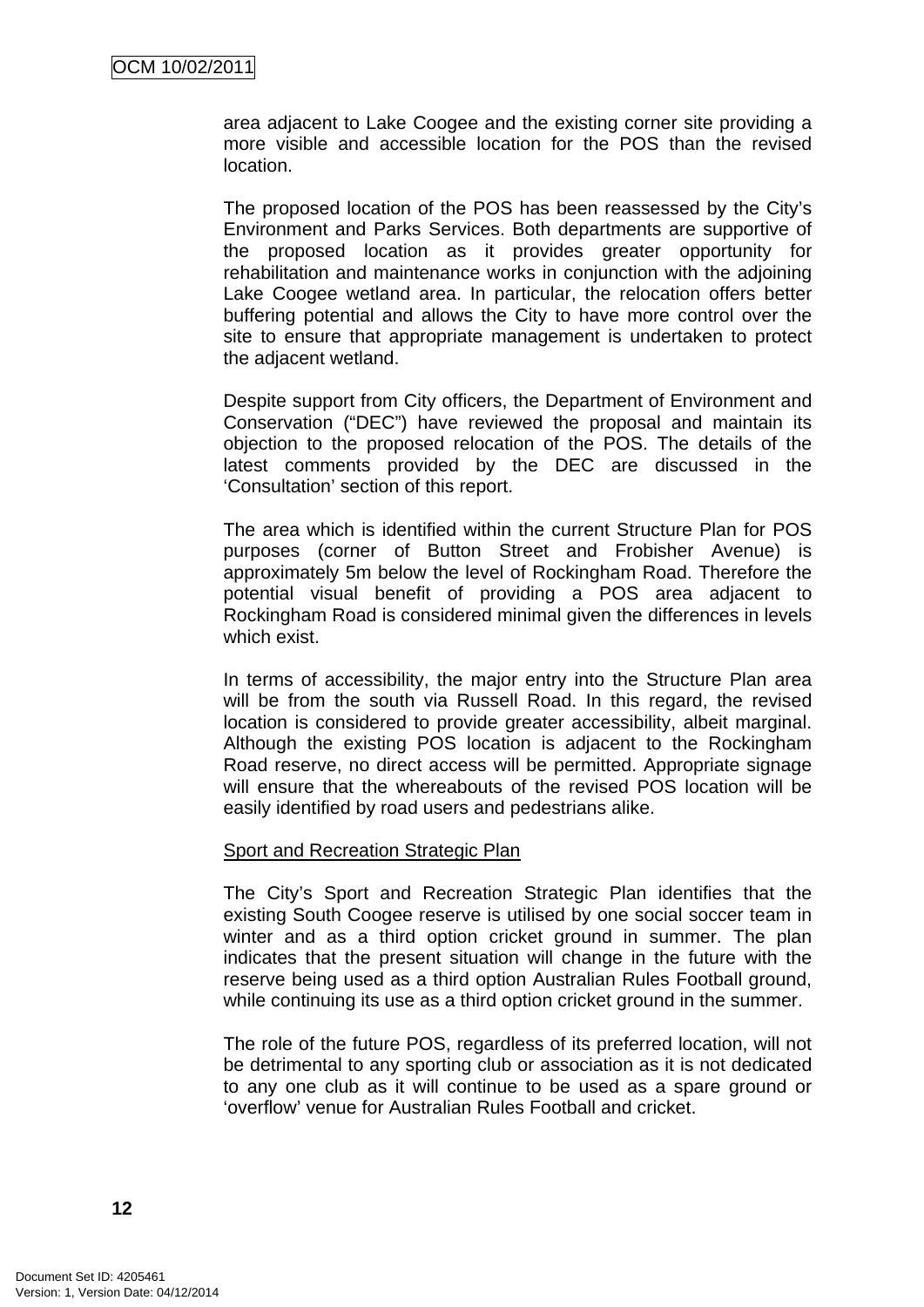area adjacent to Lake Coogee and the existing corner site providing a more visible and accessible location for the POS than the revised location.

The proposed location of the POS has been reassessed by the City's Environment and Parks Services. Both departments are supportive of the proposed location as it provides greater opportunity for rehabilitation and maintenance works in conjunction with the adjoining Lake Coogee wetland area. In particular, the relocation offers better buffering potential and allows the City to have more control over the site to ensure that appropriate management is undertaken to protect the adjacent wetland.

Despite support from City officers, the Department of Environment and Conservation ("DEC") have reviewed the proposal and maintain its objection to the proposed relocation of the POS. The details of the latest comments provided by the DEC are discussed in the 'Consultation' section of this report.

The area which is identified within the current Structure Plan for POS purposes (corner of Button Street and Frobisher Avenue) is approximately 5m below the level of Rockingham Road. Therefore the potential visual benefit of providing a POS area adjacent to Rockingham Road is considered minimal given the differences in levels which exist.

In terms of accessibility, the major entry into the Structure Plan area will be from the south via Russell Road. In this regard, the revised location is considered to provide greater accessibility, albeit marginal. Although the existing POS location is adjacent to the Rockingham Road reserve, no direct access will be permitted. Appropriate signage will ensure that the whereabouts of the revised POS location will be easily identified by road users and pedestrians alike.

Sport and Recreation Strategic Plan

The City's Sport and Recreation Strategic Plan identifies that the existing South Coogee reserve is utilised by one social soccer team in winter and as a third option cricket ground in summer. The plan indicates that the present situation will change in the future with the reserve being used as a third option Australian Rules Football ground, while continuing its use as a third option cricket ground in the summer.

The role of the future POS, regardless of its preferred location, will not be detrimental to any sporting club or association as it is not dedicated to any one club as it will continue to be used as a spare ground or 'overflow' venue for Australian Rules Football and cricket.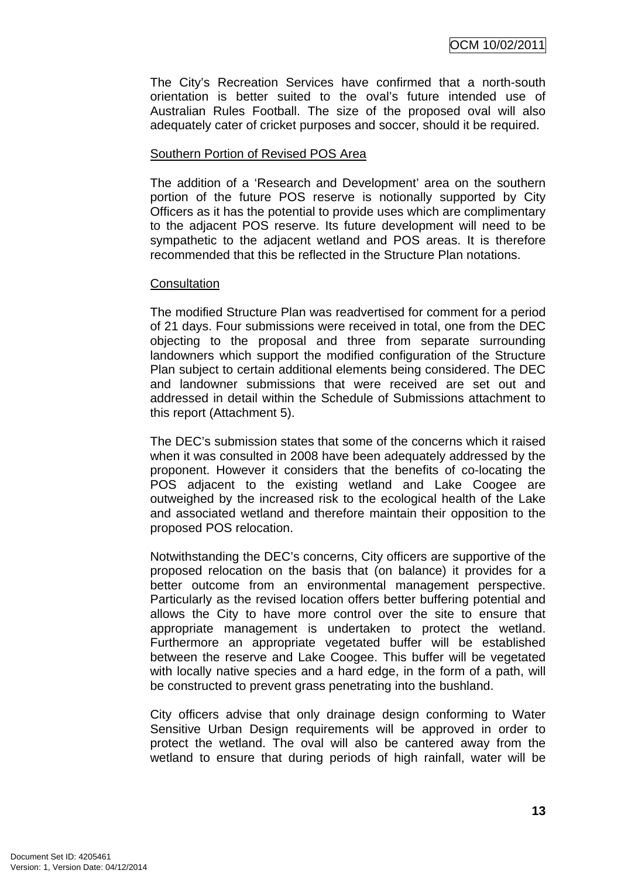The City's Recreation Services have confirmed that a north-south orientation is better suited to the oval's future intended use of Australian Rules Football. The size of the proposed oval will also adequately cater of cricket purposes and soccer, should it be required.

Southern Portion of Revised POS Area

The addition of a 'Research and Development' area on the southern portion of the future POS reserve is notionally supported by City Officers as it has the potential to provide uses which are complimentary to the adjacent POS reserve. Its future development will need to be sympathetic to the adjacent wetland and POS areas. It is therefore recommended that this be reflected in the Structure Plan notations.

Consultation

The modified Structure Plan was readvertised for comment for a period of 21 days. Four submissions were received in total, one from the DEC objecting to the proposal and three from separate surrounding landowners which support the modified configuration of the Structure Plan subject to certain additional elements being considered. The DEC and landowner submissions that were received are set out and addressed in detail within the Schedule of Submissions attachment to this report (Attachment 5).

The DEC's submission states that some of the concerns which it raised when it was consulted in 2008 have been adequately addressed by the proponent. However it considers that the benefits of co-locating the POS adjacent to the existing wetland and Lake Coogee are outweighed by the increased risk to the ecological health of the Lake and associated wetland and therefore maintain their opposition to the proposed POS relocation.

Notwithstanding the DEC's concerns, City officers are supportive of the proposed relocation on the basis that (on balance) it provides for a better outcome from an environmental management perspective. Particularly as the revised location offers better buffering potential and allows the City to have more control over the site to ensure that appropriate management is undertaken to protect the wetland. Furthermore an appropriate vegetated buffer will be established between the reserve and Lake Coogee. This buffer will be vegetated with locally native species and a hard edge, in the form of a path, will be constructed to prevent grass penetrating into the bushland.

City officers advise that only drainage design conforming to Water Sensitive Urban Design requirements will be approved in order to protect the wetland. The oval will also be cantered away from the wetland to ensure that during periods of high rainfall, water will be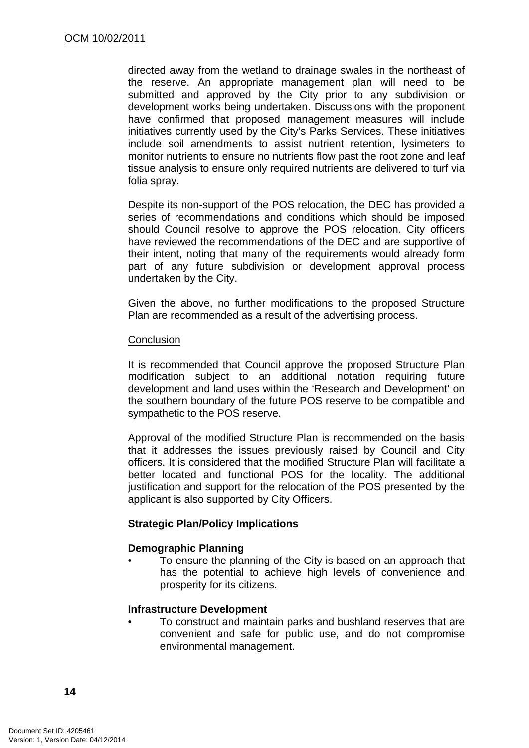directed away from the wetland to drainage swales in the northeast of the reserve. An appropriate management plan will need to be submitted and approved by the City prior to any subdivision or development works being undertaken. Discussions with the proponent have confirmed that proposed management measures will include initiatives currently used by the City's Parks Services. These initiatives include soil amendments to assist nutrient retention, lysimeters to monitor nutrients to ensure no nutrients flow past the root zone and leaf tissue analysis to ensure only required nutrients are delivered to turf via folia spray.

Despite its non-support of the POS relocation, the DEC has provided a series of recommendations and conditions which should be imposed should Council resolve to approve the POS relocation. City officers have reviewed the recommendations of the DEC and are supportive of their intent, noting that many of the requirements would already form part of any future subdivision or development approval process undertaken by the City.

Given the above, no further modifications to the proposed Structure Plan are recommended as a result of the advertising process.

Conclusion

It is recommended that Council approve the proposed Structure Plan modification subject to an additional notation requiring future development and land uses within the 'Research and Development' on the southern boundary of the future POS reserve to be compatible and sympathetic to the POS reserve.

Approval of the modified Structure Plan is recommended on the basis that it addresses the issues previously raised by Council and City officers. It is considered that the modified Structure Plan will facilitate a better located and functional POS for the locality. The additional justification and support for the relocation of the POS presented by the applicant is also supported by City Officers.

**Strategic Plan/Policy Implications**

**Demographic Planning**

- To ensure the planning of the City is based on an approach that has the potential to achieve high levels of convenience and prosperity for its citizens.

**Infrastructure Development**

- To construct and maintain parks and bushland reserves that are convenient and safe for public use, and do not compromise environmental management.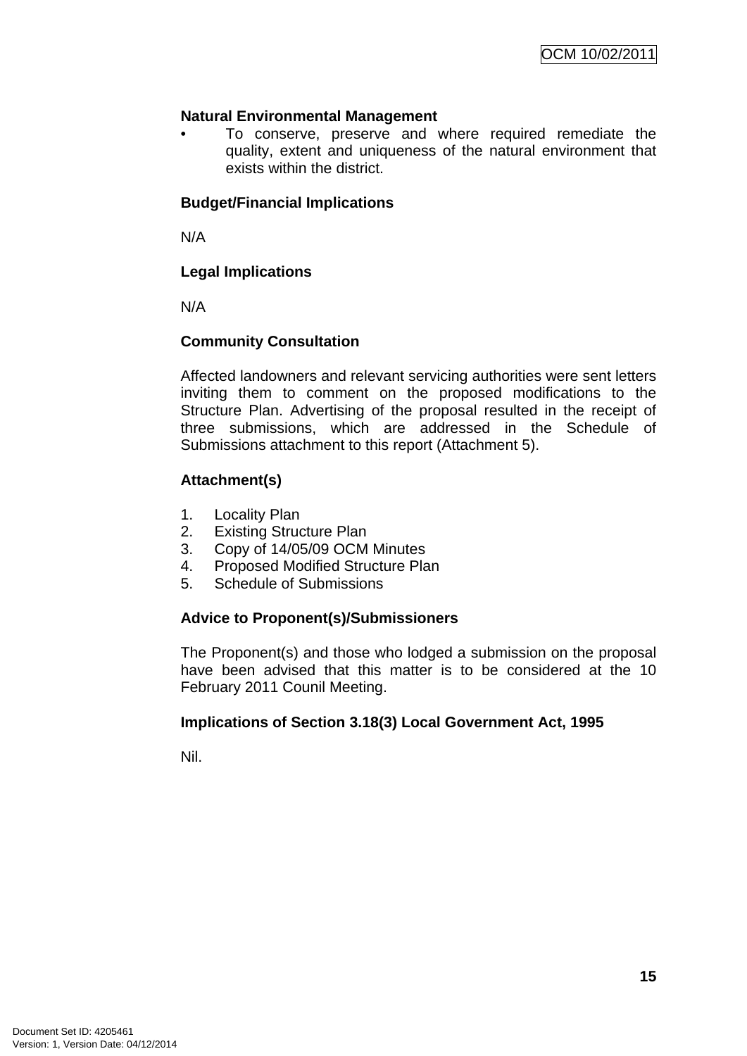**Natural Environmental Management**

- To conserve, preserve and where required remediate the quality, extent and uniqueness of the natural environment that exists within the district.

**Budget/Financial Implications**

N/A

**Legal Implications**

N/A

**Community Consultation**

Affected landowners and relevant servicing authorities were sent letters inviting them to comment on the proposed modifications to the Structure Plan. Advertising of the proposal resulted in the receipt of three submissions, which are addressed in the Schedule of Submissions attachment to this report (Attachment 5).

**Attachment(s)**

1. Locality Plan
2. Existing Structure Plan
3. Copy of 14/05/09 OCM Minutes
4. Proposed Modified Structure Plan
5. Schedule of Submissions

**Advice to Proponent(s)/Submissioners**

The Proponent(s) and those who lodged a submission on the proposal have been advised that this matter is to be considered at the 10 February 2011 Counil Meeting.

**Implications of Section 3.18(3) Local Government Act, 1995**

Nil.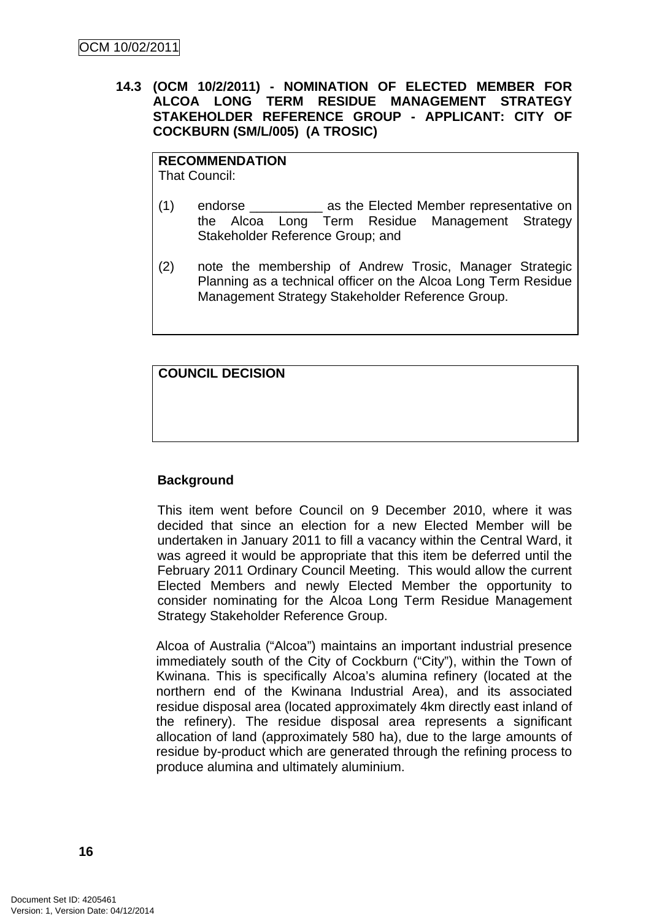### 14.3 (OCM 10/2/2011) - NOMINATION OF ELECTED MEMBER FOR ALCOA LONG TERM RESIDUE MANAGEMENT STRATEGY STAKEHOLDER REFERENCE GROUP - APPLICANT: CITY OF COCKBURN (SM/L/005) (A TROSIC)

**RECOMMENDATION**
That Council:

(1) endorse __________ as the Elected Member representative on the Alcoa Long Term Residue Management Strategy Stakeholder Reference Group; and

(2) note the membership of Andrew Trosic, Manager Strategic Planning as a technical officer on the Alcoa Long Term Residue Management Strategy Stakeholder Reference Group.

**COUNCIL DECISION**

**Background**

This item went before Council on 9 December 2010, where it was decided that since an election for a new Elected Member will be undertaken in January 2011 to fill a vacancy within the Central Ward, it was agreed it would be appropriate that this item be deferred until the February 2011 Ordinary Council Meeting. This would allow the current Elected Members and newly Elected Member the opportunity to consider nominating for the Alcoa Long Term Residue Management Strategy Stakeholder Reference Group.

Alcoa of Australia ("Alcoa") maintains an important industrial presence immediately south of the City of Cockburn ("City"), within the Town of Kwinana. This is specifically Alcoa's alumina refinery (located at the northern end of the Kwinana Industrial Area), and its associated residue disposal area (located approximately 4km directly east inland of the refinery). The residue disposal area represents a significant allocation of land (approximately 580 ha), due to the large amounts of residue by-product which are generated through the refining process to produce alumina and ultimately aluminium.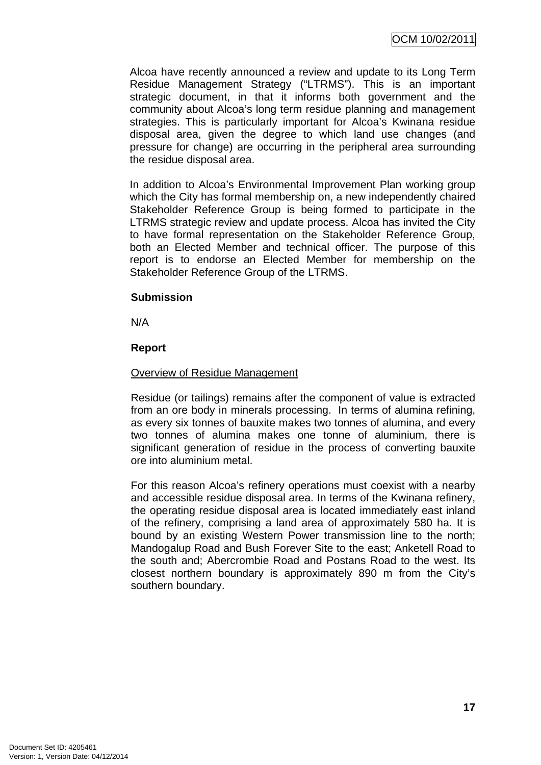Alcoa have recently announced a review and update to its Long Term Residue Management Strategy ("LTRMS"). This is an important strategic document, in that it informs both government and the community about Alcoa's long term residue planning and management strategies. This is particularly important for Alcoa's Kwinana residue disposal area, given the degree to which land use changes (and pressure for change) are occurring in the peripheral area surrounding the residue disposal area.

In addition to Alcoa's Environmental Improvement Plan working group which the City has formal membership on, a new independently chaired Stakeholder Reference Group is being formed to participate in the LTRMS strategic review and update process. Alcoa has invited the City to have formal representation on the Stakeholder Reference Group, both an Elected Member and technical officer. The purpose of this report is to endorse an Elected Member for membership on the Stakeholder Reference Group of the LTRMS.

**Submission**

N/A

**Report**

Overview of Residue Management

Residue (or tailings) remains after the component of value is extracted from an ore body in minerals processing. In terms of alumina refining, as every six tonnes of bauxite makes two tonnes of alumina, and every two tonnes of alumina makes one tonne of aluminium, there is significant generation of residue in the process of converting bauxite ore into aluminium metal.

For this reason Alcoa's refinery operations must coexist with a nearby and accessible residue disposal area. In terms of the Kwinana refinery, the operating residue disposal area is located immediately east inland of the refinery, comprising a land area of approximately 580 ha. It is bound by an existing Western Power transmission line to the north; Mandogalup Road and Bush Forever Site to the east; Anketell Road to the south and; Abercrombie Road and Postans Road to the west. Its closest northern boundary is approximately 890 m from the City's southern boundary.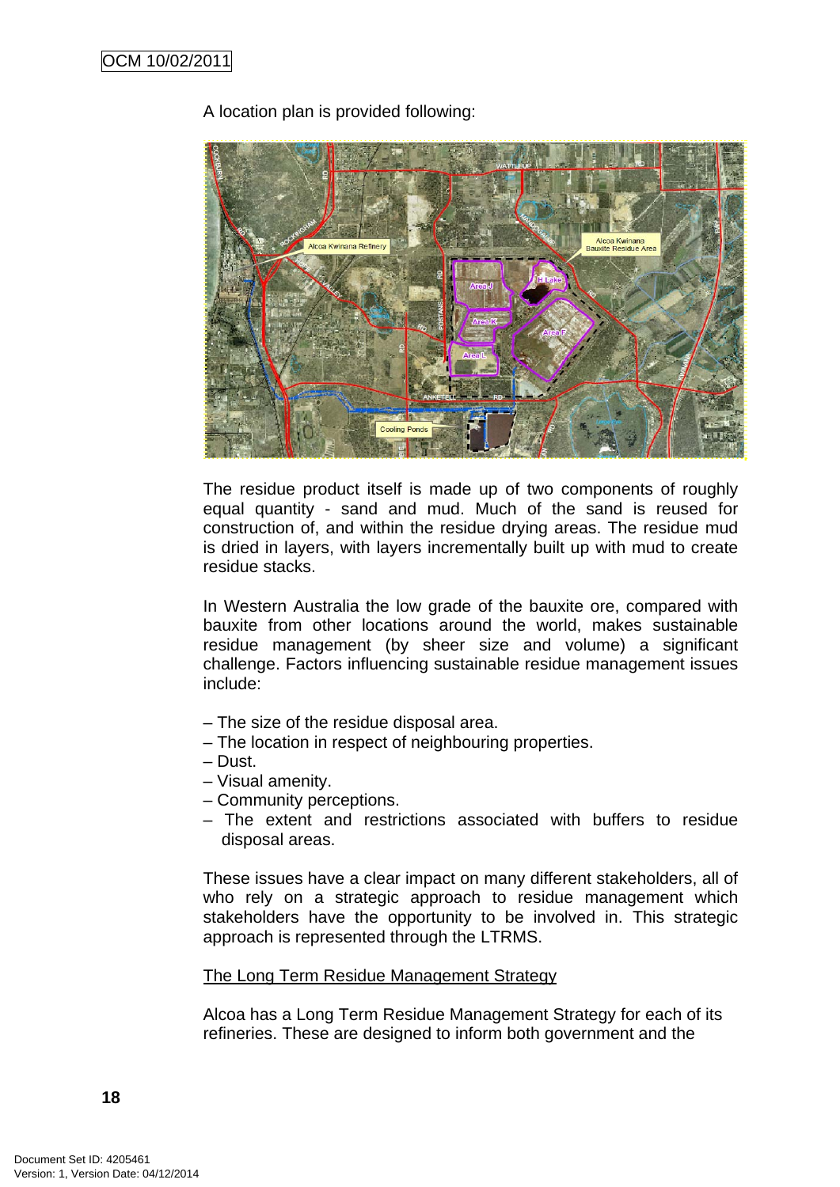A location plan is provided following:

The residue product itself is made up of two components of roughly equal quantity - sand and mud. Much of the sand is reused for construction of, and within the residue drying areas. The residue mud is dried in layers, with layers incrementally built up with mud to create residue stacks.

In Western Australia the low grade of the bauxite ore, compared with bauxite from other locations around the world, makes sustainable residue management (by sheer size and volume) a significant challenge. Factors influencing sustainable residue management issues include:

– The size of the residue disposal area.
– The location in respect of neighbouring properties.
– Dust.
– Visual amenity.
– Community perceptions.
– The extent and restrictions associated with buffers to residue disposal areas.

These issues have a clear impact on many different stakeholders, all of who rely on a strategic approach to residue management which stakeholders have the opportunity to be involved in. This strategic approach is represented through the LTRMS.

The Long Term Residue Management Strategy

Alcoa has a Long Term Residue Management Strategy for each of its refineries. These are designed to inform both government and the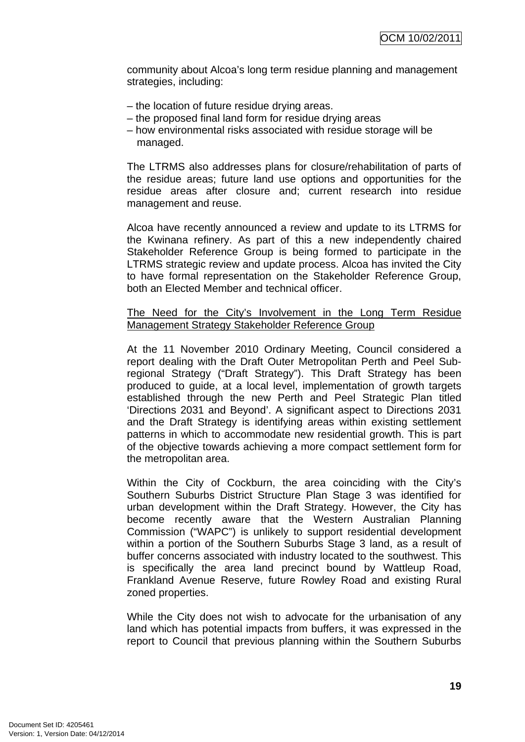community about Alcoa's long term residue planning and management strategies, including:

– the location of future residue drying areas.
– the proposed final land form for residue drying areas
– how environmental risks associated with residue storage will be managed.

The LTRMS also addresses plans for closure/rehabilitation of parts of the residue areas; future land use options and opportunities for the residue areas after closure and; current research into residue management and reuse.

Alcoa have recently announced a review and update to its LTRMS for the Kwinana refinery. As part of this a new independently chaired Stakeholder Reference Group is being formed to participate in the LTRMS strategic review and update process. Alcoa has invited the City to have formal representation on the Stakeholder Reference Group, both an Elected Member and technical officer.

<u>The Need for the City's Involvement in the Long Term Residue Management Strategy Stakeholder Reference Group</u>

At the 11 November 2010 Ordinary Meeting, Council considered a report dealing with the Draft Outer Metropolitan Perth and Peel Sub-regional Strategy ("Draft Strategy"). This Draft Strategy has been produced to guide, at a local level, implementation of growth targets established through the new Perth and Peel Strategic Plan titled 'Directions 2031 and Beyond'. A significant aspect to Directions 2031 and the Draft Strategy is identifying areas within existing settlement patterns in which to accommodate new residential growth. This is part of the objective towards achieving a more compact settlement form for the metropolitan area.

Within the City of Cockburn, the area coinciding with the City's Southern Suburbs District Structure Plan Stage 3 was identified for urban development within the Draft Strategy. However, the City has become recently aware that the Western Australian Planning Commission ("WAPC") is unlikely to support residential development within a portion of the Southern Suburbs Stage 3 land, as a result of buffer concerns associated with industry located to the southwest. This is specifically the area land precinct bound by Wattleup Road, Frankland Avenue Reserve, future Rowley Road and existing Rural zoned properties.

While the City does not wish to advocate for the urbanisation of any land which has potential impacts from buffers, it was expressed in the report to Council that previous planning within the Southern Suburbs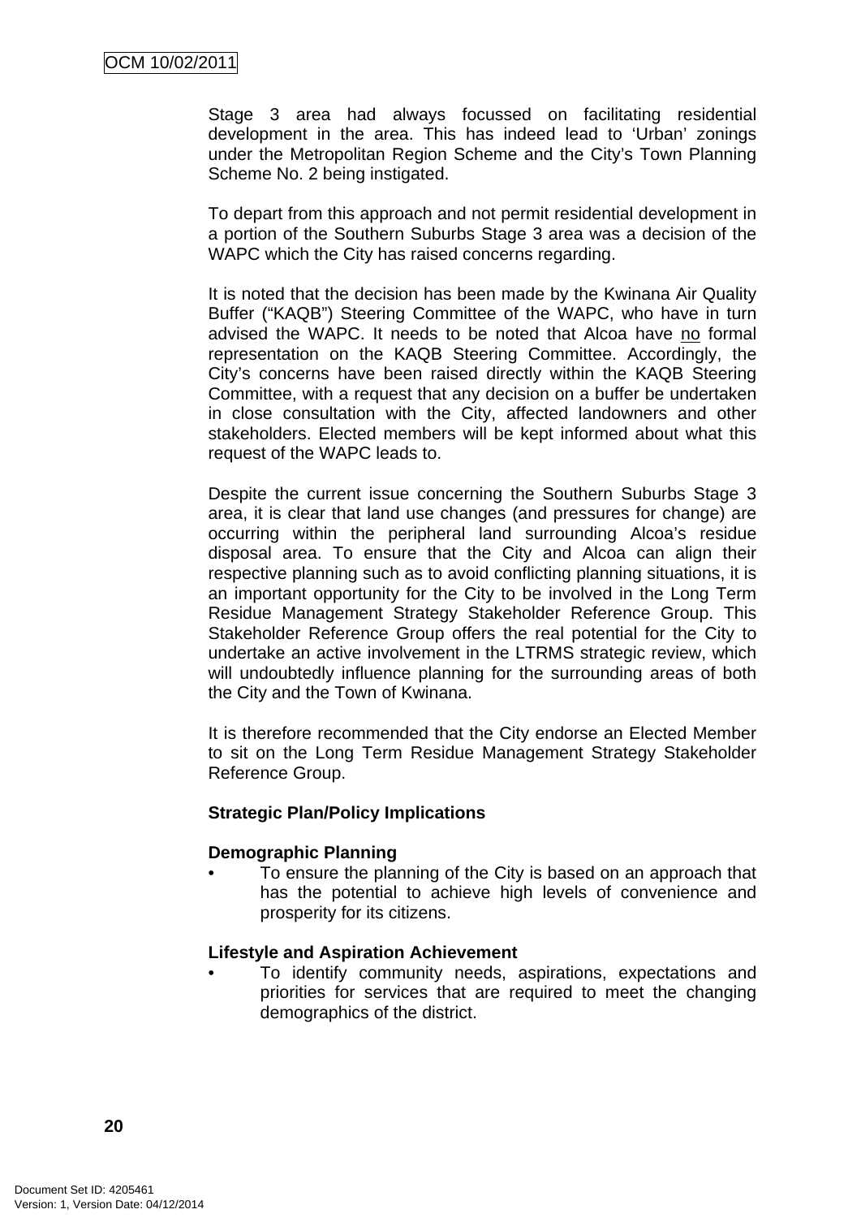Stage 3 area had always focussed on facilitating residential development in the area. This has indeed lead to 'Urban' zonings under the Metropolitan Region Scheme and the City's Town Planning Scheme No. 2 being instigated.

To depart from this approach and not permit residential development in a portion of the Southern Suburbs Stage 3 area was a decision of the WAPC which the City has raised concerns regarding.

It is noted that the decision has been made by the Kwinana Air Quality Buffer ("KAQB") Steering Committee of the WAPC, who have in turn advised the WAPC. It needs to be noted that Alcoa have no formal representation on the KAQB Steering Committee. Accordingly, the City's concerns have been raised directly within the KAQB Steering Committee, with a request that any decision on a buffer be undertaken in close consultation with the City, affected landowners and other stakeholders. Elected members will be kept informed about what this request of the WAPC leads to.

Despite the current issue concerning the Southern Suburbs Stage 3 area, it is clear that land use changes (and pressures for change) are occurring within the peripheral land surrounding Alcoa's residue disposal area. To ensure that the City and Alcoa can align their respective planning such as to avoid conflicting planning situations, it is an important opportunity for the City to be involved in the Long Term Residue Management Strategy Stakeholder Reference Group. This Stakeholder Reference Group offers the real potential for the City to undertake an active involvement in the LTRMS strategic review, which will undoubtedly influence planning for the surrounding areas of both the City and the Town of Kwinana.

It is therefore recommended that the City endorse an Elected Member to sit on the Long Term Residue Management Strategy Stakeholder Reference Group.

**Strategic Plan/Policy Implications**

**Demographic Planning**

- To ensure the planning of the City is based on an approach that has the potential to achieve high levels of convenience and prosperity for its citizens.

**Lifestyle and Aspiration Achievement**

- To identify community needs, aspirations, expectations and priorities for services that are required to meet the changing demographics of the district.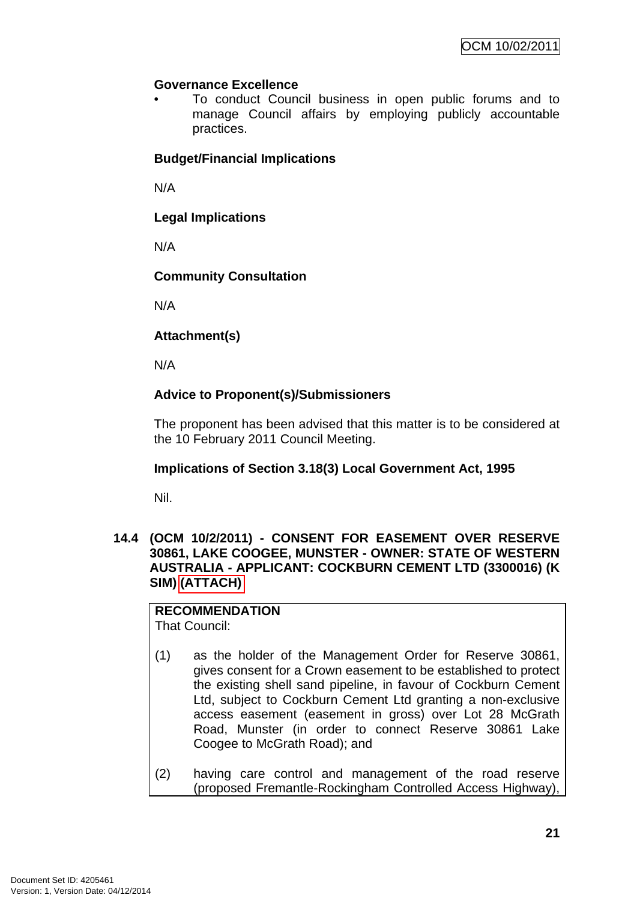**Governance Excellence**

- To conduct Council business in open public forums and to manage Council affairs by employing publicly accountable practices.

**Budget/Financial Implications**

N/A

**Legal Implications**

N/A

**Community Consultation**

N/A

**Attachment(s)**

N/A

**Advice to Proponent(s)/Submissioners**

The proponent has been advised that this matter is to be considered at the 10 February 2011 Council Meeting.

**Implications of Section 3.18(3) Local Government Act, 1995**

Nil.

### 14.4 (OCM 10/2/2011) - CONSENT FOR EASEMENT OVER RESERVE 30861, LAKE COOGEE, MUNSTER - OWNER: STATE OF WESTERN AUSTRALIA - APPLICANT: COCKBURN CEMENT LTD (3300016) (K SIM) (ATTACH)

**RECOMMENDATION**
That Council:

(1) as the holder of the Management Order for Reserve 30861, gives consent for a Crown easement to be established to protect the existing shell sand pipeline, in favour of Cockburn Cement Ltd, subject to Cockburn Cement Ltd granting a non-exclusive access easement (easement in gross) over Lot 28 McGrath Road, Munster (in order to connect Reserve 30861 Lake Coogee to McGrath Road); and

(2) having care control and management of the road reserve (proposed Fremantle-Rockingham Controlled Access Highway),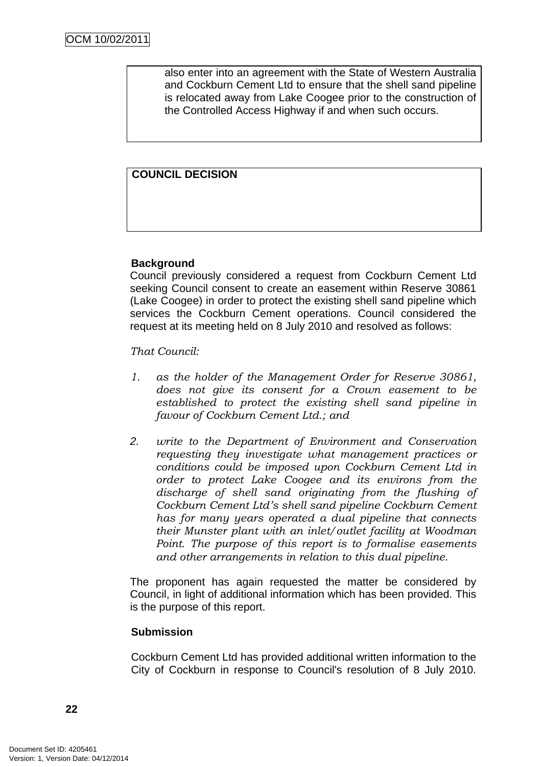also enter into an agreement with the State of Western Australia and Cockburn Cement Ltd to ensure that the shell sand pipeline is relocated away from Lake Coogee prior to the construction of the Controlled Access Highway if and when such occurs.

**COUNCIL DECISION**

**Background**

Council previously considered a request from Cockburn Cement Ltd seeking Council consent to create an easement within Reserve 30861 (Lake Coogee) in order to protect the existing shell sand pipeline which services the Cockburn Cement operations. Council considered the request at its meeting held on 8 July 2010 and resolved as follows:

*That Council:*

1. *as the holder of the Management Order for Reserve 30861, does not give its consent for a Crown easement to be established to protect the existing shell sand pipeline in favour of Cockburn Cement Ltd.; and*

2. *write to the Department of Environment and Conservation requesting they investigate what management practices or conditions could be imposed upon Cockburn Cement Ltd in order to protect Lake Coogee and its environs from the discharge of shell sand originating from the flushing of Cockburn Cement Ltd's shell sand pipeline Cockburn Cement has for many years operated a dual pipeline that connects their Munster plant with an inlet/outlet facility at Woodman Point. The purpose of this report is to formalise easements and other arrangements in relation to this dual pipeline.*

The proponent has again requested the matter be considered by Council, in light of additional information which has been provided. This is the purpose of this report.

**Submission**

Cockburn Cement Ltd has provided additional written information to the City of Cockburn in response to Council's resolution of 8 July 2010.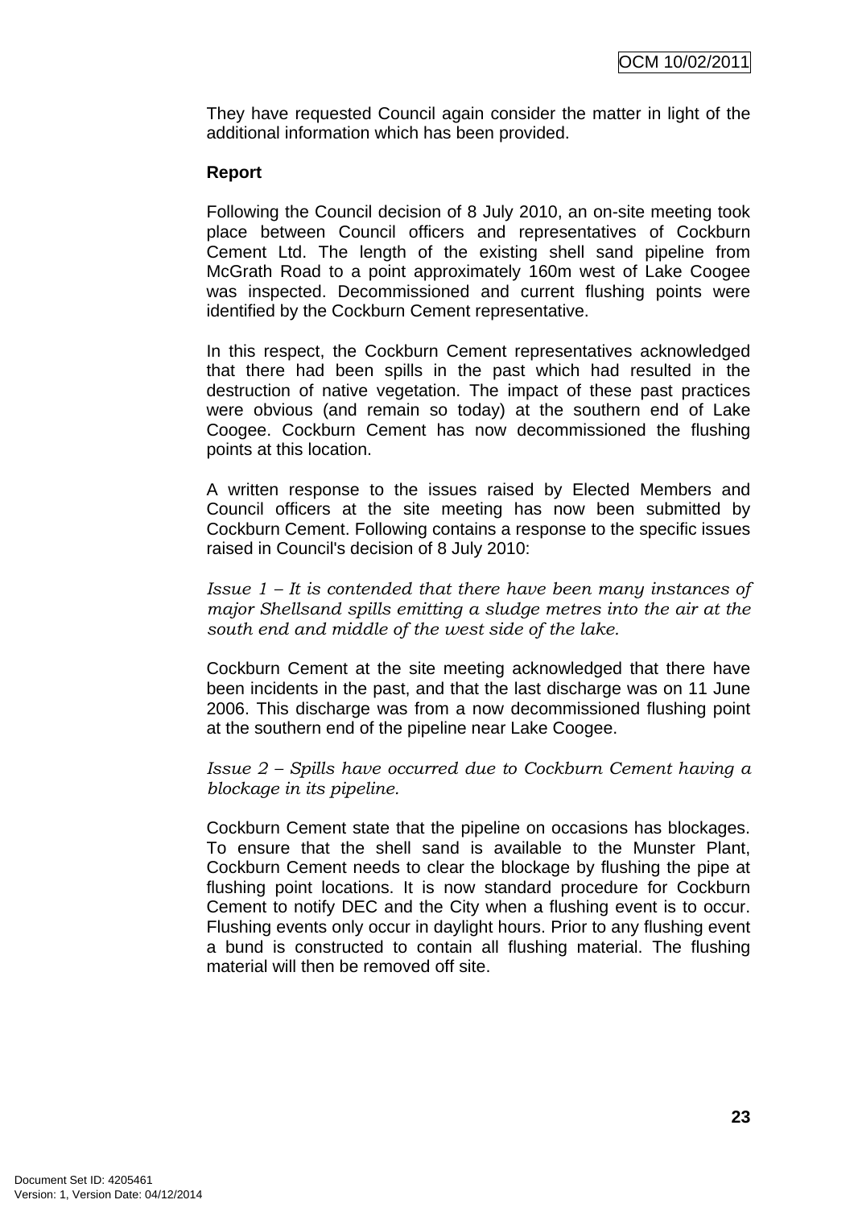They have requested Council again consider the matter in light of the additional information which has been provided.

**Report**

Following the Council decision of 8 July 2010, an on-site meeting took place between Council officers and representatives of Cockburn Cement Ltd. The length of the existing shell sand pipeline from McGrath Road to a point approximately 160m west of Lake Coogee was inspected. Decommissioned and current flushing points were identified by the Cockburn Cement representative.

In this respect, the Cockburn Cement representatives acknowledged that there had been spills in the past which had resulted in the destruction of native vegetation. The impact of these past practices were obvious (and remain so today) at the southern end of Lake Coogee. Cockburn Cement has now decommissioned the flushing points at this location.

A written response to the issues raised by Elected Members and Council officers at the site meeting has now been submitted by Cockburn Cement. Following contains a response to the specific issues raised in Council's decision of 8 July 2010:

*Issue 1 – It is contended that there have been many instances of major Shellsand spills emitting a sludge metres into the air at the south end and middle of the west side of the lake.*

Cockburn Cement at the site meeting acknowledged that there have been incidents in the past, and that the last discharge was on 11 June 2006. This discharge was from a now decommissioned flushing point at the southern end of the pipeline near Lake Coogee.

*Issue 2 – Spills have occurred due to Cockburn Cement having a blockage in its pipeline.*

Cockburn Cement state that the pipeline on occasions has blockages. To ensure that the shell sand is available to the Munster Plant, Cockburn Cement needs to clear the blockage by flushing the pipe at flushing point locations. It is now standard procedure for Cockburn Cement to notify DEC and the City when a flushing event is to occur. Flushing events only occur in daylight hours. Prior to any flushing event a bund is constructed to contain all flushing material. The flushing material will then be removed off site.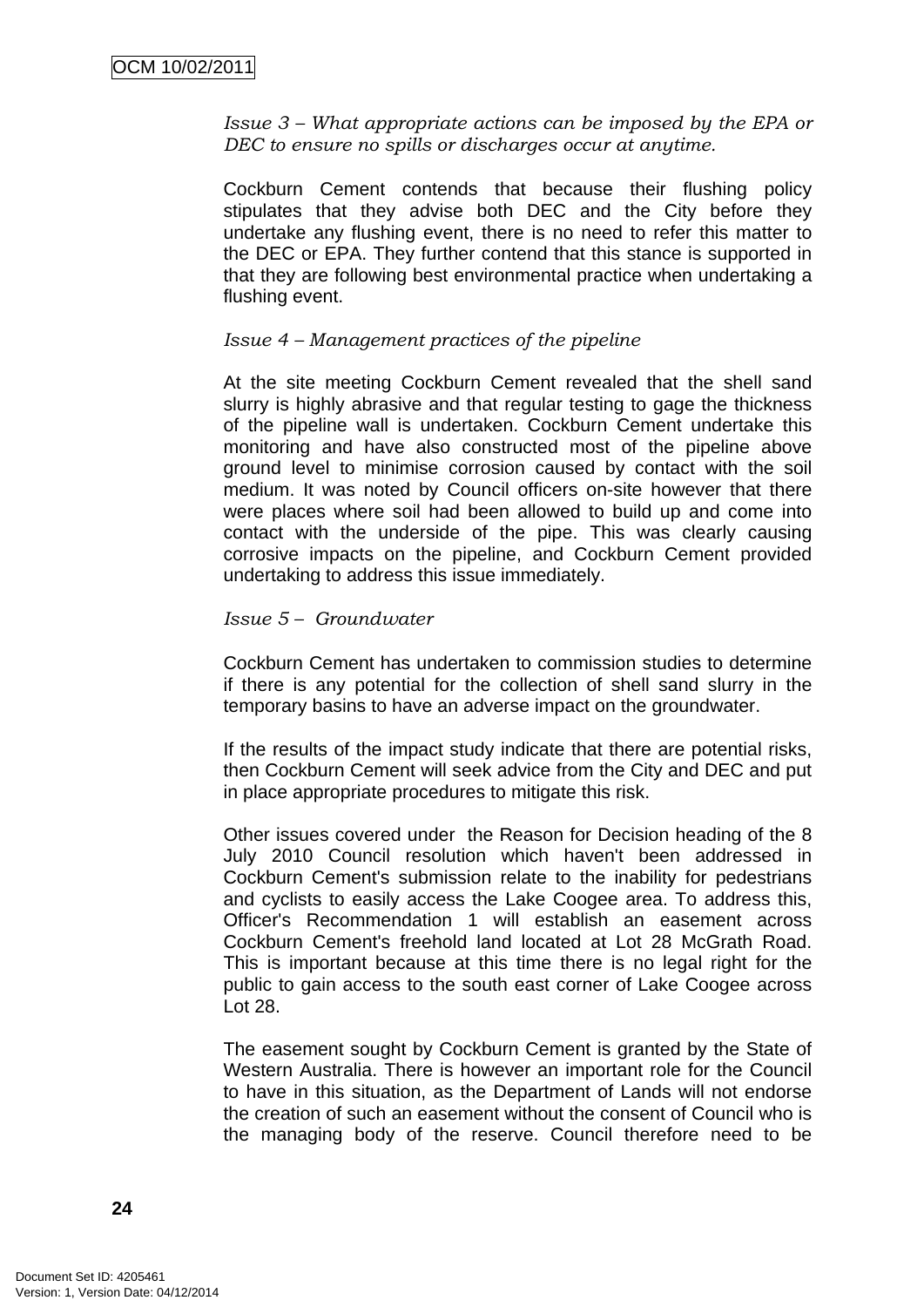*Issue 3 – What appropriate actions can be imposed by the EPA or DEC to ensure no spills or discharges occur at anytime.*

Cockburn Cement contends that because their flushing policy stipulates that they advise both DEC and the City before they undertake any flushing event, there is no need to refer this matter to the DEC or EPA. They further contend that this stance is supported in that they are following best environmental practice when undertaking a flushing event.

*Issue 4 – Management practices of the pipeline*

At the site meeting Cockburn Cement revealed that the shell sand slurry is highly abrasive and that regular testing to gage the thickness of the pipeline wall is undertaken. Cockburn Cement undertake this monitoring and have also constructed most of the pipeline above ground level to minimise corrosion caused by contact with the soil medium. It was noted by Council officers on-site however that there were places where soil had been allowed to build up and come into contact with the underside of the pipe. This was clearly causing corrosive impacts on the pipeline, and Cockburn Cement provided undertaking to address this issue immediately.

*Issue 5 – Groundwater*

Cockburn Cement has undertaken to commission studies to determine if there is any potential for the collection of shell sand slurry in the temporary basins to have an adverse impact on the groundwater.

If the results of the impact study indicate that there are potential risks, then Cockburn Cement will seek advice from the City and DEC and put in place appropriate procedures to mitigate this risk.

Other issues covered under the Reason for Decision heading of the 8 July 2010 Council resolution which haven't been addressed in Cockburn Cement's submission relate to the inability for pedestrians and cyclists to easily access the Lake Coogee area. To address this, Officer's Recommendation 1 will establish an easement across Cockburn Cement's freehold land located at Lot 28 McGrath Road. This is important because at this time there is no legal right for the public to gain access to the south east corner of Lake Coogee across Lot 28.

The easement sought by Cockburn Cement is granted by the State of Western Australia. There is however an important role for the Council to have in this situation, as the Department of Lands will not endorse the creation of such an easement without the consent of Council who is the managing body of the reserve. Council therefore need to be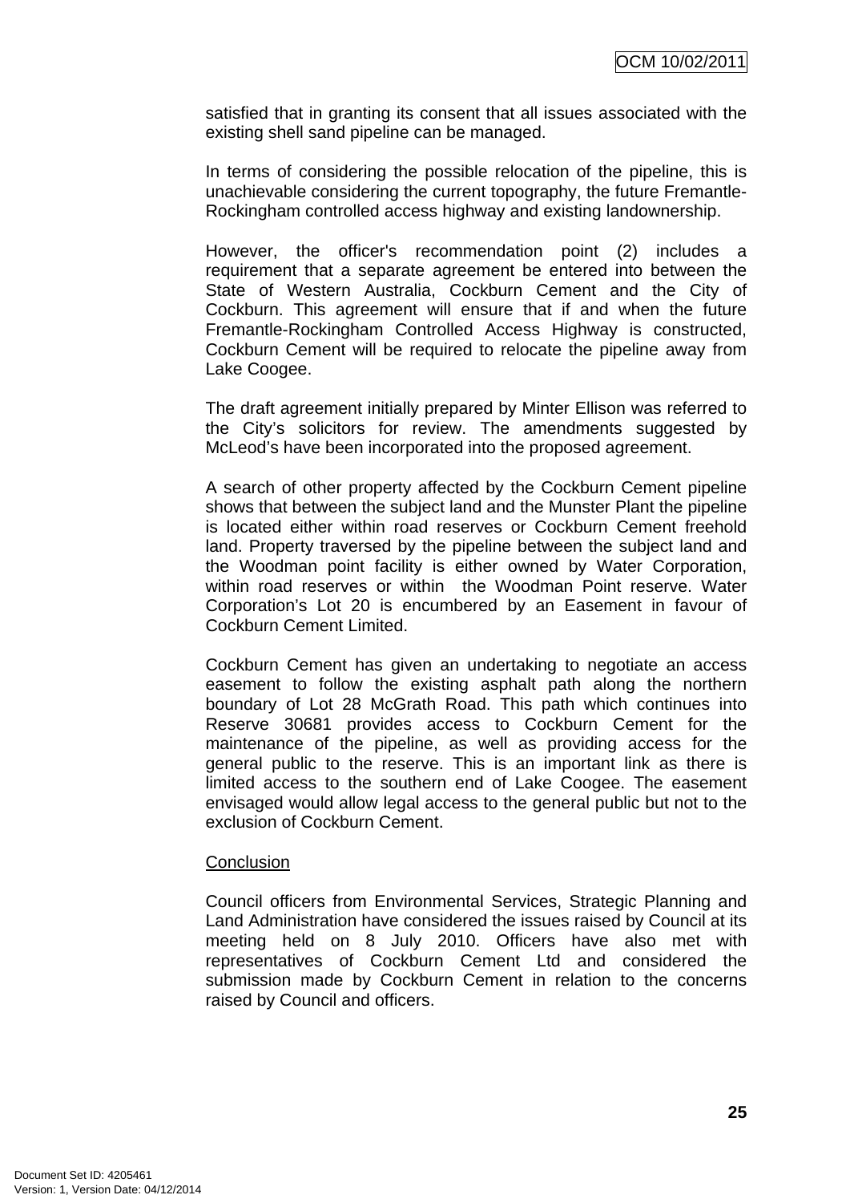satisfied that in granting its consent that all issues associated with the existing shell sand pipeline can be managed.

In terms of considering the possible relocation of the pipeline, this is unachievable considering the current topography, the future Fremantle-Rockingham controlled access highway and existing landownership.

However, the officer's recommendation point (2) includes a requirement that a separate agreement be entered into between the State of Western Australia, Cockburn Cement and the City of Cockburn. This agreement will ensure that if and when the future Fremantle-Rockingham Controlled Access Highway is constructed, Cockburn Cement will be required to relocate the pipeline away from Lake Coogee.

The draft agreement initially prepared by Minter Ellison was referred to the City's solicitors for review. The amendments suggested by McLeod's have been incorporated into the proposed agreement.

A search of other property affected by the Cockburn Cement pipeline shows that between the subject land and the Munster Plant the pipeline is located either within road reserves or Cockburn Cement freehold land. Property traversed by the pipeline between the subject land and the Woodman point facility is either owned by Water Corporation, within road reserves or within the Woodman Point reserve. Water Corporation's Lot 20 is encumbered by an Easement in favour of Cockburn Cement Limited.

Cockburn Cement has given an undertaking to negotiate an access easement to follow the existing asphalt path along the northern boundary of Lot 28 McGrath Road. This path which continues into Reserve 30681 provides access to Cockburn Cement for the maintenance of the pipeline, as well as providing access for the general public to the reserve. This is an important link as there is limited access to the southern end of Lake Coogee. The easement envisaged would allow legal access to the general public but not to the exclusion of Cockburn Cement.

Conclusion

Council officers from Environmental Services, Strategic Planning and Land Administration have considered the issues raised by Council at its meeting held on 8 July 2010. Officers have also met with representatives of Cockburn Cement Ltd and considered the submission made by Cockburn Cement in relation to the concerns raised by Council and officers.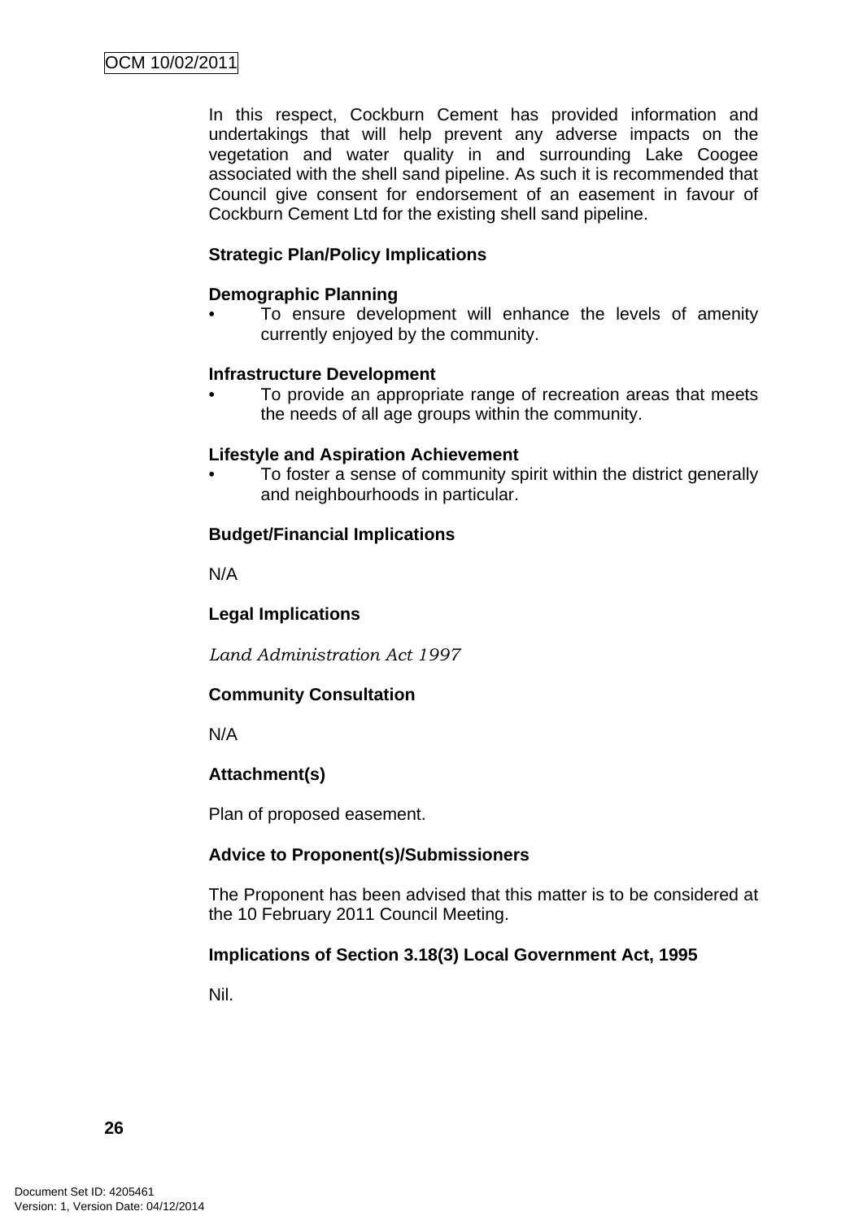In this respect, Cockburn Cement has provided information and undertakings that will help prevent any adverse impacts on the vegetation and water quality in and surrounding Lake Coogee associated with the shell sand pipeline. As such it is recommended that Council give consent for endorsement of an easement in favour of Cockburn Cement Ltd for the existing shell sand pipeline.

**Strategic Plan/Policy Implications**

**Demographic Planning**

- To ensure development will enhance the levels of amenity currently enjoyed by the community.

**Infrastructure Development**

- To provide an appropriate range of recreation areas that meets the needs of all age groups within the community.

**Lifestyle and Aspiration Achievement**

- To foster a sense of community spirit within the district generally and neighbourhoods in particular.

**Budget/Financial Implications**

N/A

**Legal Implications**

*Land Administration Act 1997*

**Community Consultation**

N/A

**Attachment(s)**

Plan of proposed easement.

**Advice to Proponent(s)/Submissioners**

The Proponent has been advised that this matter is to be considered at the 10 February 2011 Council Meeting.

**Implications of Section 3.18(3) Local Government Act, 1995**

Nil.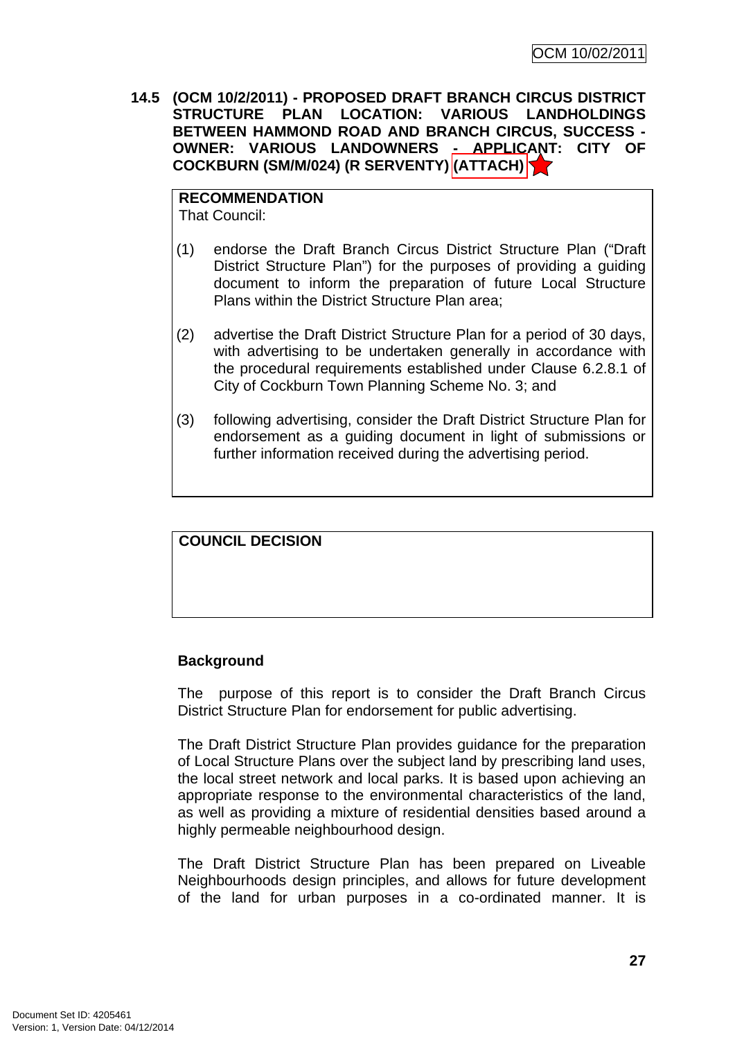**14.5 (OCM 10/2/2011) - PROPOSED DRAFT BRANCH CIRCUS DISTRICT STRUCTURE PLAN LOCATION: VARIOUS LANDHOLDINGS BETWEEN HAMMOND ROAD AND BRANCH CIRCUS, SUCCESS - OWNER: VARIOUS LANDOWNERS - APPLICANT: CITY OF COCKBURN (SM/M/024) (R SERVENTY) (ATTACH)**

**RECOMMENDATION**
That Council:

(1) endorse the Draft Branch Circus District Structure Plan ("Draft District Structure Plan") for the purposes of providing a guiding document to inform the preparation of future Local Structure Plans within the District Structure Plan area;

(2) advertise the Draft District Structure Plan for a period of 30 days, with advertising to be undertaken generally in accordance with the procedural requirements established under Clause 6.2.8.1 of City of Cockburn Town Planning Scheme No. 3; and

(3) following advertising, consider the Draft District Structure Plan for endorsement as a guiding document in light of submissions or further information received during the advertising period.

**COUNCIL DECISION**

**Background**

The purpose of this report is to consider the Draft Branch Circus District Structure Plan for endorsement for public advertising.

The Draft District Structure Plan provides guidance for the preparation of Local Structure Plans over the subject land by prescribing land uses, the local street network and local parks. It is based upon achieving an appropriate response to the environmental characteristics of the land, as well as providing a mixture of residential densities based around a highly permeable neighbourhood design.

The Draft District Structure Plan has been prepared on Liveable Neighbourhoods design principles, and allows for future development of the land for urban purposes in a co-ordinated manner. It is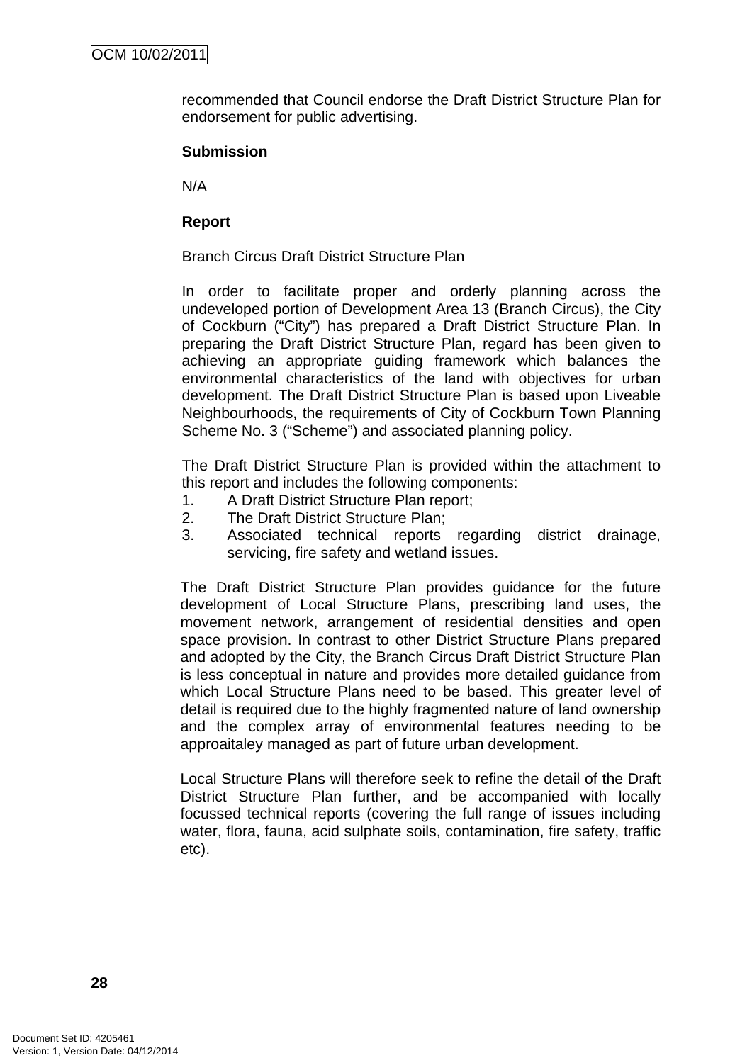recommended that Council endorse the Draft District Structure Plan for endorsement for public advertising.

**Submission**

N/A

**Report**

Branch Circus Draft District Structure Plan

In order to facilitate proper and orderly planning across the undeveloped portion of Development Area 13 (Branch Circus), the City of Cockburn ("City") has prepared a Draft District Structure Plan. In preparing the Draft District Structure Plan, regard has been given to achieving an appropriate guiding framework which balances the environmental characteristics of the land with objectives for urban development. The Draft District Structure Plan is based upon Liveable Neighbourhoods, the requirements of City of Cockburn Town Planning Scheme No. 3 ("Scheme") and associated planning policy.

The Draft District Structure Plan is provided within the attachment to this report and includes the following components:

1. A Draft District Structure Plan report;
2. The Draft District Structure Plan;
3. Associated technical reports regarding district drainage, servicing, fire safety and wetland issues.

The Draft District Structure Plan provides guidance for the future development of Local Structure Plans, prescribing land uses, the movement network, arrangement of residential densities and open space provision. In contrast to other District Structure Plans prepared and adopted by the City, the Branch Circus Draft District Structure Plan is less conceptual in nature and provides more detailed guidance from which Local Structure Plans need to be based. This greater level of detail is required due to the highly fragmented nature of land ownership and the complex array of environmental features needing to be approaitaley managed as part of future urban development.

Local Structure Plans will therefore seek to refine the detail of the Draft District Structure Plan further, and be accompanied with locally focussed technical reports (covering the full range of issues including water, flora, fauna, acid sulphate soils, contamination, fire safety, traffic etc).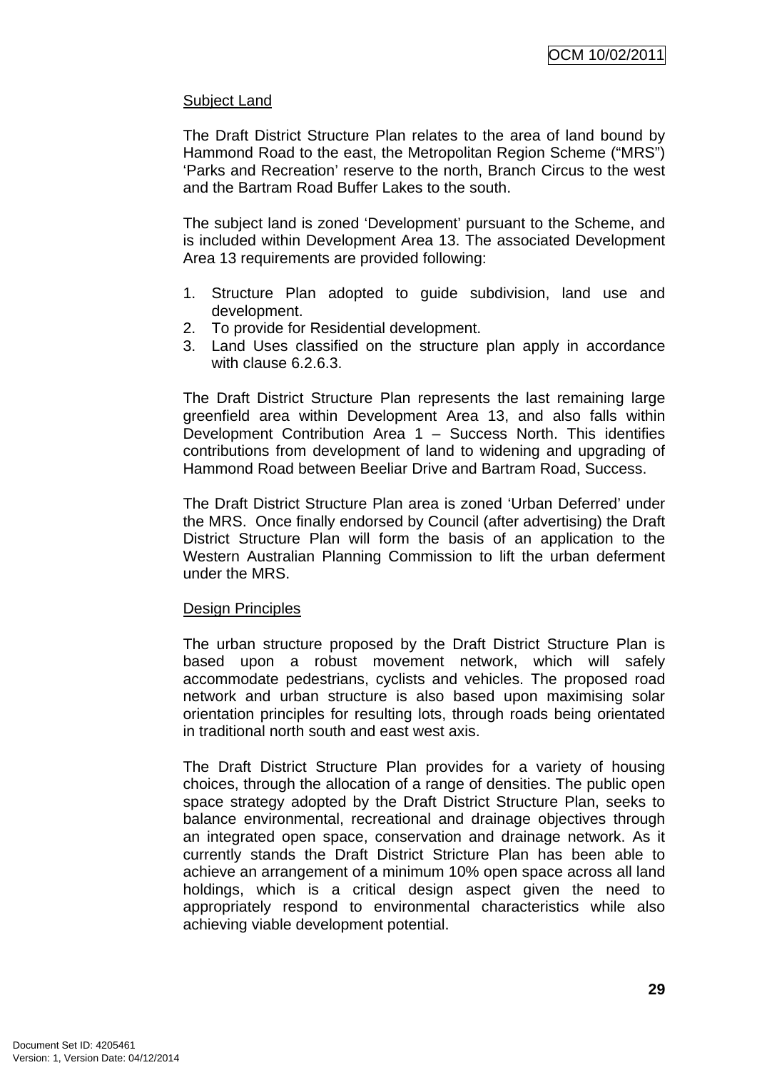Subject Land

The Draft District Structure Plan relates to the area of land bound by Hammond Road to the east, the Metropolitan Region Scheme ("MRS") 'Parks and Recreation' reserve to the north, Branch Circus to the west and the Bartram Road Buffer Lakes to the south.

The subject land is zoned 'Development' pursuant to the Scheme, and is included within Development Area 13. The associated Development Area 13 requirements are provided following:

1. Structure Plan adopted to guide subdivision, land use and development.
2. To provide for Residential development.
3. Land Uses classified on the structure plan apply in accordance with clause 6.2.6.3.

The Draft District Structure Plan represents the last remaining large greenfield area within Development Area 13, and also falls within Development Contribution Area 1 – Success North. This identifies contributions from development of land to widening and upgrading of Hammond Road between Beeliar Drive and Bartram Road, Success.

The Draft District Structure Plan area is zoned 'Urban Deferred' under the MRS. Once finally endorsed by Council (after advertising) the Draft District Structure Plan will form the basis of an application to the Western Australian Planning Commission to lift the urban deferment under the MRS.

Design Principles

The urban structure proposed by the Draft District Structure Plan is based upon a robust movement network, which will safely accommodate pedestrians, cyclists and vehicles. The proposed road network and urban structure is also based upon maximising solar orientation principles for resulting lots, through roads being orientated in traditional north south and east west axis.

The Draft District Structure Plan provides for a variety of housing choices, through the allocation of a range of densities. The public open space strategy adopted by the Draft District Structure Plan, seeks to balance environmental, recreational and drainage objectives through an integrated open space, conservation and drainage network. As it currently stands the Draft District Stricture Plan has been able to achieve an arrangement of a minimum 10% open space across all land holdings, which is a critical design aspect given the need to appropriately respond to environmental characteristics while also achieving viable development potential.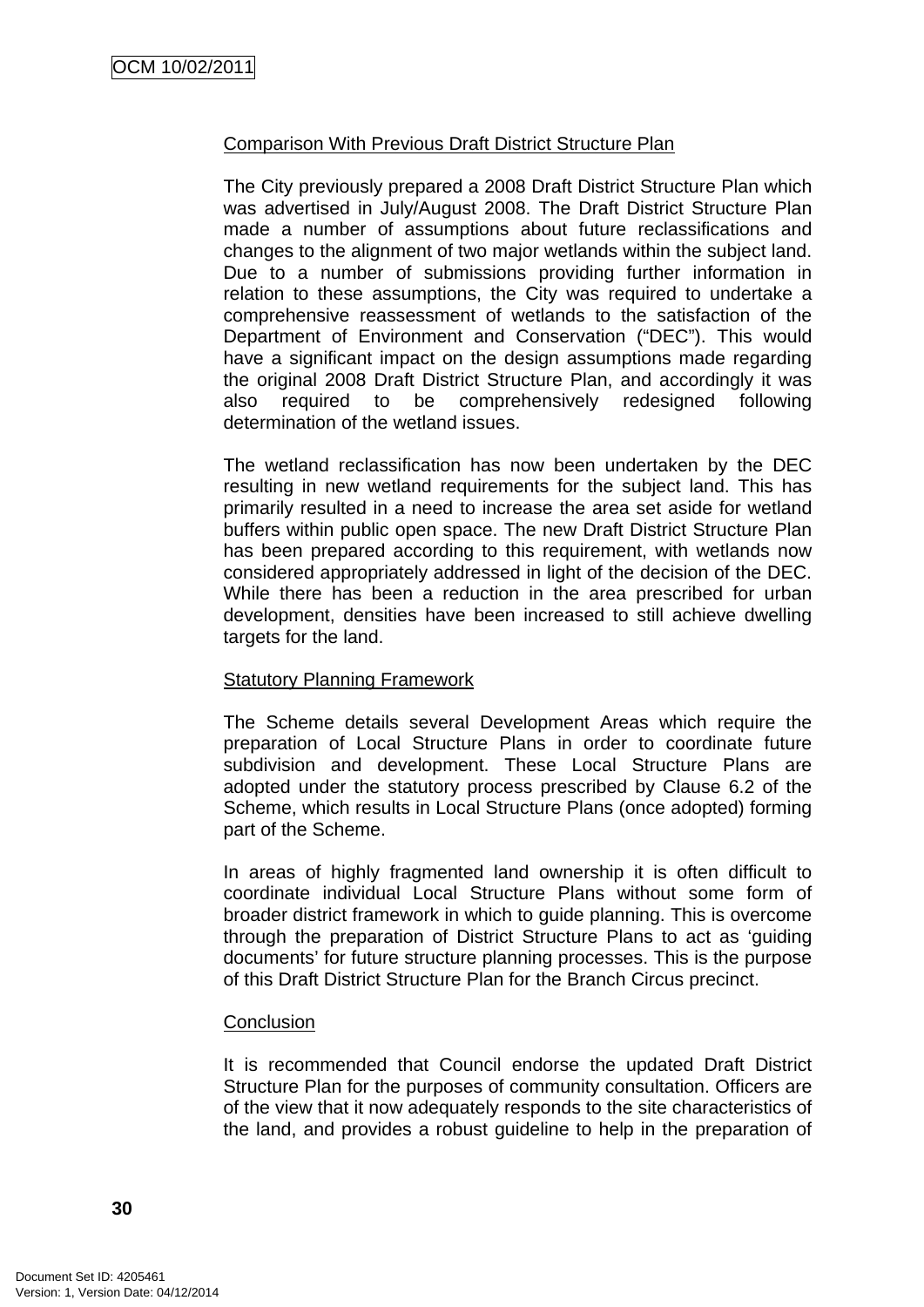Comparison With Previous Draft District Structure Plan

The City previously prepared a 2008 Draft District Structure Plan which was advertised in July/August 2008. The Draft District Structure Plan made a number of assumptions about future reclassifications and changes to the alignment of two major wetlands within the subject land. Due to a number of submissions providing further information in relation to these assumptions, the City was required to undertake a comprehensive reassessment of wetlands to the satisfaction of the Department of Environment and Conservation ("DEC"). This would have a significant impact on the design assumptions made regarding the original 2008 Draft District Structure Plan, and accordingly it was also required to be comprehensively redesigned following determination of the wetland issues.

The wetland reclassification has now been undertaken by the DEC resulting in new wetland requirements for the subject land. This has primarily resulted in a need to increase the area set aside for wetland buffers within public open space. The new Draft District Structure Plan has been prepared according to this requirement, with wetlands now considered appropriately addressed in light of the decision of the DEC. While there has been a reduction in the area prescribed for urban development, densities have been increased to still achieve dwelling targets for the land.

Statutory Planning Framework

The Scheme details several Development Areas which require the preparation of Local Structure Plans in order to coordinate future subdivision and development. These Local Structure Plans are adopted under the statutory process prescribed by Clause 6.2 of the Scheme, which results in Local Structure Plans (once adopted) forming part of the Scheme.

In areas of highly fragmented land ownership it is often difficult to coordinate individual Local Structure Plans without some form of broader district framework in which to guide planning. This is overcome through the preparation of District Structure Plans to act as 'guiding documents' for future structure planning processes. This is the purpose of this Draft District Structure Plan for the Branch Circus precinct.

Conclusion

It is recommended that Council endorse the updated Draft District Structure Plan for the purposes of community consultation. Officers are of the view that it now adequately responds to the site characteristics of the land, and provides a robust guideline to help in the preparation of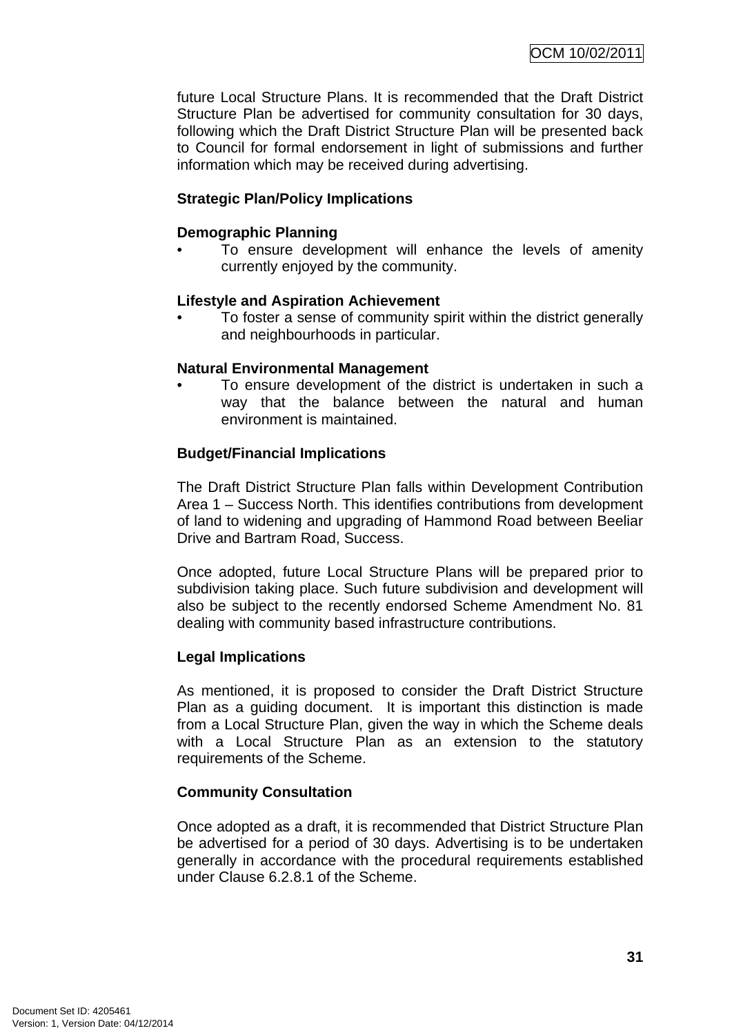future Local Structure Plans. It is recommended that the Draft District Structure Plan be advertised for community consultation for 30 days, following which the Draft District Structure Plan will be presented back to Council for formal endorsement in light of submissions and further information which may be received during advertising.

**Strategic Plan/Policy Implications**

**Demographic Planning**

- To ensure development will enhance the levels of amenity currently enjoyed by the community.

**Lifestyle and Aspiration Achievement**

- To foster a sense of community spirit within the district generally and neighbourhoods in particular.

**Natural Environmental Management**

- To ensure development of the district is undertaken in such a way that the balance between the natural and human environment is maintained.

**Budget/Financial Implications**

The Draft District Structure Plan falls within Development Contribution Area 1 – Success North. This identifies contributions from development of land to widening and upgrading of Hammond Road between Beeliar Drive and Bartram Road, Success.

Once adopted, future Local Structure Plans will be prepared prior to subdivision taking place. Such future subdivision and development will also be subject to the recently endorsed Scheme Amendment No. 81 dealing with community based infrastructure contributions.

**Legal Implications**

As mentioned, it is proposed to consider the Draft District Structure Plan as a guiding document. It is important this distinction is made from a Local Structure Plan, given the way in which the Scheme deals with a Local Structure Plan as an extension to the statutory requirements of the Scheme.

**Community Consultation**

Once adopted as a draft, it is recommended that District Structure Plan be advertised for a period of 30 days. Advertising is to be undertaken generally in accordance with the procedural requirements established under Clause 6.2.8.1 of the Scheme.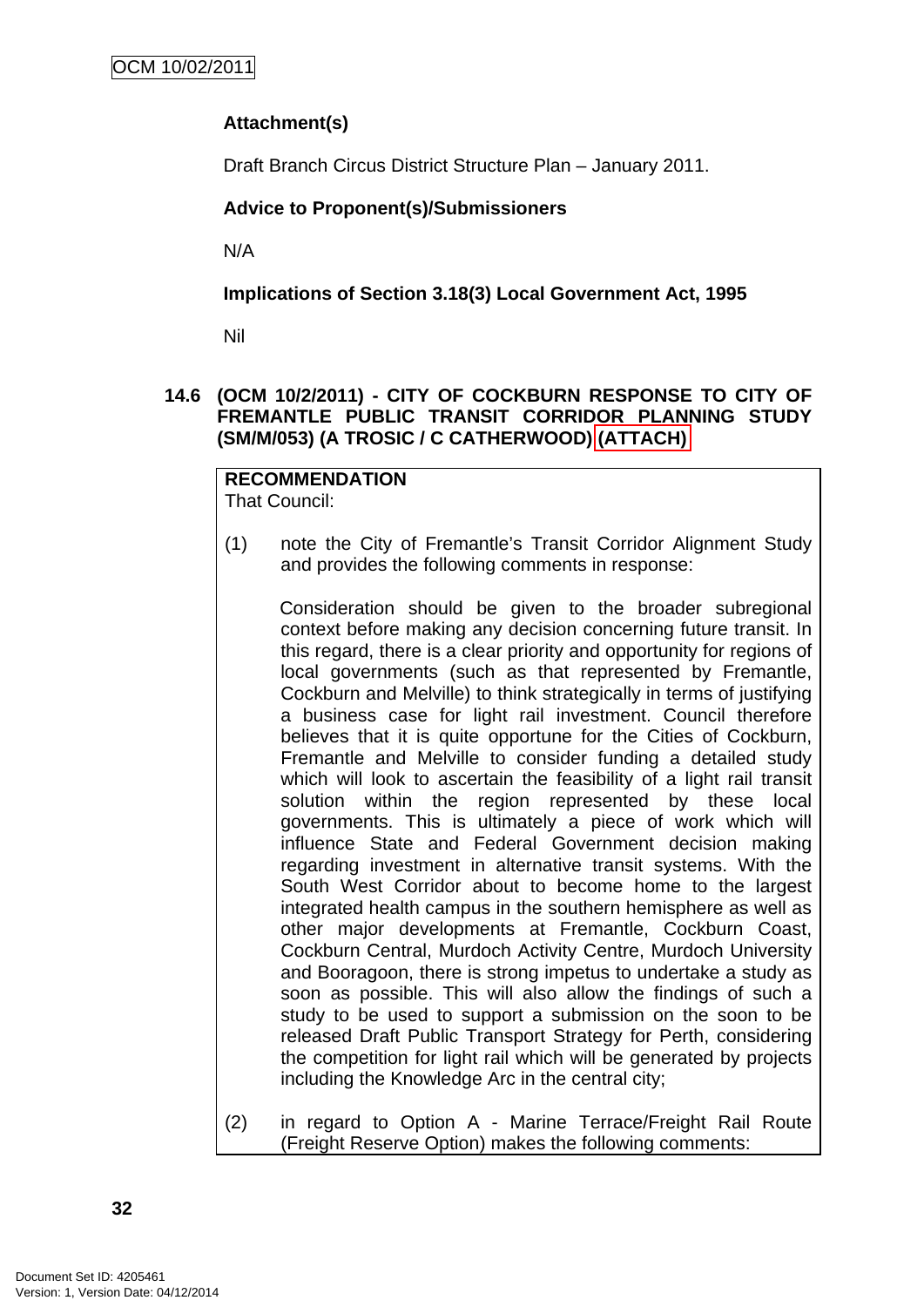**Attachment(s)**

Draft Branch Circus District Structure Plan – January 2011.

**Advice to Proponent(s)/Submissioners**

N/A

**Implications of Section 3.18(3) Local Government Act, 1995**

Nil

### 14.6 (OCM 10/2/2011) - CITY OF COCKBURN RESPONSE TO CITY OF FREMANTLE PUBLIC TRANSIT CORRIDOR PLANNING STUDY (SM/M/053) (A TROSIC / C CATHERWOOD) (ATTACH)

**RECOMMENDATION**
That Council:

(1) note the City of Fremantle's Transit Corridor Alignment Study and provides the following comments in response:

Consideration should be given to the broader subregional context before making any decision concerning future transit. In this regard, there is a clear priority and opportunity for regions of local governments (such as that represented by Fremantle, Cockburn and Melville) to think strategically in terms of justifying a business case for light rail investment. Council therefore believes that it is quite opportune for the Cities of Cockburn, Fremantle and Melville to consider funding a detailed study which will look to ascertain the feasibility of a light rail transit solution within the region represented by these local governments. This is ultimately a piece of work which will influence State and Federal Government decision making regarding investment in alternative transit systems. With the South West Corridor about to become home to the largest integrated health campus in the southern hemisphere as well as other major developments at Fremantle, Cockburn Coast, Cockburn Central, Murdoch Activity Centre, Murdoch University and Booragoon, there is strong impetus to undertake a study as soon as possible. This will also allow the findings of such a study to be used to support a submission on the soon to be released Draft Public Transport Strategy for Perth, considering the competition for light rail which will be generated by projects including the Knowledge Arc in the central city;

(2) in regard to Option A - Marine Terrace/Freight Rail Route (Freight Reserve Option) makes the following comments: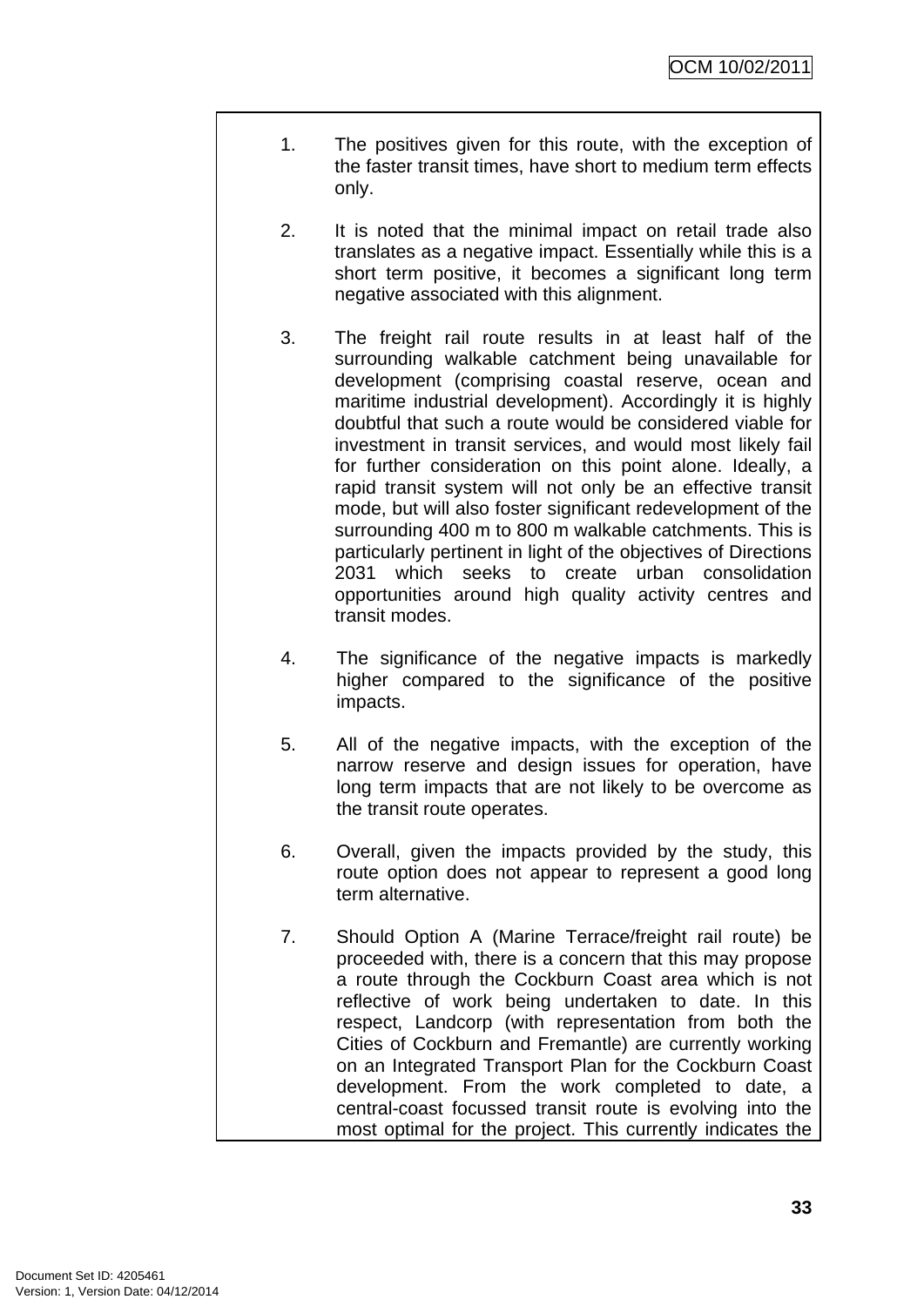1. The positives given for this route, with the exception of the faster transit times, have short to medium term effects only.

2. It is noted that the minimal impact on retail trade also translates as a negative impact. Essentially while this is a short term positive, it becomes a significant long term negative associated with this alignment.

3. The freight rail route results in at least half of the surrounding walkable catchment being unavailable for development (comprising coastal reserve, ocean and maritime industrial development). Accordingly it is highly doubtful that such a route would be considered viable for investment in transit services, and would most likely fail for further consideration on this point alone. Ideally, a rapid transit system will not only be an effective transit mode, but will also foster significant redevelopment of the surrounding 400 m to 800 m walkable catchments. This is particularly pertinent in light of the objectives of Directions 2031 which seeks to create urban consolidation opportunities around high quality activity centres and transit modes.

4. The significance of the negative impacts is markedly higher compared to the significance of the positive impacts.

5. All of the negative impacts, with the exception of the narrow reserve and design issues for operation, have long term impacts that are not likely to be overcome as the transit route operates.

6. Overall, given the impacts provided by the study, this route option does not appear to represent a good long term alternative.

7. Should Option A (Marine Terrace/freight rail route) be proceeded with, there is a concern that this may propose a route through the Cockburn Coast area which is not reflective of work being undertaken to date. In this respect, Landcorp (with representation from both the Cities of Cockburn and Fremantle) are currently working on an Integrated Transport Plan for the Cockburn Coast development. From the work completed to date, a central-coast focussed transit route is evolving into the most optimal for the project. This currently indicates the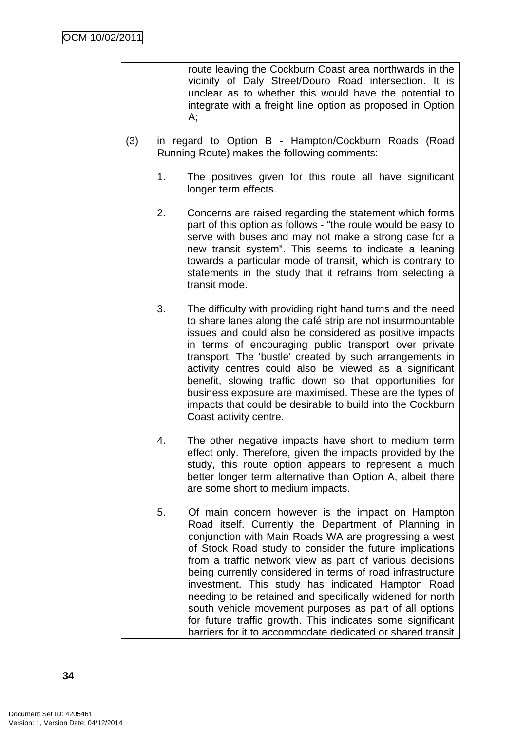route leaving the Cockburn Coast area northwards in the vicinity of Daly Street/Douro Road intersection. It is unclear as to whether this would have the potential to integrate with a freight line option as proposed in Option A;

(3) in regard to Option B - Hampton/Cockburn Roads (Road Running Route) makes the following comments:

1. The positives given for this route all have significant longer term effects.

2. Concerns are raised regarding the statement which forms part of this option as follows - "the route would be easy to serve with buses and may not make a strong case for a new transit system". This seems to indicate a leaning towards a particular mode of transit, which is contrary to statements in the study that it refrains from selecting a transit mode.

3. The difficulty with providing right hand turns and the need to share lanes along the café strip are not insurmountable issues and could also be considered as positive impacts in terms of encouraging public transport over private transport. The 'bustle' created by such arrangements in activity centres could also be viewed as a significant benefit, slowing traffic down so that opportunities for business exposure are maximised. These are the types of impacts that could be desirable to build into the Cockburn Coast activity centre.

4. The other negative impacts have short to medium term effect only. Therefore, given the impacts provided by the study, this route option appears to represent a much better longer term alternative than Option A, albeit there are some short to medium impacts.

5. Of main concern however is the impact on Hampton Road itself. Currently the Department of Planning in conjunction with Main Roads WA are progressing a west of Stock Road study to consider the future implications from a traffic network view as part of various decisions being currently considered in terms of road infrastructure investment. This study has indicated Hampton Road needing to be retained and specifically widened for north south vehicle movement purposes as part of all options for future traffic growth. This indicates some significant barriers for it to accommodate dedicated or shared transit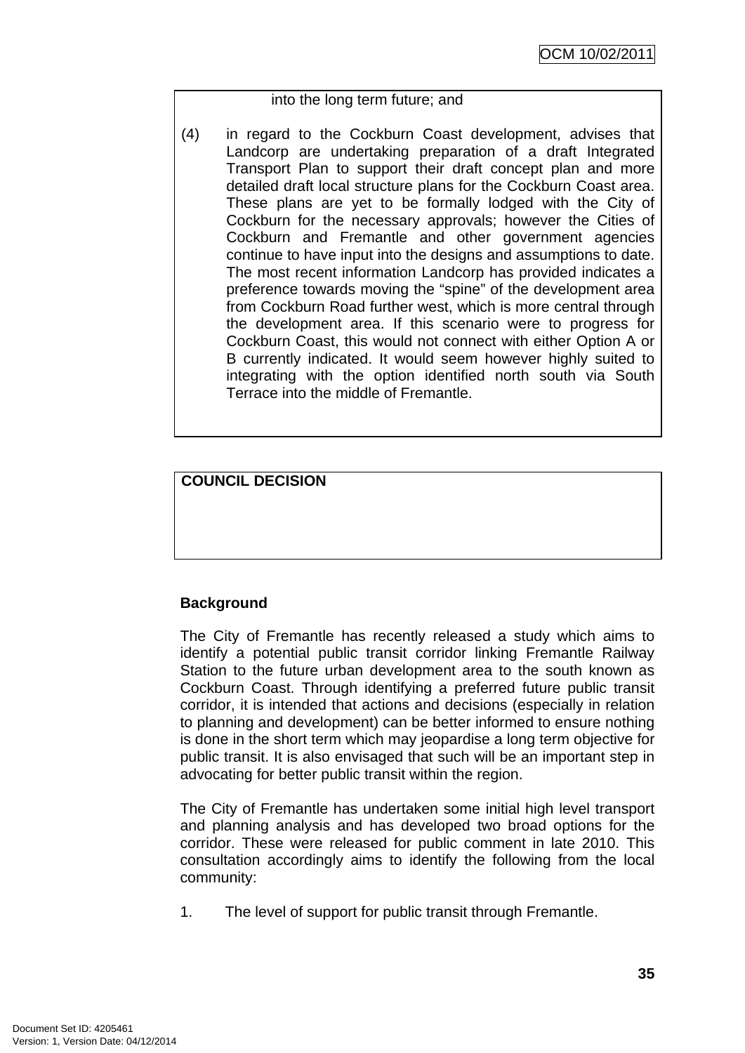into the long term future; and

(4) in regard to the Cockburn Coast development, advises that Landcorp are undertaking preparation of a draft Integrated Transport Plan to support their draft concept plan and more detailed draft local structure plans for the Cockburn Coast area. These plans are yet to be formally lodged with the City of Cockburn for the necessary approvals; however the Cities of Cockburn and Fremantle and other government agencies continue to have input into the designs and assumptions to date. The most recent information Landcorp has provided indicates a preference towards moving the "spine" of the development area from Cockburn Road further west, which is more central through the development area. If this scenario were to progress for Cockburn Coast, this would not connect with either Option A or B currently indicated. It would seem however highly suited to integrating with the option identified north south via South Terrace into the middle of Fremantle.

**COUNCIL DECISION**

**Background**

The City of Fremantle has recently released a study which aims to identify a potential public transit corridor linking Fremantle Railway Station to the future urban development area to the south known as Cockburn Coast. Through identifying a preferred future public transit corridor, it is intended that actions and decisions (especially in relation to planning and development) can be better informed to ensure nothing is done in the short term which may jeopardise a long term objective for public transit. It is also envisaged that such will be an important step in advocating for better public transit within the region.

The City of Fremantle has undertaken some initial high level transport and planning analysis and has developed two broad options for the corridor. These were released for public comment in late 2010. This consultation accordingly aims to identify the following from the local community:

1. The level of support for public transit through Fremantle.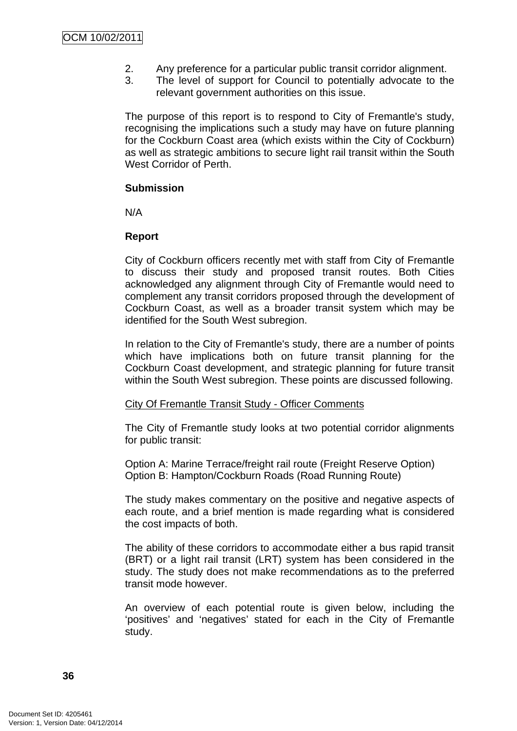2. Any preference for a particular public transit corridor alignment.
3. The level of support for Council to potentially advocate to the relevant government authorities on this issue.

The purpose of this report is to respond to City of Fremantle's study, recognising the implications such a study may have on future planning for the Cockburn Coast area (which exists within the City of Cockburn) as well as strategic ambitions to secure light rail transit within the South West Corridor of Perth.

**Submission**

N/A

**Report**

City of Cockburn officers recently met with staff from City of Fremantle to discuss their study and proposed transit routes. Both Cities acknowledged any alignment through City of Fremantle would need to complement any transit corridors proposed through the development of Cockburn Coast, as well as a broader transit system which may be identified for the South West subregion.

In relation to the City of Fremantle's study, there are a number of points which have implications both on future transit planning for the Cockburn Coast development, and strategic planning for future transit within the South West subregion. These points are discussed following.

<u>City Of Fremantle Transit Study - Officer Comments</u>

The City of Fremantle study looks at two potential corridor alignments for public transit:

Option A: Marine Terrace/freight rail route (Freight Reserve Option)
Option B: Hampton/Cockburn Roads (Road Running Route)

The study makes commentary on the positive and negative aspects of each route, and a brief mention is made regarding what is considered the cost impacts of both.

The ability of these corridors to accommodate either a bus rapid transit (BRT) or a light rail transit (LRT) system has been considered in the study. The study does not make recommendations as to the preferred transit mode however.

An overview of each potential route is given below, including the 'positives' and 'negatives' stated for each in the City of Fremantle study.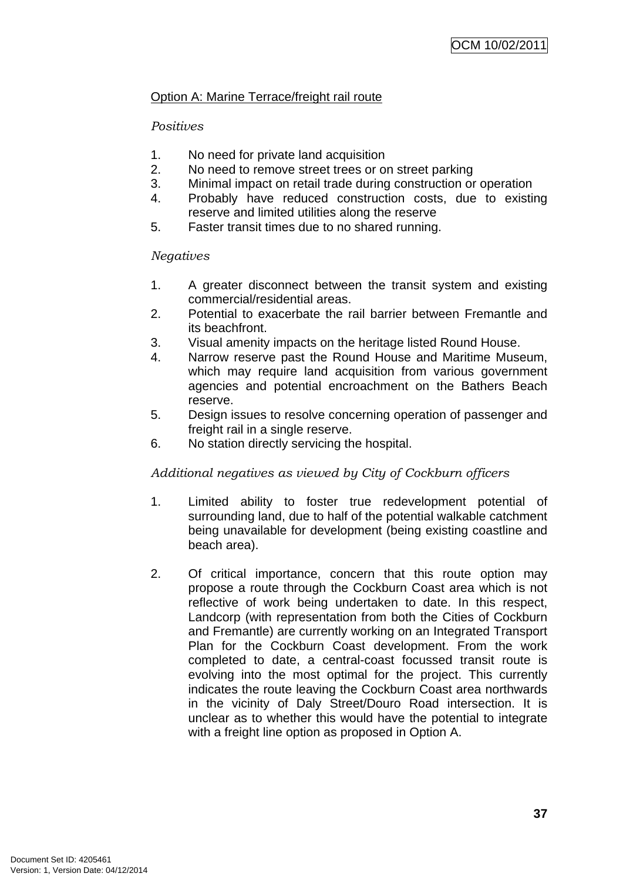Option A: Marine Terrace/freight rail route

*Positives*

1. No need for private land acquisition
2. No need to remove street trees or on street parking
3. Minimal impact on retail trade during construction or operation
4. Probably have reduced construction costs, due to existing reserve and limited utilities along the reserve
5. Faster transit times due to no shared running.

*Negatives*

1. A greater disconnect between the transit system and existing commercial/residential areas.
2. Potential to exacerbate the rail barrier between Fremantle and its beachfront.
3. Visual amenity impacts on the heritage listed Round House.
4. Narrow reserve past the Round House and Maritime Museum, which may require land acquisition from various government agencies and potential encroachment on the Bathers Beach reserve.
5. Design issues to resolve concerning operation of passenger and freight rail in a single reserve.
6. No station directly servicing the hospital.

*Additional negatives as viewed by City of Cockburn officers*

1. Limited ability to foster true redevelopment potential of surrounding land, due to half of the potential walkable catchment being unavailable for development (being existing coastline and beach area).

2. Of critical importance, concern that this route option may propose a route through the Cockburn Coast area which is not reflective of work being undertaken to date. In this respect, Landcorp (with representation from both the Cities of Cockburn and Fremantle) are currently working on an Integrated Transport Plan for the Cockburn Coast development. From the work completed to date, a central-coast focussed transit route is evolving into the most optimal for the project. This currently indicates the route leaving the Cockburn Coast area northwards in the vicinity of Daly Street/Douro Road intersection. It is unclear as to whether this would have the potential to integrate with a freight line option as proposed in Option A.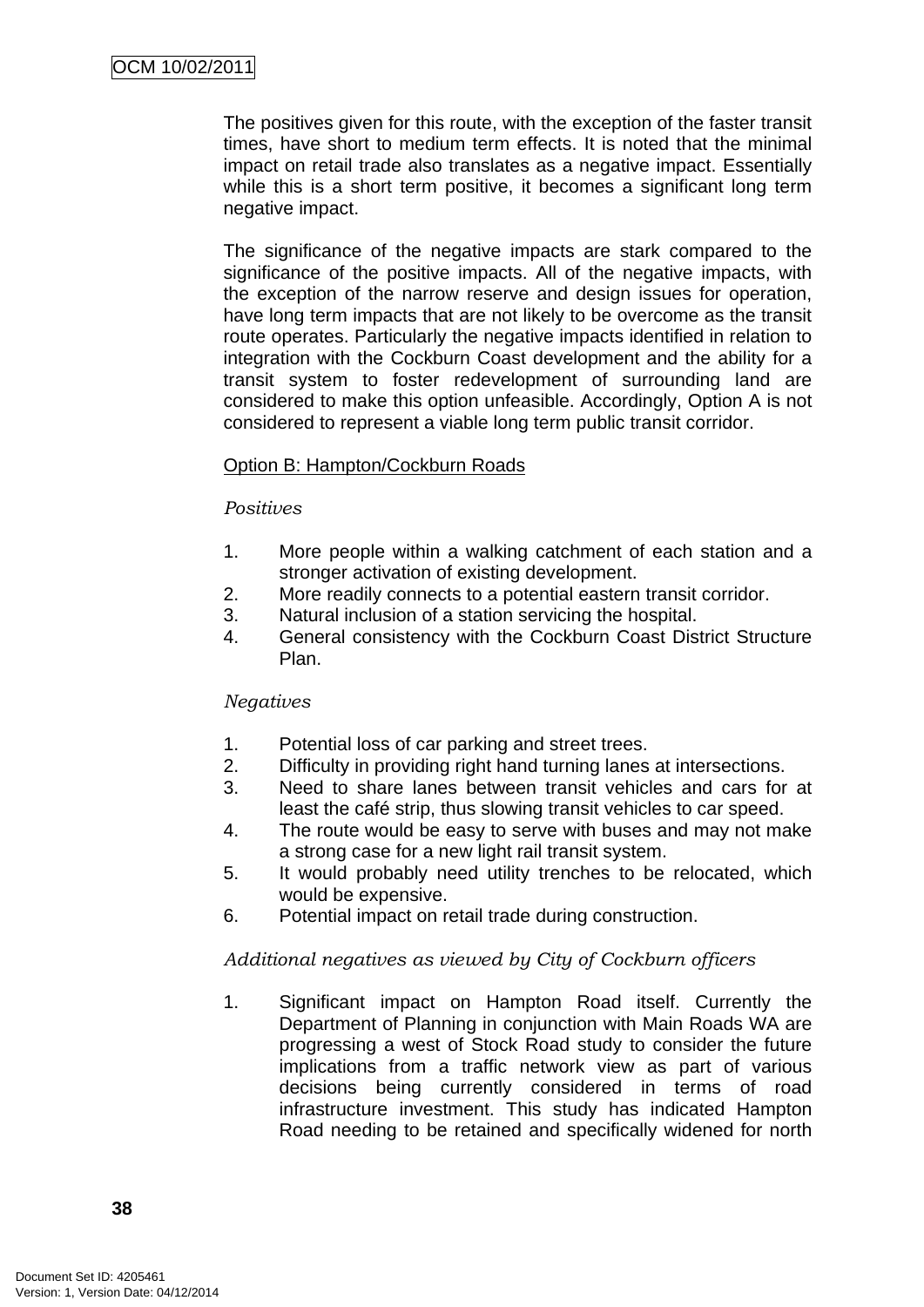The positives given for this route, with the exception of the faster transit times, have short to medium term effects. It is noted that the minimal impact on retail trade also translates as a negative impact. Essentially while this is a short term positive, it becomes a significant long term negative impact.

The significance of the negative impacts are stark compared to the significance of the positive impacts. All of the negative impacts, with the exception of the narrow reserve and design issues for operation, have long term impacts that are not likely to be overcome as the transit route operates. Particularly the negative impacts identified in relation to integration with the Cockburn Coast development and the ability for a transit system to foster redevelopment of surrounding land are considered to make this option unfeasible. Accordingly, Option A is not considered to represent a viable long term public transit corridor.

Option B: Hampton/Cockburn Roads

*Positives*

1. More people within a walking catchment of each station and a stronger activation of existing development.
2. More readily connects to a potential eastern transit corridor.
3. Natural inclusion of a station servicing the hospital.
4. General consistency with the Cockburn Coast District Structure Plan.

*Negatives*

1. Potential loss of car parking and street trees.
2. Difficulty in providing right hand turning lanes at intersections.
3. Need to share lanes between transit vehicles and cars for at least the café strip, thus slowing transit vehicles to car speed.
4. The route would be easy to serve with buses and may not make a strong case for a new light rail transit system.
5. It would probably need utility trenches to be relocated, which would be expensive.
6. Potential impact on retail trade during construction.

*Additional negatives as viewed by City of Cockburn officers*

1. Significant impact on Hampton Road itself. Currently the Department of Planning in conjunction with Main Roads WA are progressing a west of Stock Road study to consider the future implications from a traffic network view as part of various decisions being currently considered in terms of road infrastructure investment. This study has indicated Hampton Road needing to be retained and specifically widened for north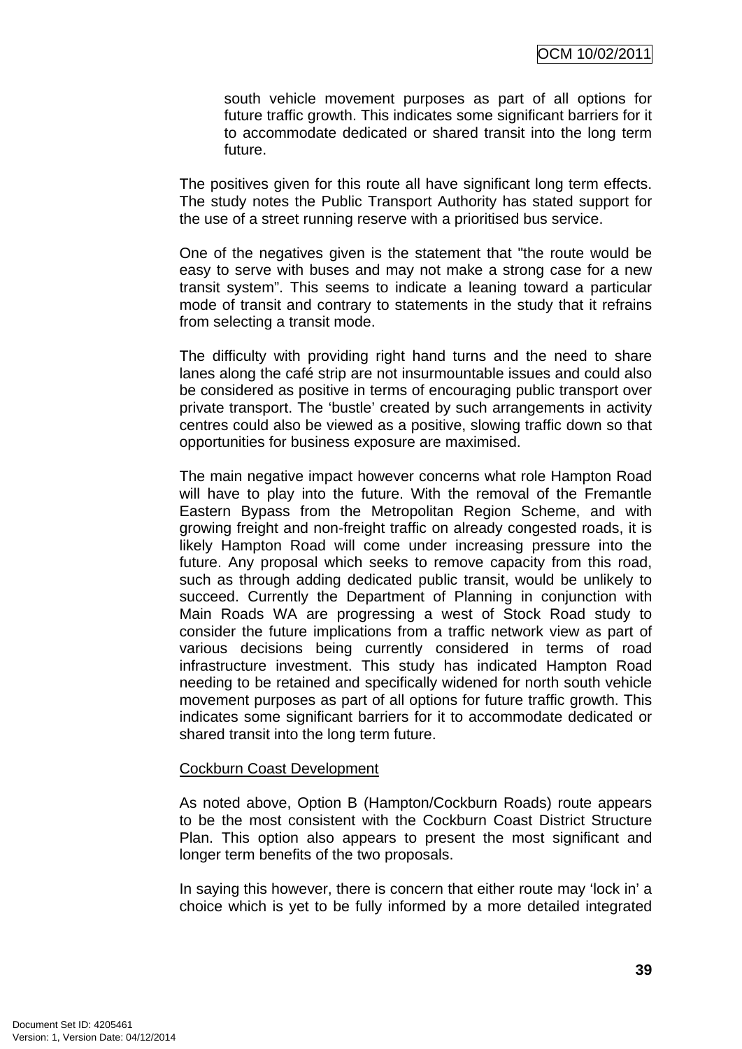south vehicle movement purposes as part of all options for future traffic growth. This indicates some significant barriers for it to accommodate dedicated or shared transit into the long term future.

The positives given for this route all have significant long term effects. The study notes the Public Transport Authority has stated support for the use of a street running reserve with a prioritised bus service.

One of the negatives given is the statement that "the route would be easy to serve with buses and may not make a strong case for a new transit system". This seems to indicate a leaning toward a particular mode of transit and contrary to statements in the study that it refrains from selecting a transit mode.

The difficulty with providing right hand turns and the need to share lanes along the café strip are not insurmountable issues and could also be considered as positive in terms of encouraging public transport over private transport. The 'bustle' created by such arrangements in activity centres could also be viewed as a positive, slowing traffic down so that opportunities for business exposure are maximised.

The main negative impact however concerns what role Hampton Road will have to play into the future. With the removal of the Fremantle Eastern Bypass from the Metropolitan Region Scheme, and with growing freight and non-freight traffic on already congested roads, it is likely Hampton Road will come under increasing pressure into the future. Any proposal which seeks to remove capacity from this road, such as through adding dedicated public transit, would be unlikely to succeed. Currently the Department of Planning in conjunction with Main Roads WA are progressing a west of Stock Road study to consider the future implications from a traffic network view as part of various decisions being currently considered in terms of road infrastructure investment. This study has indicated Hampton Road needing to be retained and specifically widened for north south vehicle movement purposes as part of all options for future traffic growth. This indicates some significant barriers for it to accommodate dedicated or shared transit into the long term future.

Cockburn Coast Development

As noted above, Option B (Hampton/Cockburn Roads) route appears to be the most consistent with the Cockburn Coast District Structure Plan. This option also appears to present the most significant and longer term benefits of the two proposals.

In saying this however, there is concern that either route may 'lock in' a choice which is yet to be fully informed by a more detailed integrated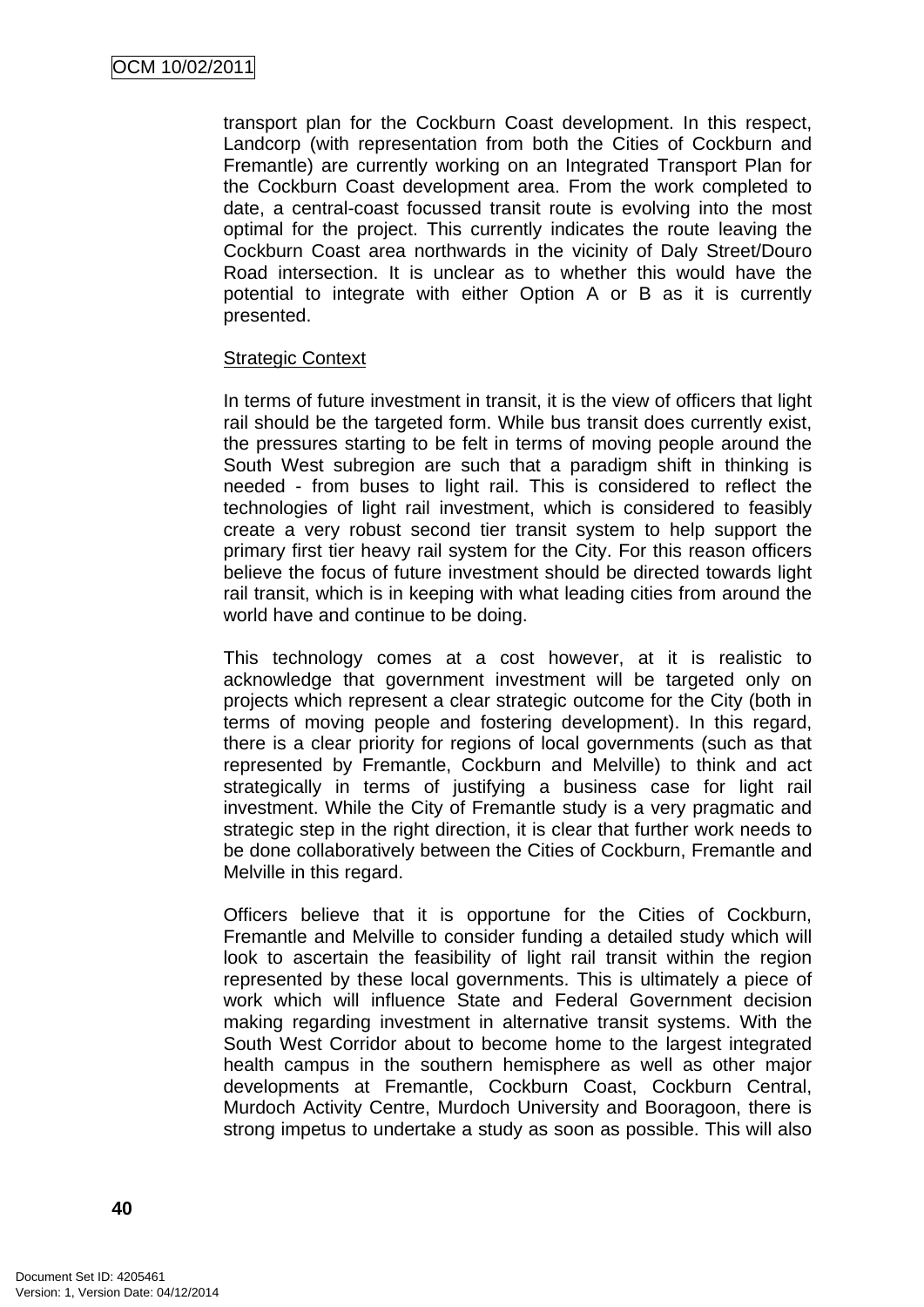transport plan for the Cockburn Coast development. In this respect, Landcorp (with representation from both the Cities of Cockburn and Fremantle) are currently working on an Integrated Transport Plan for the Cockburn Coast development area. From the work completed to date, a central-coast focussed transit route is evolving into the most optimal for the project. This currently indicates the route leaving the Cockburn Coast area northwards in the vicinity of Daly Street/Douro Road intersection. It is unclear as to whether this would have the potential to integrate with either Option A or B as it is currently presented.

Strategic Context

In terms of future investment in transit, it is the view of officers that light rail should be the targeted form. While bus transit does currently exist, the pressures starting to be felt in terms of moving people around the South West subregion are such that a paradigm shift in thinking is needed - from buses to light rail. This is considered to reflect the technologies of light rail investment, which is considered to feasibly create a very robust second tier transit system to help support the primary first tier heavy rail system for the City. For this reason officers believe the focus of future investment should be directed towards light rail transit, which is in keeping with what leading cities from around the world have and continue to be doing.

This technology comes at a cost however, at it is realistic to acknowledge that government investment will be targeted only on projects which represent a clear strategic outcome for the City (both in terms of moving people and fostering development). In this regard, there is a clear priority for regions of local governments (such as that represented by Fremantle, Cockburn and Melville) to think and act strategically in terms of justifying a business case for light rail investment. While the City of Fremantle study is a very pragmatic and strategic step in the right direction, it is clear that further work needs to be done collaboratively between the Cities of Cockburn, Fremantle and Melville in this regard.

Officers believe that it is opportune for the Cities of Cockburn, Fremantle and Melville to consider funding a detailed study which will look to ascertain the feasibility of light rail transit within the region represented by these local governments. This is ultimately a piece of work which will influence State and Federal Government decision making regarding investment in alternative transit systems. With the South West Corridor about to become home to the largest integrated health campus in the southern hemisphere as well as other major developments at Fremantle, Cockburn Coast, Cockburn Central, Murdoch Activity Centre, Murdoch University and Booragoon, there is strong impetus to undertake a study as soon as possible. This will also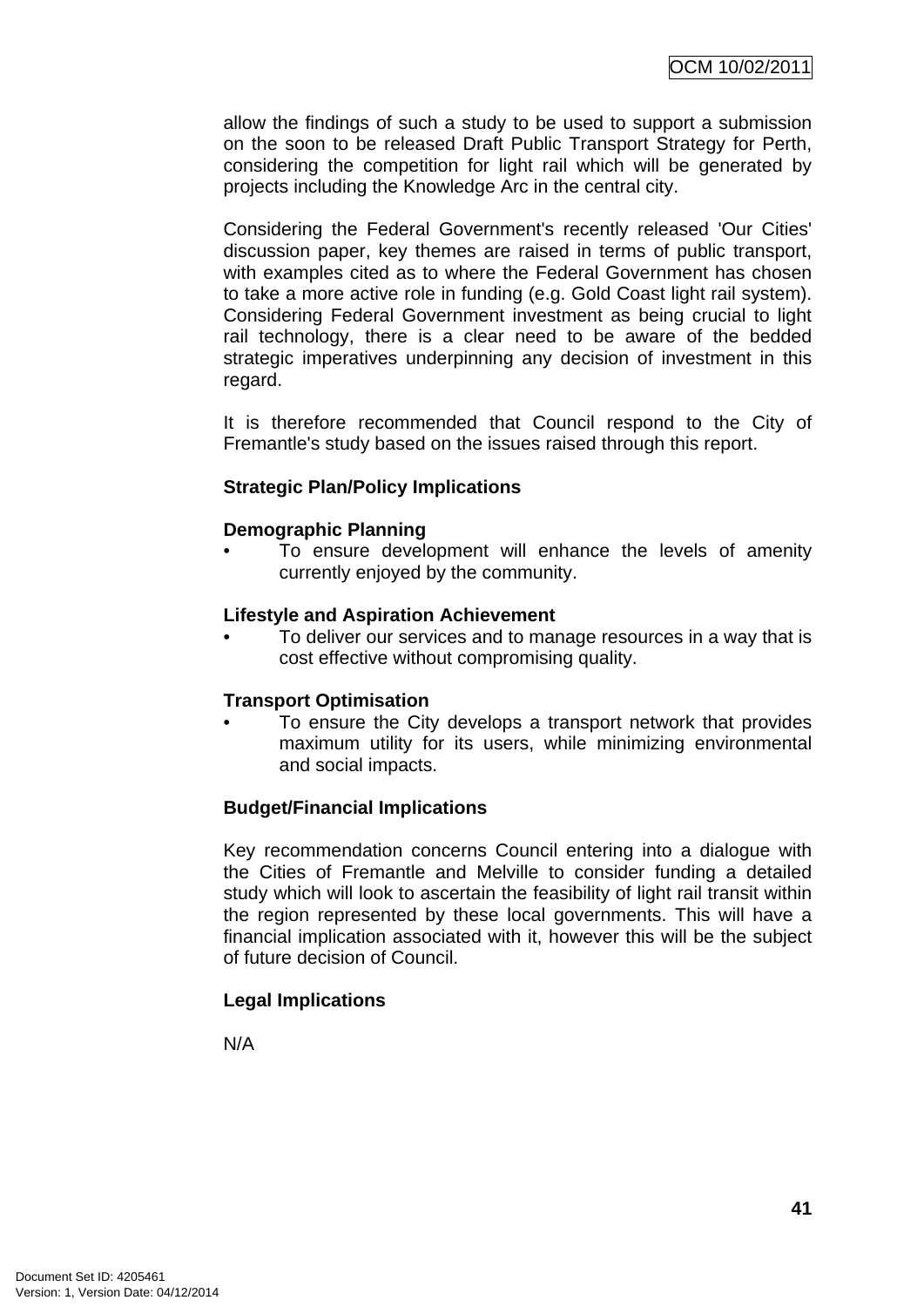allow the findings of such a study to be used to support a submission on the soon to be released Draft Public Transport Strategy for Perth, considering the competition for light rail which will be generated by projects including the Knowledge Arc in the central city.

Considering the Federal Government's recently released 'Our Cities' discussion paper, key themes are raised in terms of public transport, with examples cited as to where the Federal Government has chosen to take a more active role in funding (e.g. Gold Coast light rail system). Considering Federal Government investment as being crucial to light rail technology, there is a clear need to be aware of the bedded strategic imperatives underpinning any decision of investment in this regard.

It is therefore recommended that Council respond to the City of Fremantle's study based on the issues raised through this report.

**Strategic Plan/Policy Implications**

**Demographic Planning**

- To ensure development will enhance the levels of amenity currently enjoyed by the community.

**Lifestyle and Aspiration Achievement**

- To deliver our services and to manage resources in a way that is cost effective without compromising quality.

**Transport Optimisation**

- To ensure the City develops a transport network that provides maximum utility for its users, while minimizing environmental and social impacts.

**Budget/Financial Implications**

Key recommendation concerns Council entering into a dialogue with the Cities of Fremantle and Melville to consider funding a detailed study which will look to ascertain the feasibility of light rail transit within the region represented by these local governments. This will have a financial implication associated with it, however this will be the subject of future decision of Council.

**Legal Implications**

N/A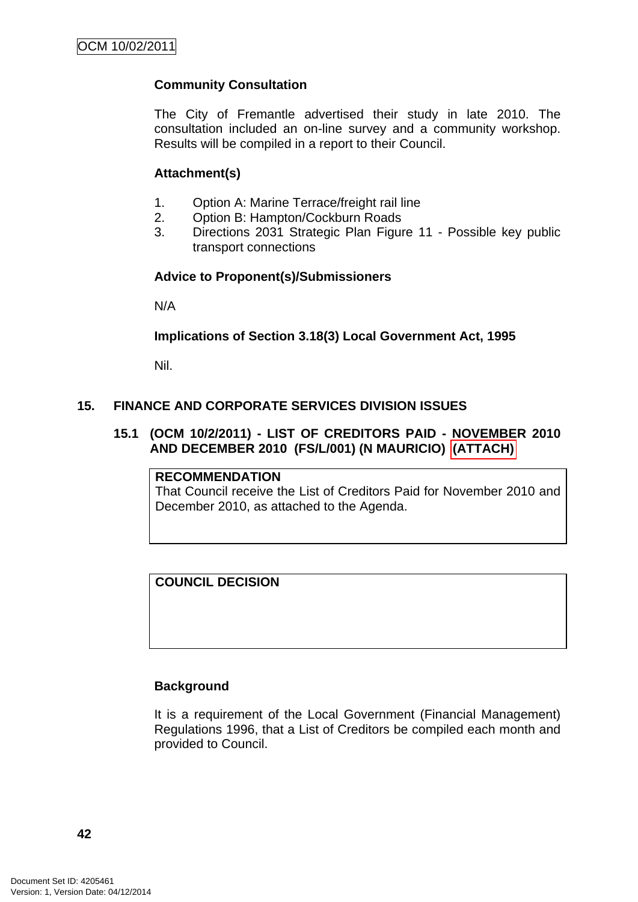**Community Consultation**

The City of Fremantle advertised their study in late 2010. The consultation included an on-line survey and a community workshop. Results will be compiled in a report to their Council.

**Attachment(s)**

1. Option A: Marine Terrace/freight rail line
2. Option B: Hampton/Cockburn Roads
3. Directions 2031 Strategic Plan Figure 11 - Possible key public transport connections

**Advice to Proponent(s)/Submissioners**

N/A

**Implications of Section 3.18(3) Local Government Act, 1995**

Nil.

## 15. FINANCE AND CORPORATE SERVICES DIVISION ISSUES

### 15.1 (OCM 10/2/2011) - LIST OF CREDITORS PAID - NOVEMBER 2010 AND DECEMBER 2010 (FS/L/001) (N MAURICIO) (ATTACH)

| **RECOMMENDATION** |
|---|
| That Council receive the List of Creditors Paid for November 2010 and December 2010, as attached to the Agenda. |

| **COUNCIL DECISION** |
|---|
| |

**Background**

It is a requirement of the Local Government (Financial Management) Regulations 1996, that a List of Creditors be compiled each month and provided to Council.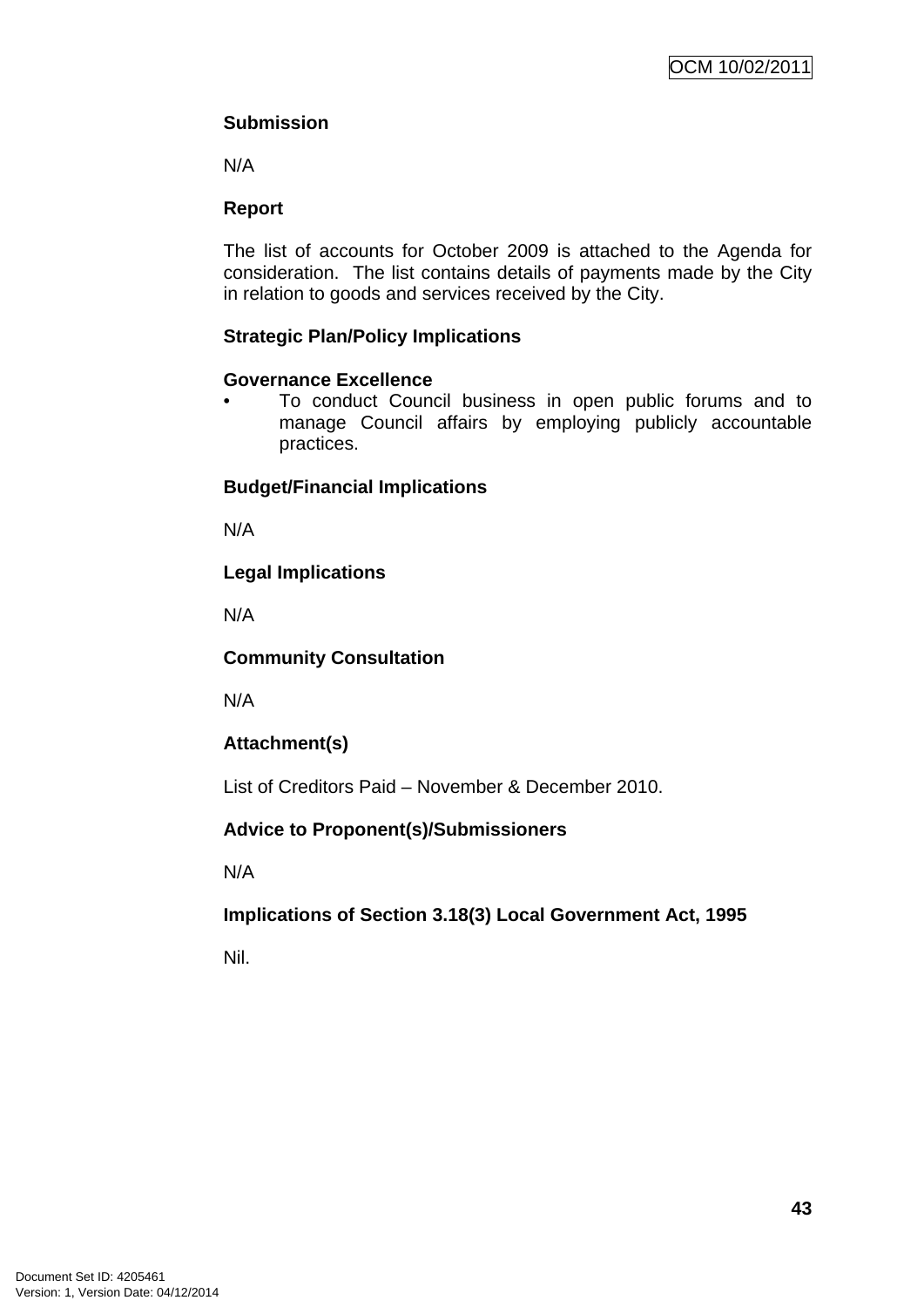**Submission**

N/A

**Report**

The list of accounts for October 2009 is attached to the Agenda for consideration. The list contains details of payments made by the City in relation to goods and services received by the City.

**Strategic Plan/Policy Implications**

**Governance Excellence**

- To conduct Council business in open public forums and to manage Council affairs by employing publicly accountable practices.

**Budget/Financial Implications**

N/A

**Legal Implications**

N/A

**Community Consultation**

N/A

**Attachment(s)**

List of Creditors Paid – November & December 2010.

**Advice to Proponent(s)/Submissioners**

N/A

**Implications of Section 3.18(3) Local Government Act, 1995**

Nil.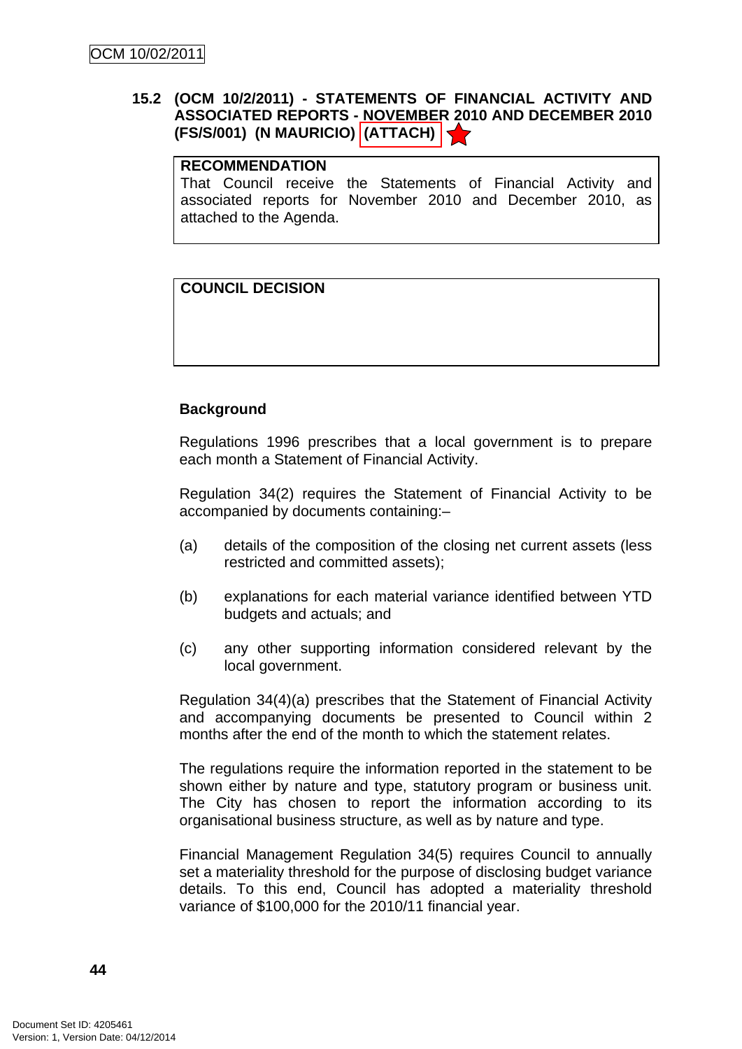### 15.2 (OCM 10/2/2011) - STATEMENTS OF FINANCIAL ACTIVITY AND ASSOCIATED REPORTS - NOVEMBER 2010 AND DECEMBER 2010 (FS/S/001) (N MAURICIO) (ATTACH)

| RECOMMENDATION |
|---|
| That Council receive the Statements of Financial Activity and associated reports for November 2010 and December 2010, as attached to the Agenda. |

| COUNCIL DECISION |
|---|
| |

**Background**

Regulations 1996 prescribes that a local government is to prepare each month a Statement of Financial Activity.

Regulation 34(2) requires the Statement of Financial Activity to be accompanied by documents containing:–

(a) details of the composition of the closing net current assets (less restricted and committed assets);

(b) explanations for each material variance identified between YTD budgets and actuals; and

(c) any other supporting information considered relevant by the local government.

Regulation 34(4)(a) prescribes that the Statement of Financial Activity and accompanying documents be presented to Council within 2 months after the end of the month to which the statement relates.

The regulations require the information reported in the statement to be shown either by nature and type, statutory program or business unit. The City has chosen to report the information according to its organisational business structure, as well as by nature and type.

Financial Management Regulation 34(5) requires Council to annually set a materiality threshold for the purpose of disclosing budget variance details. To this end, Council has adopted a materiality threshold variance of $100,000 for the 2010/11 financial year.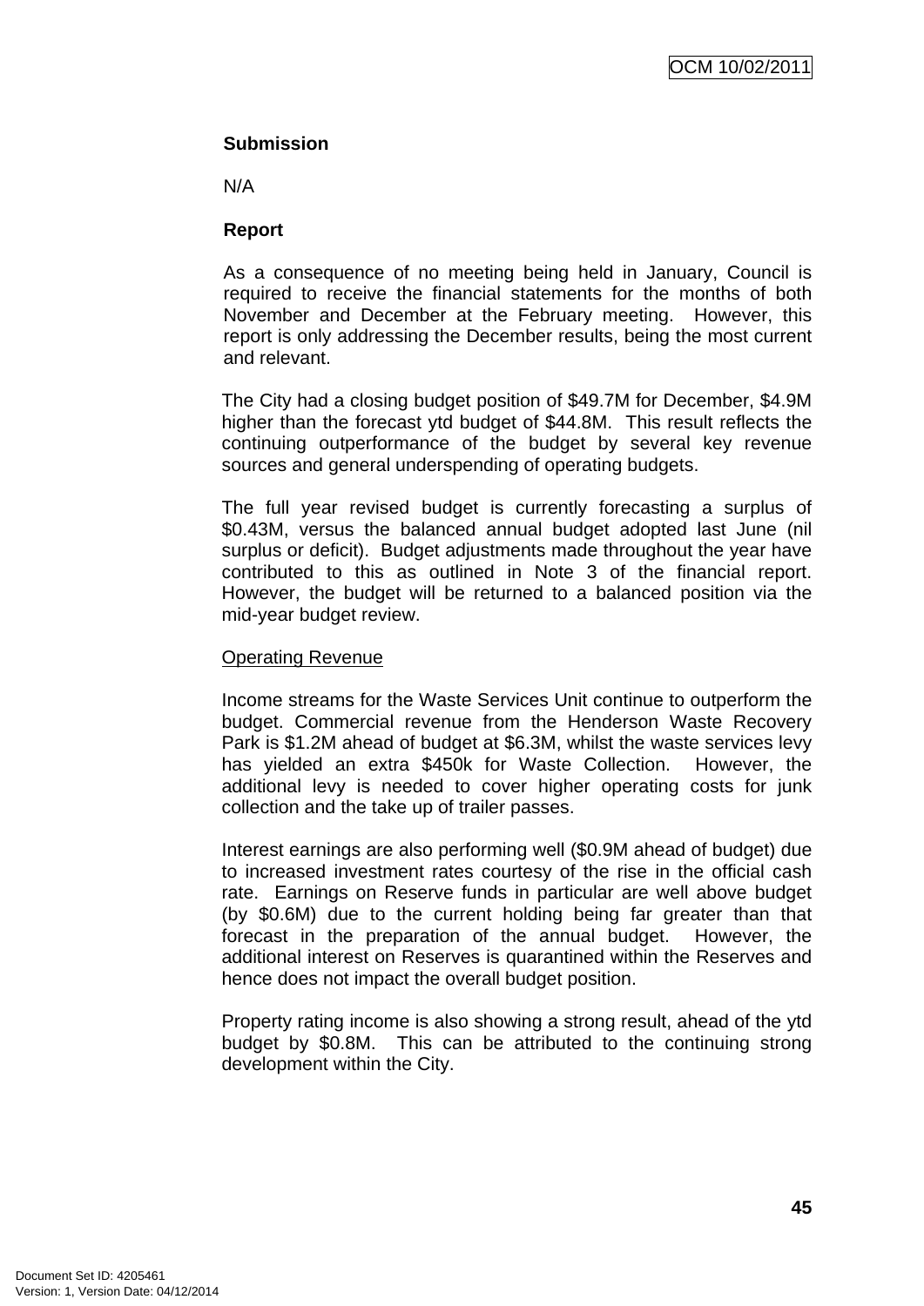### Submission

N/A

### Report

As a consequence of no meeting being held in January, Council is required to receive the financial statements for the months of both November and December at the February meeting. However, this report is only addressing the December results, being the most current and relevant.

The City had a closing budget position of $49.7M for December, $4.9M higher than the forecast ytd budget of $44.8M. This result reflects the continuing outperformance of the budget by several key revenue sources and general underspending of operating budgets.

The full year revised budget is currently forecasting a surplus of $0.43M, versus the balanced annual budget adopted last June (nil surplus or deficit). Budget adjustments made throughout the year have contributed to this as outlined in Note 3 of the financial report. However, the budget will be returned to a balanced position via the mid-year budget review.

Operating Revenue

Income streams for the Waste Services Unit continue to outperform the budget. Commercial revenue from the Henderson Waste Recovery Park is $1.2M ahead of budget at $6.3M, whilst the waste services levy has yielded an extra $450k for Waste Collection. However, the additional levy is needed to cover higher operating costs for junk collection and the take up of trailer passes.

Interest earnings are also performing well ($0.9M ahead of budget) due to increased investment rates courtesy of the rise in the official cash rate. Earnings on Reserve funds in particular are well above budget (by $0.6M) due to the current holding being far greater than that forecast in the preparation of the annual budget. However, the additional interest on Reserves is quarantined within the Reserves and hence does not impact the overall budget position.

Property rating income is also showing a strong result, ahead of the ytd budget by $0.8M. This can be attributed to the continuing strong development within the City.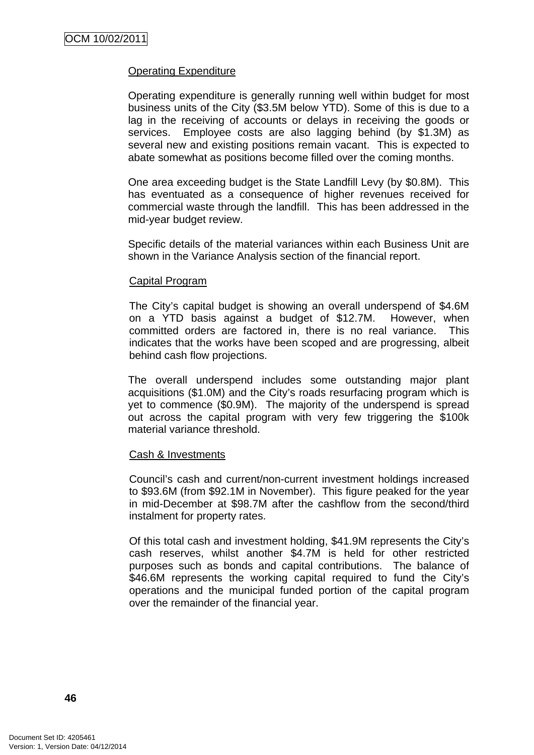Operating Expenditure

Operating expenditure is generally running well within budget for most business units of the City ($3.5M below YTD). Some of this is due to a lag in the receiving of accounts or delays in receiving the goods or services. Employee costs are also lagging behind (by $1.3M) as several new and existing positions remain vacant. This is expected to abate somewhat as positions become filled over the coming months.

One area exceeding budget is the State Landfill Levy (by $0.8M). This has eventuated as a consequence of higher revenues received for commercial waste through the landfill. This has been addressed in the mid-year budget review.

Specific details of the material variances within each Business Unit are shown in the Variance Analysis section of the financial report.

Capital Program

The City's capital budget is showing an overall underspend of $4.6M on a YTD basis against a budget of $12.7M. However, when committed orders are factored in, there is no real variance. This indicates that the works have been scoped and are progressing, albeit behind cash flow projections.

The overall underspend includes some outstanding major plant acquisitions ($1.0M) and the City's roads resurfacing program which is yet to commence ($0.9M). The majority of the underspend is spread out across the capital program with very few triggering the $100k material variance threshold.

Cash & Investments

Council's cash and current/non-current investment holdings increased to $93.6M (from $92.1M in November). This figure peaked for the year in mid-December at $98.7M after the cashflow from the second/third instalment for property rates.

Of this total cash and investment holding, $41.9M represents the City's cash reserves, whilst another $4.7M is held for other restricted purposes such as bonds and capital contributions. The balance of $46.6M represents the working capital required to fund the City's operations and the municipal funded portion of the capital program over the remainder of the financial year.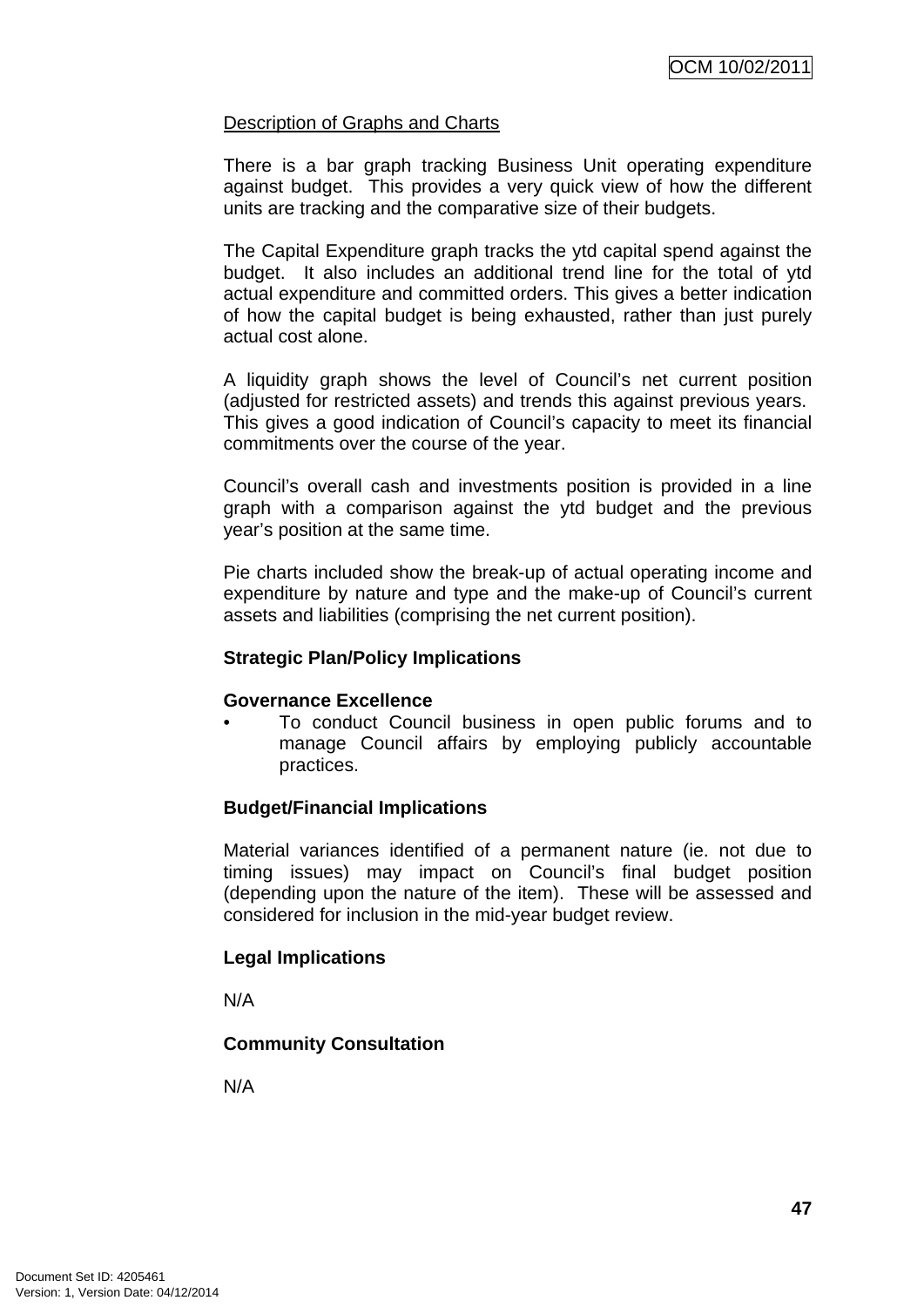Description of Graphs and Charts

There is a bar graph tracking Business Unit operating expenditure against budget. This provides a very quick view of how the different units are tracking and the comparative size of their budgets.

The Capital Expenditure graph tracks the ytd capital spend against the budget. It also includes an additional trend line for the total of ytd actual expenditure and committed orders. This gives a better indication of how the capital budget is being exhausted, rather than just purely actual cost alone.

A liquidity graph shows the level of Council's net current position (adjusted for restricted assets) and trends this against previous years. This gives a good indication of Council's capacity to meet its financial commitments over the course of the year.

Council's overall cash and investments position is provided in a line graph with a comparison against the ytd budget and the previous year's position at the same time.

Pie charts included show the break-up of actual operating income and expenditure by nature and type and the make-up of Council's current assets and liabilities (comprising the net current position).

**Strategic Plan/Policy Implications**

**Governance Excellence**

- To conduct Council business in open public forums and to manage Council affairs by employing publicly accountable practices.

**Budget/Financial Implications**

Material variances identified of a permanent nature (ie. not due to timing issues) may impact on Council's final budget position (depending upon the nature of the item). These will be assessed and considered for inclusion in the mid-year budget review.

**Legal Implications**

N/A

**Community Consultation**

N/A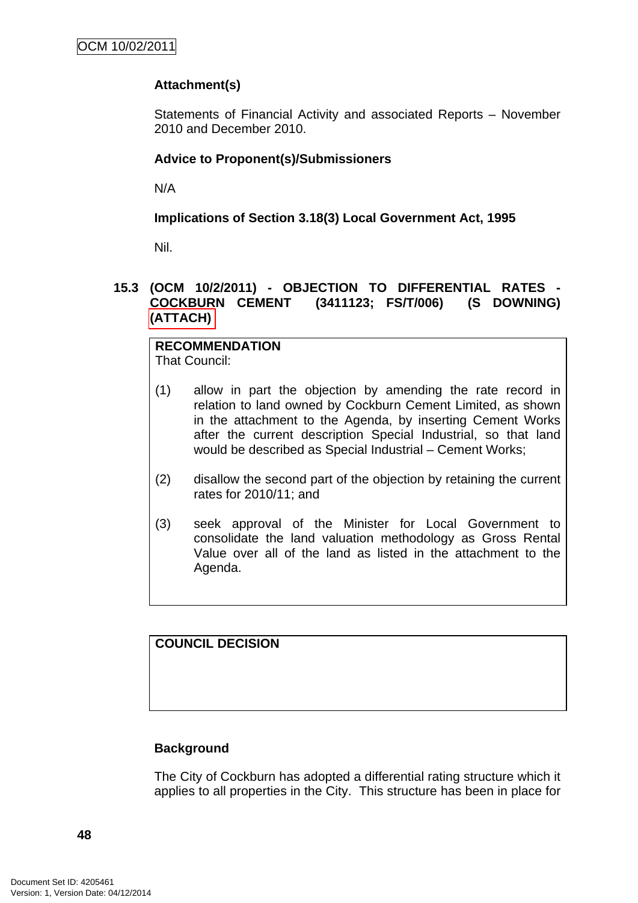**Attachment(s)**

Statements of Financial Activity and associated Reports – November 2010 and December 2010.

**Advice to Proponent(s)/Submissioners**

N/A

**Implications of Section 3.18(3) Local Government Act, 1995**

Nil.

### 15.3 (OCM 10/2/2011) - OBJECTION TO DIFFERENTIAL RATES - COCKBURN CEMENT (3411123; FS/T/006) (S DOWNING) (ATTACH)

**RECOMMENDATION**
That Council:

(1) allow in part the objection by amending the rate record in relation to land owned by Cockburn Cement Limited, as shown in the attachment to the Agenda, by inserting Cement Works after the current description Special Industrial, so that land would be described as Special Industrial – Cement Works;

(2) disallow the second part of the objection by retaining the current rates for 2010/11; and

(3) seek approval of the Minister for Local Government to consolidate the land valuation methodology as Gross Rental Value over all of the land as listed in the attachment to the Agenda.

**COUNCIL DECISION**

**Background**

The City of Cockburn has adopted a differential rating structure which it applies to all properties in the City. This structure has been in place for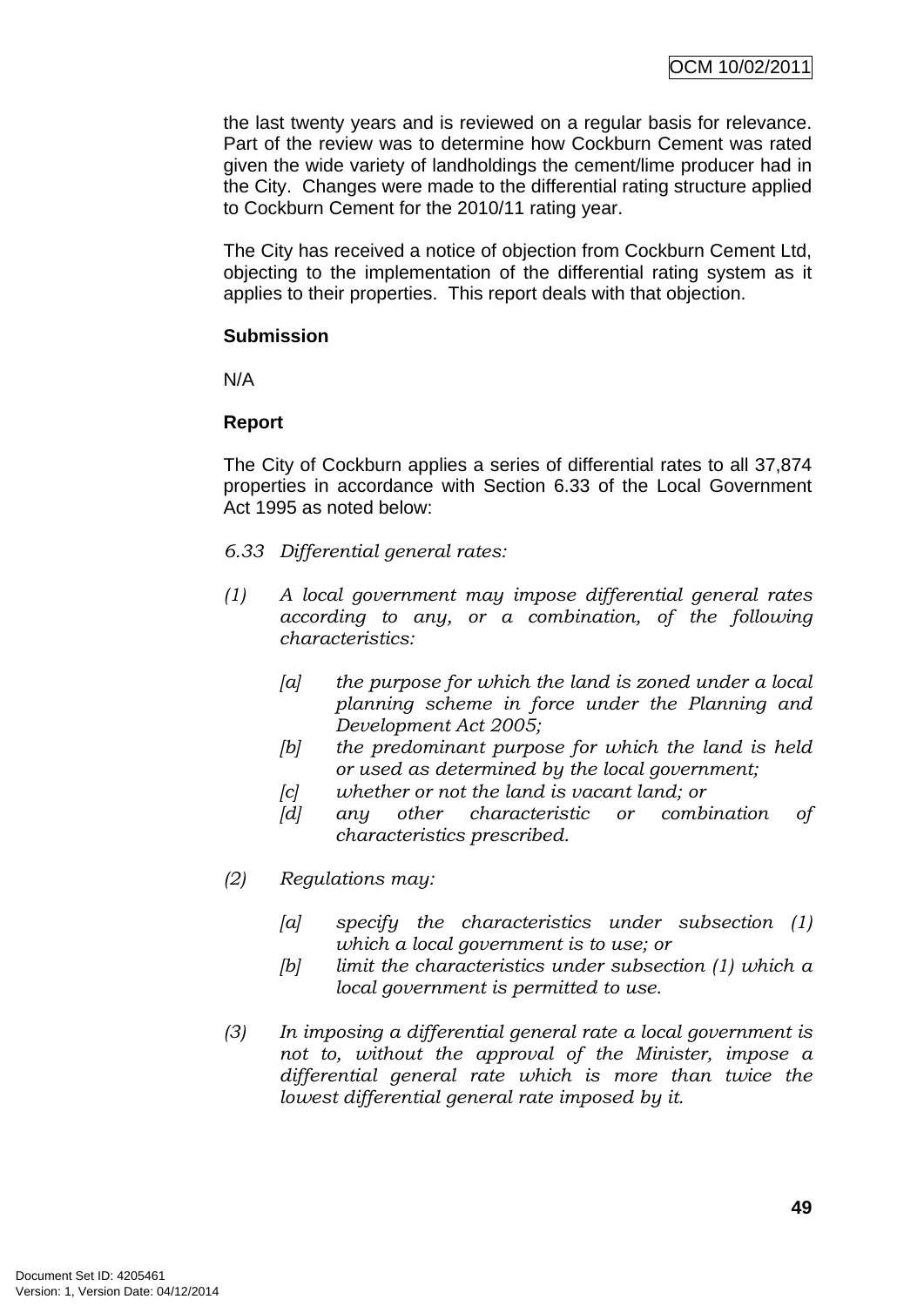the last twenty years and is reviewed on a regular basis for relevance. Part of the review was to determine how Cockburn Cement was rated given the wide variety of landholdings the cement/lime producer had in the City. Changes were made to the differential rating structure applied to Cockburn Cement for the 2010/11 rating year.

The City has received a notice of objection from Cockburn Cement Ltd, objecting to the implementation of the differential rating system as it applies to their properties. This report deals with that objection.

**Submission**

N/A

**Report**

The City of Cockburn applies a series of differential rates to all 37,874 properties in accordance with Section 6.33 of the Local Government Act 1995 as noted below:

*6.33 Differential general rates:*

*(1) A local government may impose differential general rates according to any, or a combination, of the following characteristics:*

- *[a] the purpose for which the land is zoned under a local planning scheme in force under the Planning and Development Act 2005;*
- *[b] the predominant purpose for which the land is held or used as determined by the local government;*
- *[c] whether or not the land is vacant land; or*
- *[d] any other characteristic or combination of characteristics prescribed.*

*(2) Regulations may:*

- *[a] specify the characteristics under subsection (1) which a local government is to use; or*
- *[b] limit the characteristics under subsection (1) which a local government is permitted to use.*

*(3) In imposing a differential general rate a local government is not to, without the approval of the Minister, impose a differential general rate which is more than twice the lowest differential general rate imposed by it.*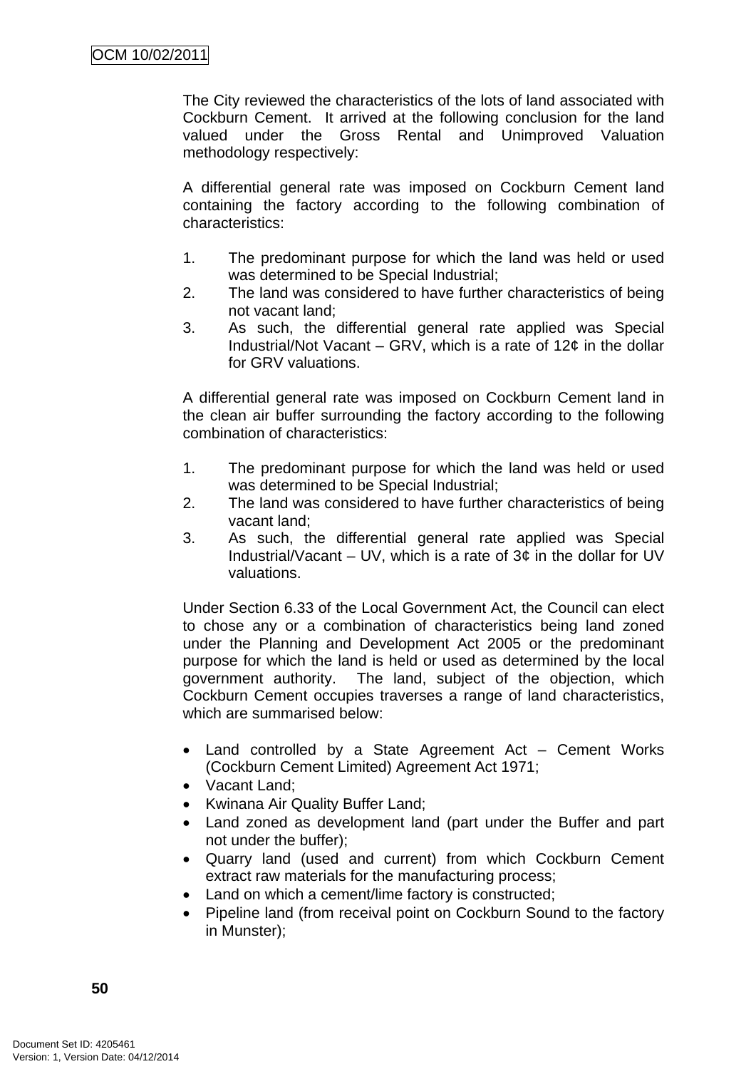The City reviewed the characteristics of the lots of land associated with Cockburn Cement. It arrived at the following conclusion for the land valued under the Gross Rental and Unimproved Valuation methodology respectively:

A differential general rate was imposed on Cockburn Cement land containing the factory according to the following combination of characteristics:

1. The predominant purpose for which the land was held or used was determined to be Special Industrial;
2. The land was considered to have further characteristics of being not vacant land;
3. As such, the differential general rate applied was Special Industrial/Not Vacant – GRV, which is a rate of 12¢ in the dollar for GRV valuations.

A differential general rate was imposed on Cockburn Cement land in the clean air buffer surrounding the factory according to the following combination of characteristics:

1. The predominant purpose for which the land was held or used was determined to be Special Industrial;
2. The land was considered to have further characteristics of being vacant land;
3. As such, the differential general rate applied was Special Industrial/Vacant – UV, which is a rate of 3¢ in the dollar for UV valuations.

Under Section 6.33 of the Local Government Act, the Council can elect to chose any or a combination of characteristics being land zoned under the Planning and Development Act 2005 or the predominant purpose for which the land is held or used as determined by the local government authority. The land, subject of the objection, which Cockburn Cement occupies traverses a range of land characteristics, which are summarised below:

- Land controlled by a State Agreement Act – Cement Works (Cockburn Cement Limited) Agreement Act 1971;
- Vacant Land;
- Kwinana Air Quality Buffer Land;
- Land zoned as development land (part under the Buffer and part not under the buffer);
- Quarry land (used and current) from which Cockburn Cement extract raw materials for the manufacturing process;
- Land on which a cement/lime factory is constructed;
- Pipeline land (from receival point on Cockburn Sound to the factory in Munster);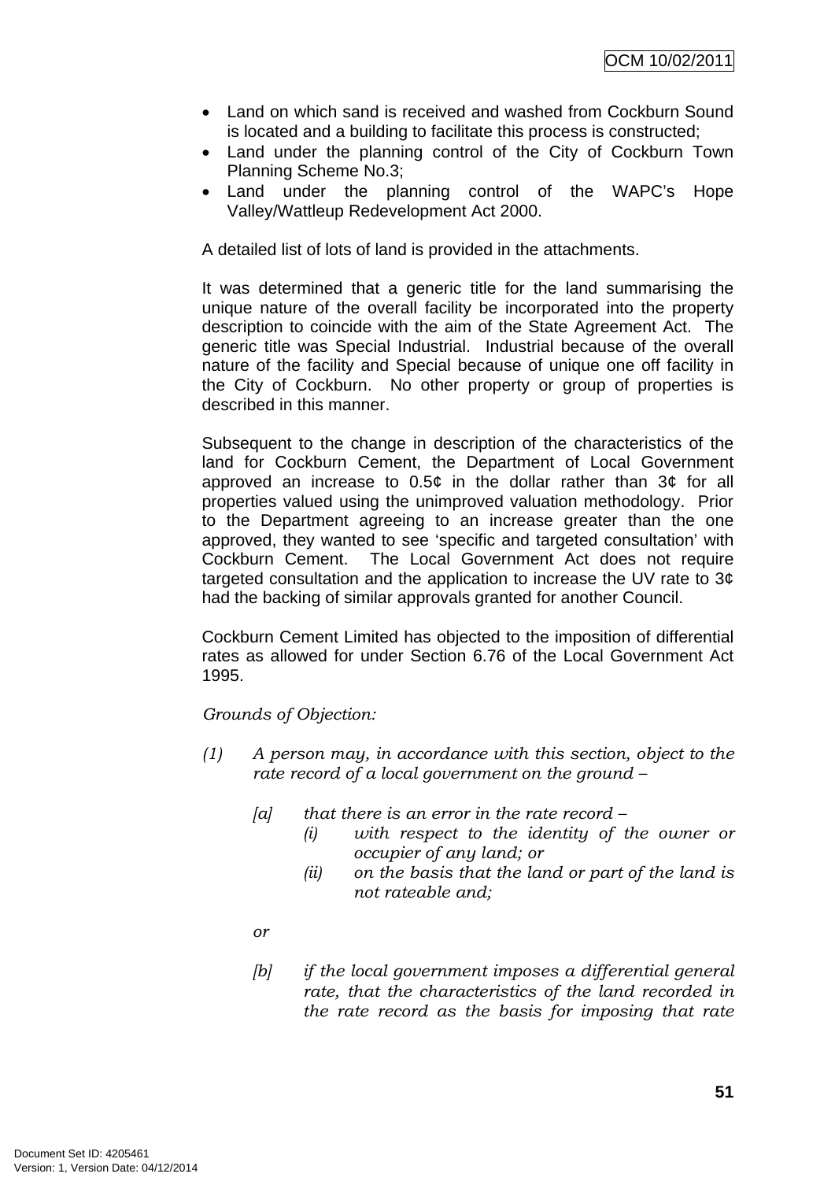- Land on which sand is received and washed from Cockburn Sound is located and a building to facilitate this process is constructed;
- Land under the planning control of the City of Cockburn Town Planning Scheme No.3;
- Land under the planning control of the WAPC's Hope Valley/Wattleup Redevelopment Act 2000.

A detailed list of lots of land is provided in the attachments.

It was determined that a generic title for the land summarising the unique nature of the overall facility be incorporated into the property description to coincide with the aim of the State Agreement Act. The generic title was Special Industrial. Industrial because of the overall nature of the facility and Special because of unique one off facility in the City of Cockburn. No other property or group of properties is described in this manner.

Subsequent to the change in description of the characteristics of the land for Cockburn Cement, the Department of Local Government approved an increase to 0.5¢ in the dollar rather than 3¢ for all properties valued using the unimproved valuation methodology. Prior to the Department agreeing to an increase greater than the one approved, they wanted to see 'specific and targeted consultation' with Cockburn Cement. The Local Government Act does not require targeted consultation and the application to increase the UV rate to 3¢ had the backing of similar approvals granted for another Council.

Cockburn Cement Limited has objected to the imposition of differential rates as allowed for under Section 6.76 of the Local Government Act 1995.

*Grounds of Objection:*

*(1) A person may, in accordance with this section, object to the rate record of a local government on the ground –*

*[a] that there is an error in the rate record –*
*(i) with respect to the identity of the owner or occupier of any land; or*
*(ii) on the basis that the land or part of the land is not rateable and;*

*or*

*[b] if the local government imposes a differential general rate, that the characteristics of the land recorded in the rate record as the basis for imposing that rate*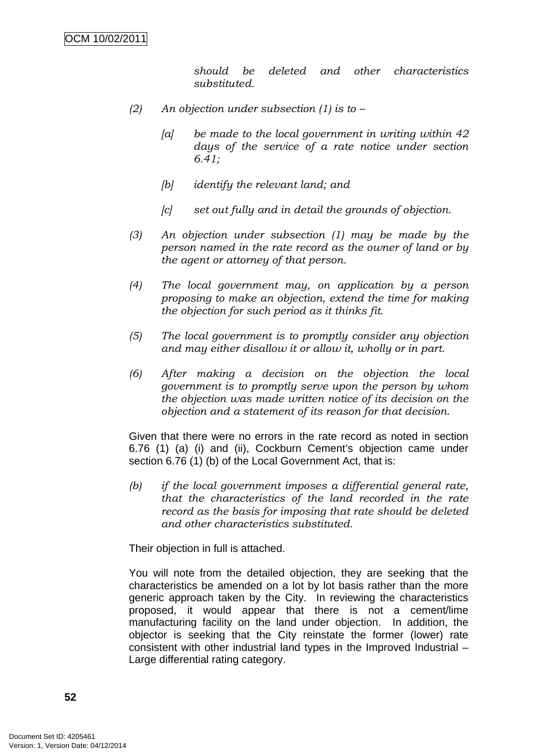*should be deleted and other characteristics substituted.*

*(2) An objection under subsection (1) is to –*

*[a] be made to the local government in writing within 42 days of the service of a rate notice under section 6.41;*

*[b] identify the relevant land; and*

*[c] set out fully and in detail the grounds of objection.*

*(3) An objection under subsection (1) may be made by the person named in the rate record as the owner of land or by the agent or attorney of that person.*

*(4) The local government may, on application by a person proposing to make an objection, extend the time for making the objection for such period as it thinks fit.*

*(5) The local government is to promptly consider any objection and may either disallow it or allow it, wholly or in part.*

*(6) After making a decision on the objection the local government is to promptly serve upon the person by whom the objection was made written notice of its decision on the objection and a statement of its reason for that decision.*

Given that there were no errors in the rate record as noted in section 6.76 (1) (a) (i) and (ii), Cockburn Cement's objection came under section 6.76 (1) (b) of the Local Government Act, that is:

*(b) if the local government imposes a differential general rate, that the characteristics of the land recorded in the rate record as the basis for imposing that rate should be deleted and other characteristics substituted.*

Their objection in full is attached.

You will note from the detailed objection, they are seeking that the characteristics be amended on a lot by lot basis rather than the more generic approach taken by the City. In reviewing the characteristics proposed, it would appear that there is not a cement/lime manufacturing facility on the land under objection. In addition, the objector is seeking that the City reinstate the former (lower) rate consistent with other industrial land types in the Improved Industrial – Large differential rating category.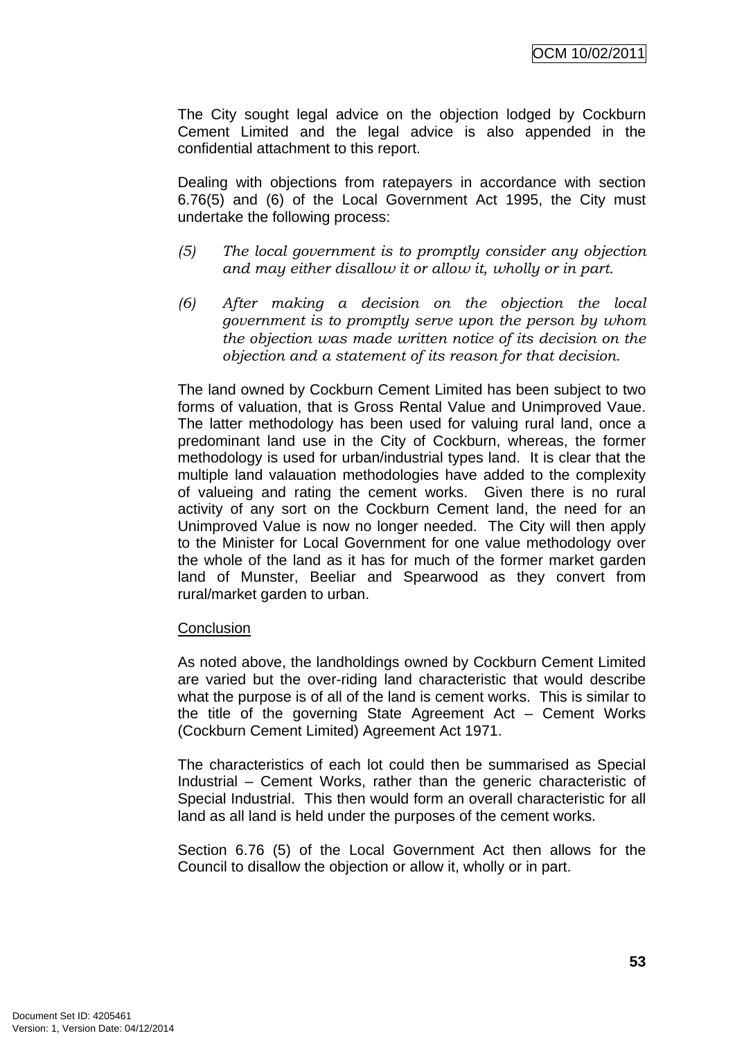The City sought legal advice on the objection lodged by Cockburn Cement Limited and the legal advice is also appended in the confidential attachment to this report.

Dealing with objections from ratepayers in accordance with section 6.76(5) and (6) of the Local Government Act 1995, the City must undertake the following process:

*(5) The local government is to promptly consider any objection and may either disallow it or allow it, wholly or in part.*

*(6) After making a decision on the objection the local government is to promptly serve upon the person by whom the objection was made written notice of its decision on the objection and a statement of its reason for that decision.*

The land owned by Cockburn Cement Limited has been subject to two forms of valuation, that is Gross Rental Value and Unimproved Vaue. The latter methodology has been used for valuing rural land, once a predominant land use in the City of Cockburn, whereas, the former methodology is used for urban/industrial types land. It is clear that the multiple land valauation methodologies have added to the complexity of valueing and rating the cement works. Given there is no rural activity of any sort on the Cockburn Cement land, the need for an Unimproved Value is now no longer needed. The City will then apply to the Minister for Local Government for one value methodology over the whole of the land as it has for much of the former market garden land of Munster, Beeliar and Spearwood as they convert from rural/market garden to urban.

<u>Conclusion</u>

As noted above, the landholdings owned by Cockburn Cement Limited are varied but the over-riding land characteristic that would describe what the purpose is of all of the land is cement works. This is similar to the title of the governing State Agreement Act – Cement Works (Cockburn Cement Limited) Agreement Act 1971.

The characteristics of each lot could then be summarised as Special Industrial – Cement Works, rather than the generic characteristic of Special Industrial. This then would form an overall characteristic for all land as all land is held under the purposes of the cement works.

Section 6.76 (5) of the Local Government Act then allows for the Council to disallow the objection or allow it, wholly or in part.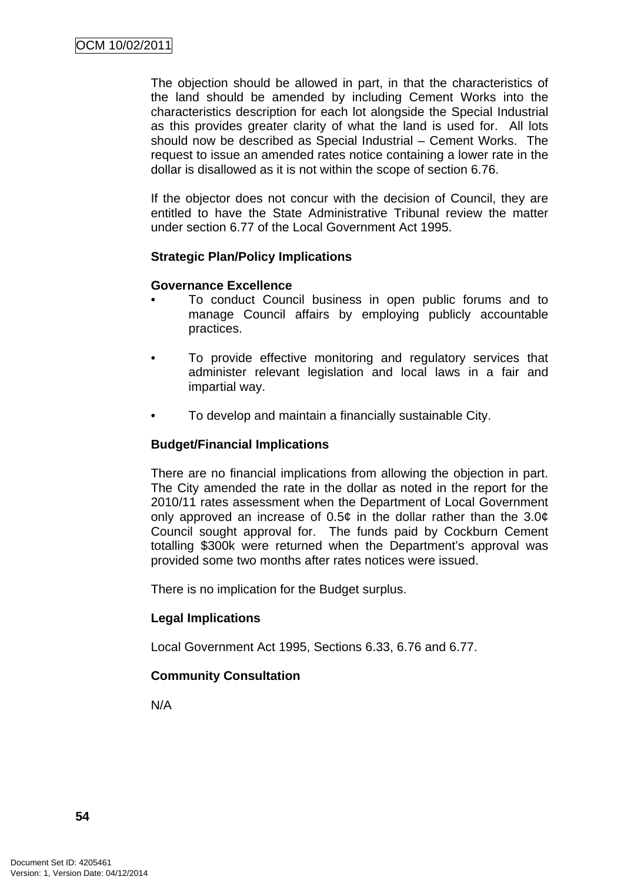The objection should be allowed in part, in that the characteristics of the land should be amended by including Cement Works into the characteristics description for each lot alongside the Special Industrial as this provides greater clarity of what the land is used for. All lots should now be described as Special Industrial – Cement Works. The request to issue an amended rates notice containing a lower rate in the dollar is disallowed as it is not within the scope of section 6.76.

If the objector does not concur with the decision of Council, they are entitled to have the State Administrative Tribunal review the matter under section 6.77 of the Local Government Act 1995.

**Strategic Plan/Policy Implications**

**Governance Excellence**

- To conduct Council business in open public forums and to manage Council affairs by employing publicly accountable practices.
- To provide effective monitoring and regulatory services that administer relevant legislation and local laws in a fair and impartial way.
- To develop and maintain a financially sustainable City.

**Budget/Financial Implications**

There are no financial implications from allowing the objection in part. The City amended the rate in the dollar as noted in the report for the 2010/11 rates assessment when the Department of Local Government only approved an increase of 0.5¢ in the dollar rather than the 3.0¢ Council sought approval for. The funds paid by Cockburn Cement totalling $300k were returned when the Department's approval was provided some two months after rates notices were issued.

There is no implication for the Budget surplus.

**Legal Implications**

Local Government Act 1995, Sections 6.33, 6.76 and 6.77.

**Community Consultation**

N/A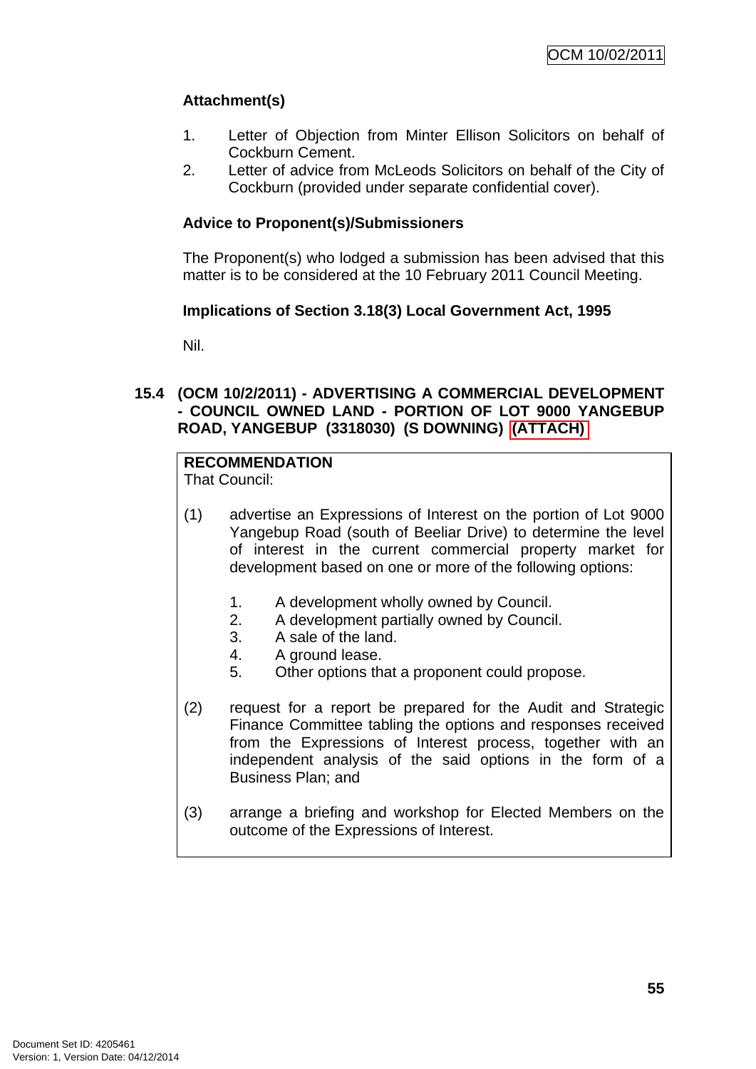### Attachment(s)

1. Letter of Objection from Minter Ellison Solicitors on behalf of Cockburn Cement.
2. Letter of advice from McLeods Solicitors on behalf of the City of Cockburn (provided under separate confidential cover).

### Advice to Proponent(s)/Submissioners

The Proponent(s) who lodged a submission has been advised that this matter is to be considered at the 10 February 2011 Council Meeting.

### Implications of Section 3.18(3) Local Government Act, 1995

Nil.

## 15.4 (OCM 10/2/2011) - ADVERTISING A COMMERCIAL DEVELOPMENT - COUNCIL OWNED LAND - PORTION OF LOT 9000 YANGEBUP ROAD, YANGEBUP (3318030) (S DOWNING) (ATTACH)

**RECOMMENDATION**
That Council:

(1) advertise an Expressions of Interest on the portion of Lot 9000 Yangebup Road (south of Beeliar Drive) to determine the level of interest in the current commercial property market for development based on one or more of the following options:

1. A development wholly owned by Council.
2. A development partially owned by Council.
3. A sale of the land.
4. A ground lease.
5. Other options that a proponent could propose.

(2) request for a report be prepared for the Audit and Strategic Finance Committee tabling the options and responses received from the Expressions of Interest process, together with an independent analysis of the said options in the form of a Business Plan; and

(3) arrange a briefing and workshop for Elected Members on the outcome of the Expressions of Interest.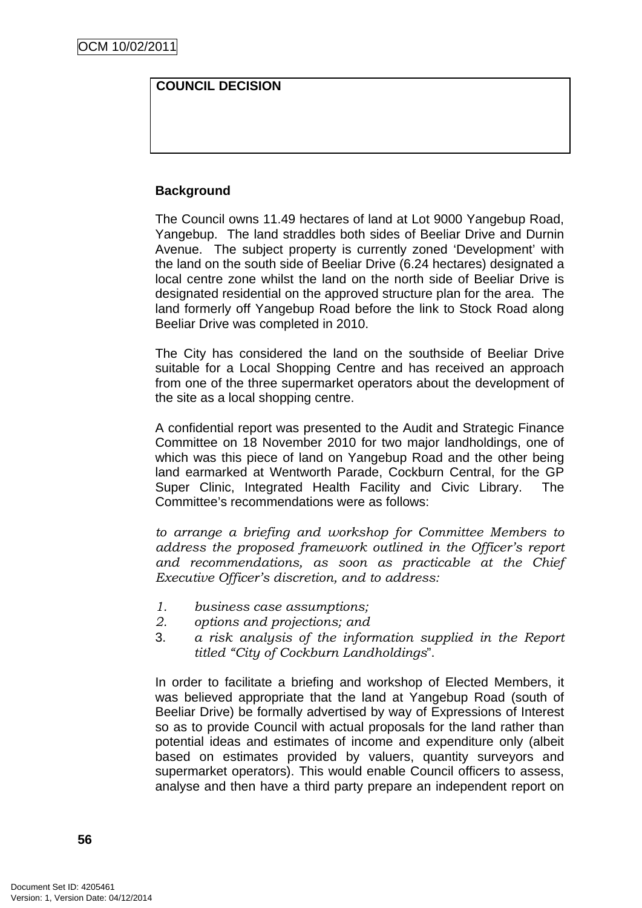| COUNCIL DECISION |
| --- |
| |

**Background**

The Council owns 11.49 hectares of land at Lot 9000 Yangebup Road, Yangebup. The land straddles both sides of Beeliar Drive and Durnin Avenue. The subject property is currently zoned 'Development' with the land on the south side of Beeliar Drive (6.24 hectares) designated a local centre zone whilst the land on the north side of Beeliar Drive is designated residential on the approved structure plan for the area. The land formerly off Yangebup Road before the link to Stock Road along Beeliar Drive was completed in 2010.

The City has considered the land on the southside of Beeliar Drive suitable for a Local Shopping Centre and has received an approach from one of the three supermarket operators about the development of the site as a local shopping centre.

A confidential report was presented to the Audit and Strategic Finance Committee on 18 November 2010 for two major landholdings, one of which was this piece of land on Yangebup Road and the other being land earmarked at Wentworth Parade, Cockburn Central, for the GP Super Clinic, Integrated Health Facility and Civic Library. The Committee's recommendations were as follows:

*to arrange a briefing and workshop for Committee Members to address the proposed framework outlined in the Officer's report and recommendations, as soon as practicable at the Chief Executive Officer's discretion, and to address:*

1. *business case assumptions;*
2. *options and projections; and*
3. *a risk analysis of the information supplied in the Report titled "City of Cockburn Landholdings*".

In order to facilitate a briefing and workshop of Elected Members, it was believed appropriate that the land at Yangebup Road (south of Beeliar Drive) be formally advertised by way of Expressions of Interest so as to provide Council with actual proposals for the land rather than potential ideas and estimates of income and expenditure only (albeit based on estimates provided by valuers, quantity surveyors and supermarket operators). This would enable Council officers to assess, analyse and then have a third party prepare an independent report on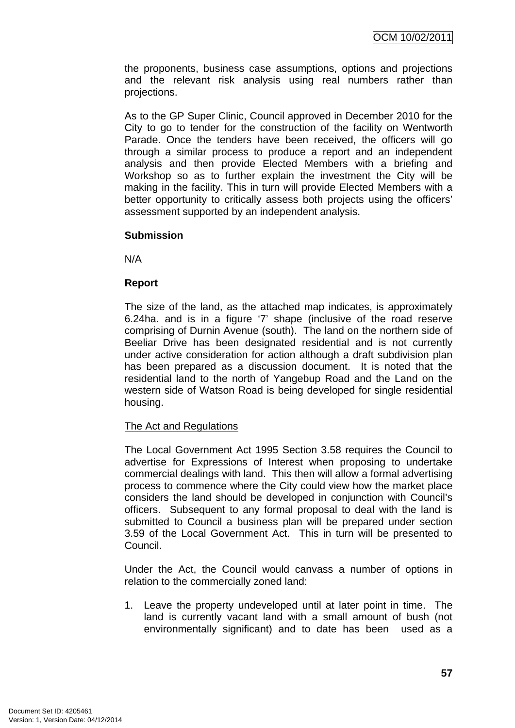the proponents, business case assumptions, options and projections and the relevant risk analysis using real numbers rather than projections.

As to the GP Super Clinic, Council approved in December 2010 for the City to go to tender for the construction of the facility on Wentworth Parade. Once the tenders have been received, the officers will go through a similar process to produce a report and an independent analysis and then provide Elected Members with a briefing and Workshop so as to further explain the investment the City will be making in the facility. This in turn will provide Elected Members with a better opportunity to critically assess both projects using the officers' assessment supported by an independent analysis.

**Submission**

N/A

**Report**

The size of the land, as the attached map indicates, is approximately 6.24ha. and is in a figure '7' shape (inclusive of the road reserve comprising of Durnin Avenue (south). The land on the northern side of Beeliar Drive has been designated residential and is not currently under active consideration for action although a draft subdivision plan has been prepared as a discussion document. It is noted that the residential land to the north of Yangebup Road and the Land on the western side of Watson Road is being developed for single residential housing.

<u>The Act and Regulations</u>

The Local Government Act 1995 Section 3.58 requires the Council to advertise for Expressions of Interest when proposing to undertake commercial dealings with land. This then will allow a formal advertising process to commence where the City could view how the market place considers the land should be developed in conjunction with Council's officers. Subsequent to any formal proposal to deal with the land is submitted to Council a business plan will be prepared under section 3.59 of the Local Government Act. This in turn will be presented to Council.

Under the Act, the Council would canvass a number of options in relation to the commercially zoned land:

1. Leave the property undeveloped until at later point in time. The land is currently vacant land with a small amount of bush (not environmentally significant) and to date has been used as a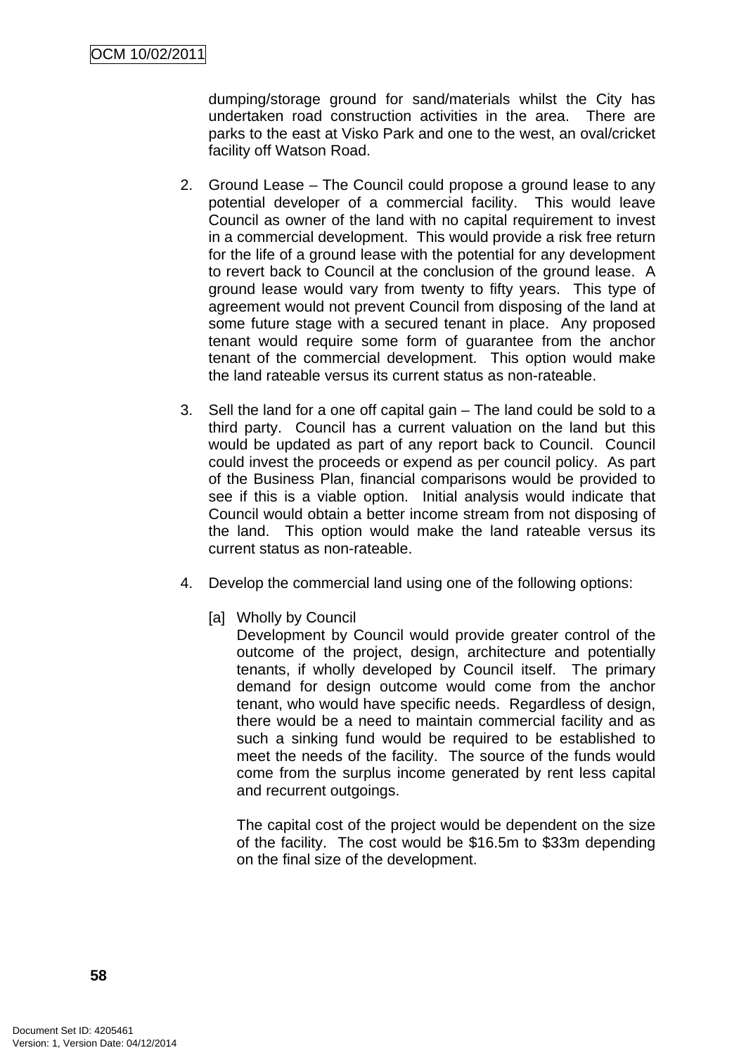dumping/storage ground for sand/materials whilst the City has undertaken road construction activities in the area. There are parks to the east at Visko Park and one to the west, an oval/cricket facility off Watson Road.

2. Ground Lease – The Council could propose a ground lease to any potential developer of a commercial facility. This would leave Council as owner of the land with no capital requirement to invest in a commercial development. This would provide a risk free return for the life of a ground lease with the potential for any development to revert back to Council at the conclusion of the ground lease. A ground lease would vary from twenty to fifty years. This type of agreement would not prevent Council from disposing of the land at some future stage with a secured tenant in place. Any proposed tenant would require some form of guarantee from the anchor tenant of the commercial development. This option would make the land rateable versus its current status as non-rateable.

3. Sell the land for a one off capital gain – The land could be sold to a third party. Council has a current valuation on the land but this would be updated as part of any report back to Council. Council could invest the proceeds or expend as per council policy. As part of the Business Plan, financial comparisons would be provided to see if this is a viable option. Initial analysis would indicate that Council would obtain a better income stream from not disposing of the land. This option would make the land rateable versus its current status as non-rateable.

4. Develop the commercial land using one of the following options:

   [a] Wholly by Council
   Development by Council would provide greater control of the outcome of the project, design, architecture and potentially tenants, if wholly developed by Council itself. The primary demand for design outcome would come from the anchor tenant, who would have specific needs. Regardless of design, there would be a need to maintain commercial facility and as such a sinking fund would be required to be established to meet the needs of the facility. The source of the funds would come from the surplus income generated by rent less capital and recurrent outgoings.

   The capital cost of the project would be dependent on the size of the facility. The cost would be $16.5m to $33m depending on the final size of the development.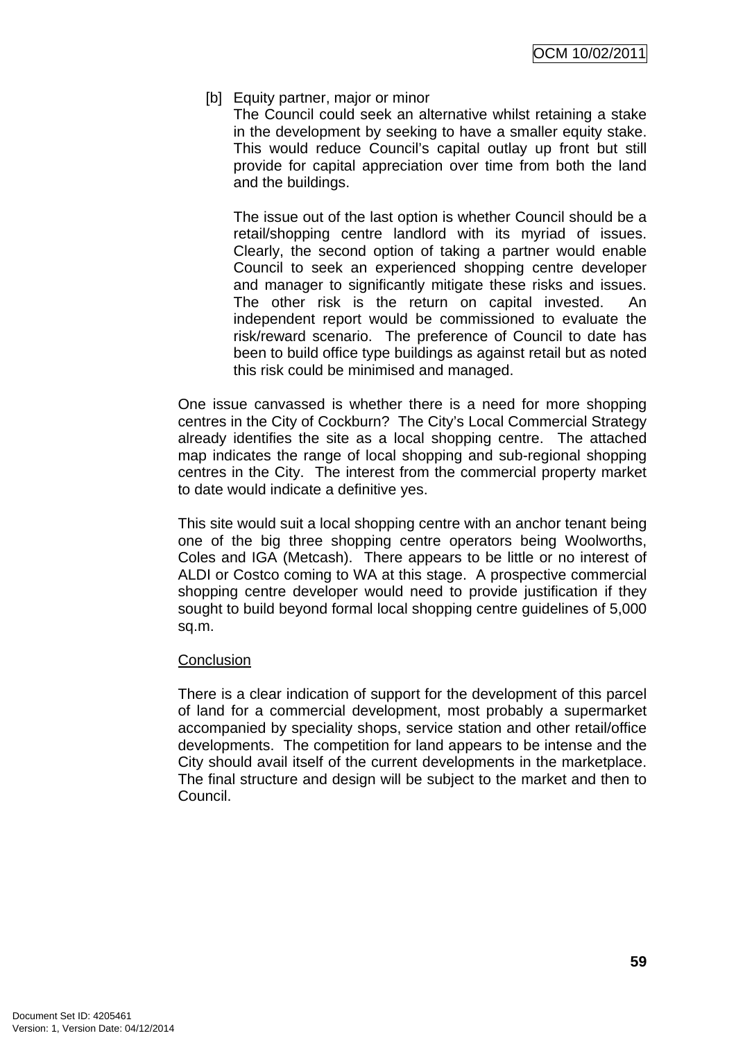[b] Equity partner, major or minor

The Council could seek an alternative whilst retaining a stake in the development by seeking to have a smaller equity stake. This would reduce Council's capital outlay up front but still provide for capital appreciation over time from both the land and the buildings.

The issue out of the last option is whether Council should be a retail/shopping centre landlord with its myriad of issues. Clearly, the second option of taking a partner would enable Council to seek an experienced shopping centre developer and manager to significantly mitigate these risks and issues. The other risk is the return on capital invested. An independent report would be commissioned to evaluate the risk/reward scenario. The preference of Council to date has been to build office type buildings as against retail but as noted this risk could be minimised and managed.

One issue canvassed is whether there is a need for more shopping centres in the City of Cockburn? The City's Local Commercial Strategy already identifies the site as a local shopping centre. The attached map indicates the range of local shopping and sub-regional shopping centres in the City. The interest from the commercial property market to date would indicate a definitive yes.

This site would suit a local shopping centre with an anchor tenant being one of the big three shopping centre operators being Woolworths, Coles and IGA (Metcash). There appears to be little or no interest of ALDI or Costco coming to WA at this stage. A prospective commercial shopping centre developer would need to provide justification if they sought to build beyond formal local shopping centre guidelines of 5,000 sq.m.

<u>Conclusion</u>

There is a clear indication of support for the development of this parcel of land for a commercial development, most probably a supermarket accompanied by speciality shops, service station and other retail/office developments. The competition for land appears to be intense and the City should avail itself of the current developments in the marketplace. The final structure and design will be subject to the market and then to Council.

Document Set ID: 4205461
Version: 1, Version Date: 04/12/2014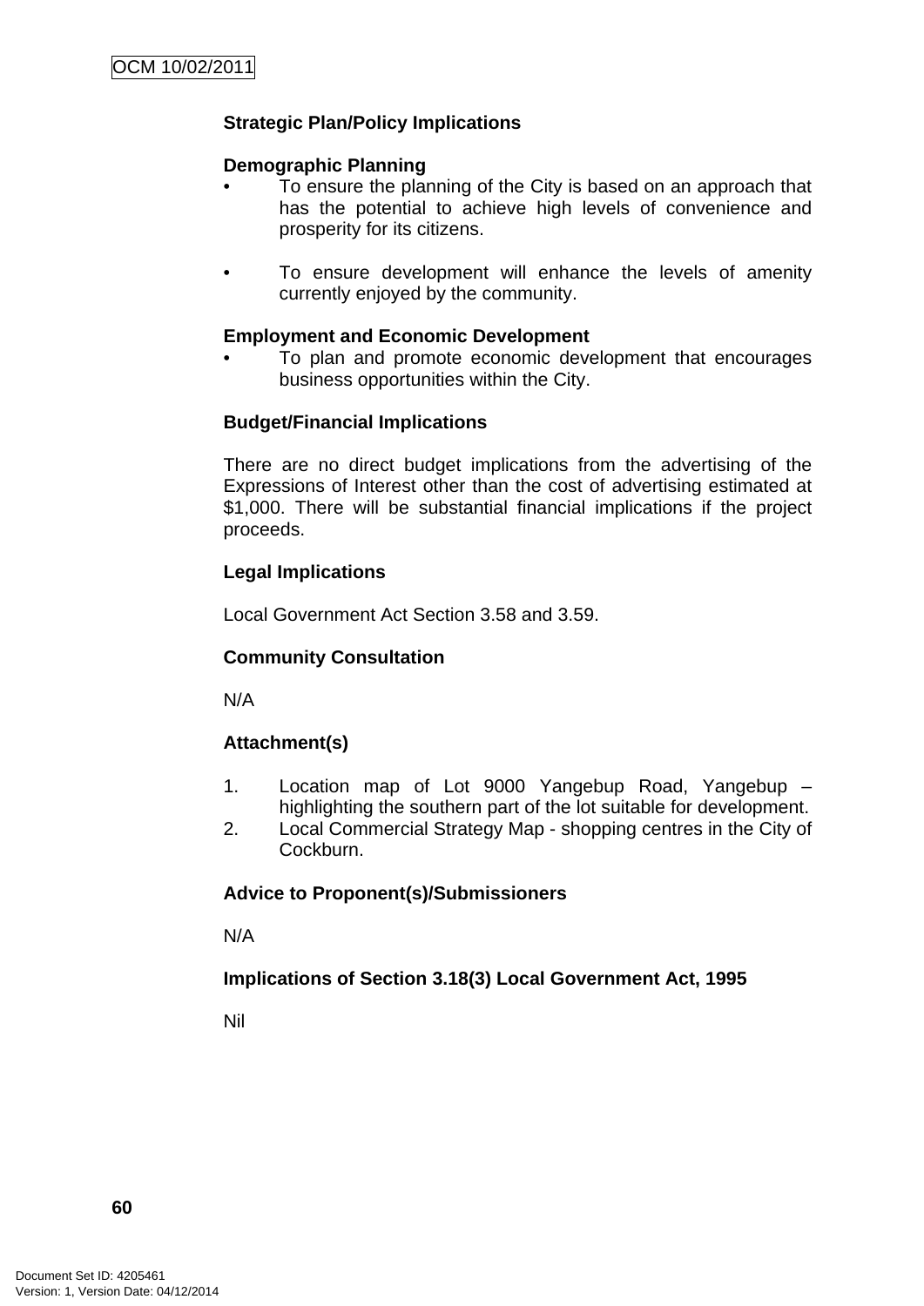**Strategic Plan/Policy Implications**

**Demographic Planning**

- To ensure the planning of the City is based on an approach that has the potential to achieve high levels of convenience and prosperity for its citizens.

- To ensure development will enhance the levels of amenity currently enjoyed by the community.

**Employment and Economic Development**

- To plan and promote economic development that encourages business opportunities within the City.

**Budget/Financial Implications**

There are no direct budget implications from the advertising of the Expressions of Interest other than the cost of advertising estimated at $1,000. There will be substantial financial implications if the project proceeds.

**Legal Implications**

Local Government Act Section 3.58 and 3.59.

**Community Consultation**

N/A

**Attachment(s)**

1. Location map of Lot 9000 Yangebup Road, Yangebup – highlighting the southern part of the lot suitable for development.
2. Local Commercial Strategy Map - shopping centres in the City of Cockburn.

**Advice to Proponent(s)/Submissioners**

N/A

**Implications of Section 3.18(3) Local Government Act, 1995**

Nil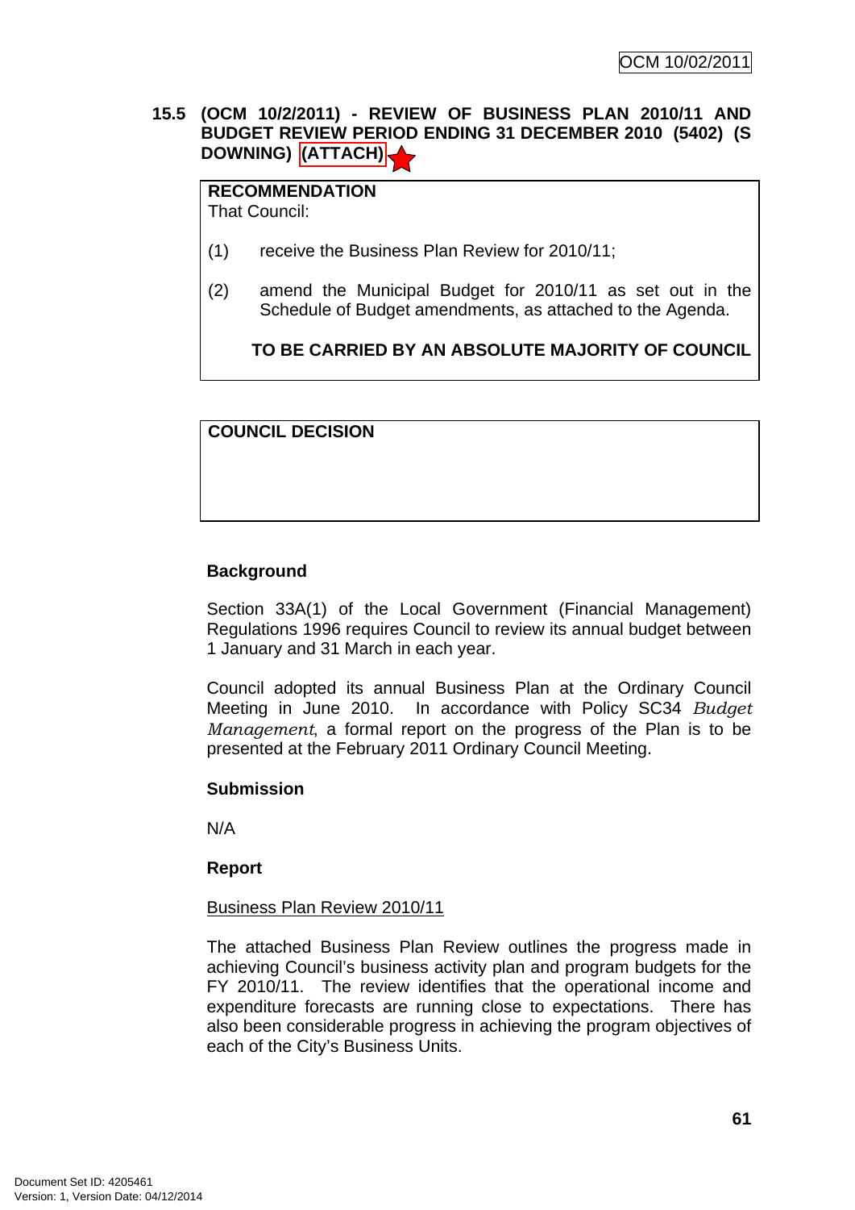### 15.5 (OCM 10/2/2011) - REVIEW OF BUSINESS PLAN 2010/11 AND BUDGET REVIEW PERIOD ENDING 31 DECEMBER 2010 (5402) (S DOWNING) (ATTACH)

| **RECOMMENDATION** |
|---|
| That Council: |
| (1) receive the Business Plan Review for 2010/11; |
| (2) amend the Municipal Budget for 2010/11 as set out in the Schedule of Budget amendments, as attached to the Agenda. |
| **TO BE CARRIED BY AN ABSOLUTE MAJORITY OF COUNCIL** |

| **COUNCIL DECISION** |
|---|
| |

**Background**

Section 33A(1) of the Local Government (Financial Management) Regulations 1996 requires Council to review its annual budget between 1 January and 31 March in each year.

Council adopted its annual Business Plan at the Ordinary Council Meeting in June 2010. In accordance with Policy SC34 *Budget Management*, a formal report on the progress of the Plan is to be presented at the February 2011 Ordinary Council Meeting.

**Submission**

N/A

**Report**

Business Plan Review 2010/11

The attached Business Plan Review outlines the progress made in achieving Council's business activity plan and program budgets for the FY 2010/11. The review identifies that the operational income and expenditure forecasts are running close to expectations. There has also been considerable progress in achieving the program objectives of each of the City's Business Units.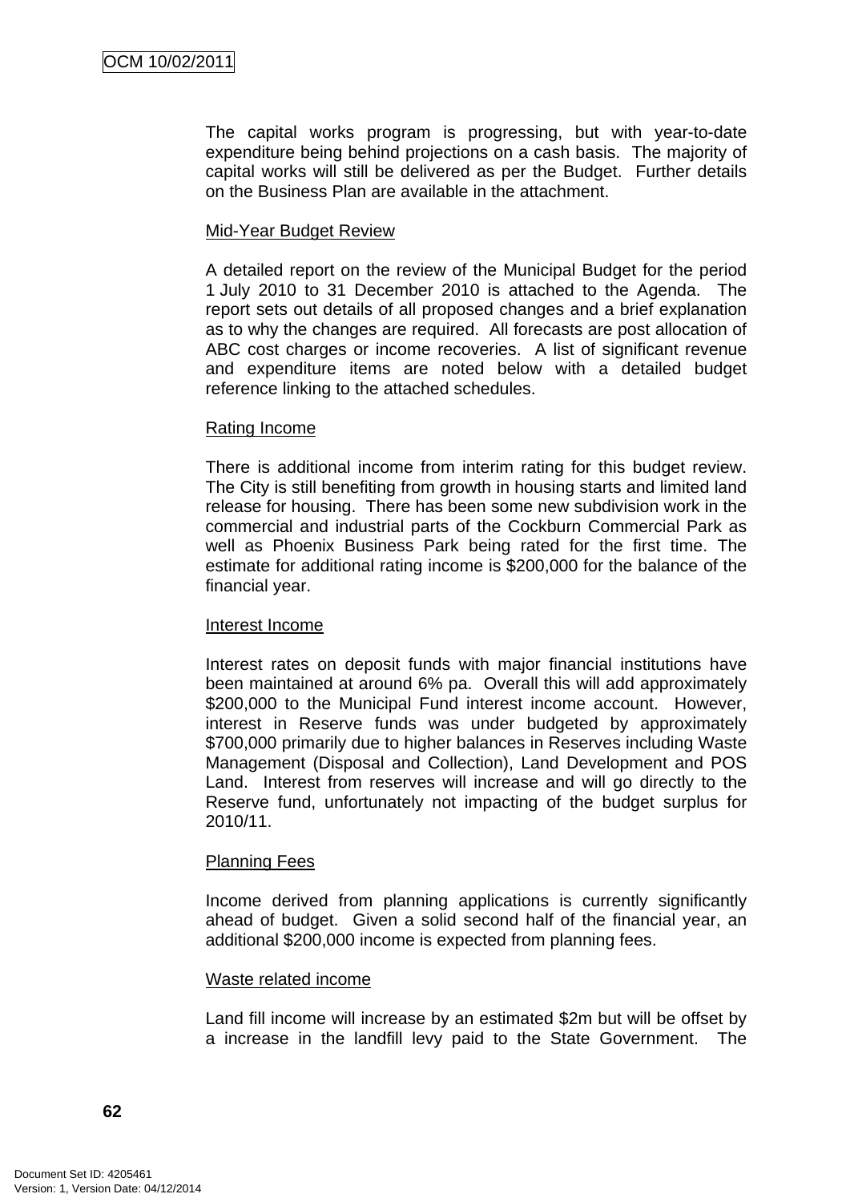The capital works program is progressing, but with year-to-date expenditure being behind projections on a cash basis. The majority of capital works will still be delivered as per the Budget. Further details on the Business Plan are available in the attachment.

Mid-Year Budget Review

A detailed report on the review of the Municipal Budget for the period 1 July 2010 to 31 December 2010 is attached to the Agenda. The report sets out details of all proposed changes and a brief explanation as to why the changes are required. All forecasts are post allocation of ABC cost charges or income recoveries. A list of significant revenue and expenditure items are noted below with a detailed budget reference linking to the attached schedules.

Rating Income

There is additional income from interim rating for this budget review. The City is still benefiting from growth in housing starts and limited land release for housing. There has been some new subdivision work in the commercial and industrial parts of the Cockburn Commercial Park as well as Phoenix Business Park being rated for the first time. The estimate for additional rating income is $200,000 for the balance of the financial year.

Interest Income

Interest rates on deposit funds with major financial institutions have been maintained at around 6% pa. Overall this will add approximately $200,000 to the Municipal Fund interest income account. However, interest in Reserve funds was under budgeted by approximately $700,000 primarily due to higher balances in Reserves including Waste Management (Disposal and Collection), Land Development and POS Land. Interest from reserves will increase and will go directly to the Reserve fund, unfortunately not impacting of the budget surplus for 2010/11.

Planning Fees

Income derived from planning applications is currently significantly ahead of budget. Given a solid second half of the financial year, an additional $200,000 income is expected from planning fees.

Waste related income

Land fill income will increase by an estimated $2m but will be offset by a increase in the landfill levy paid to the State Government. The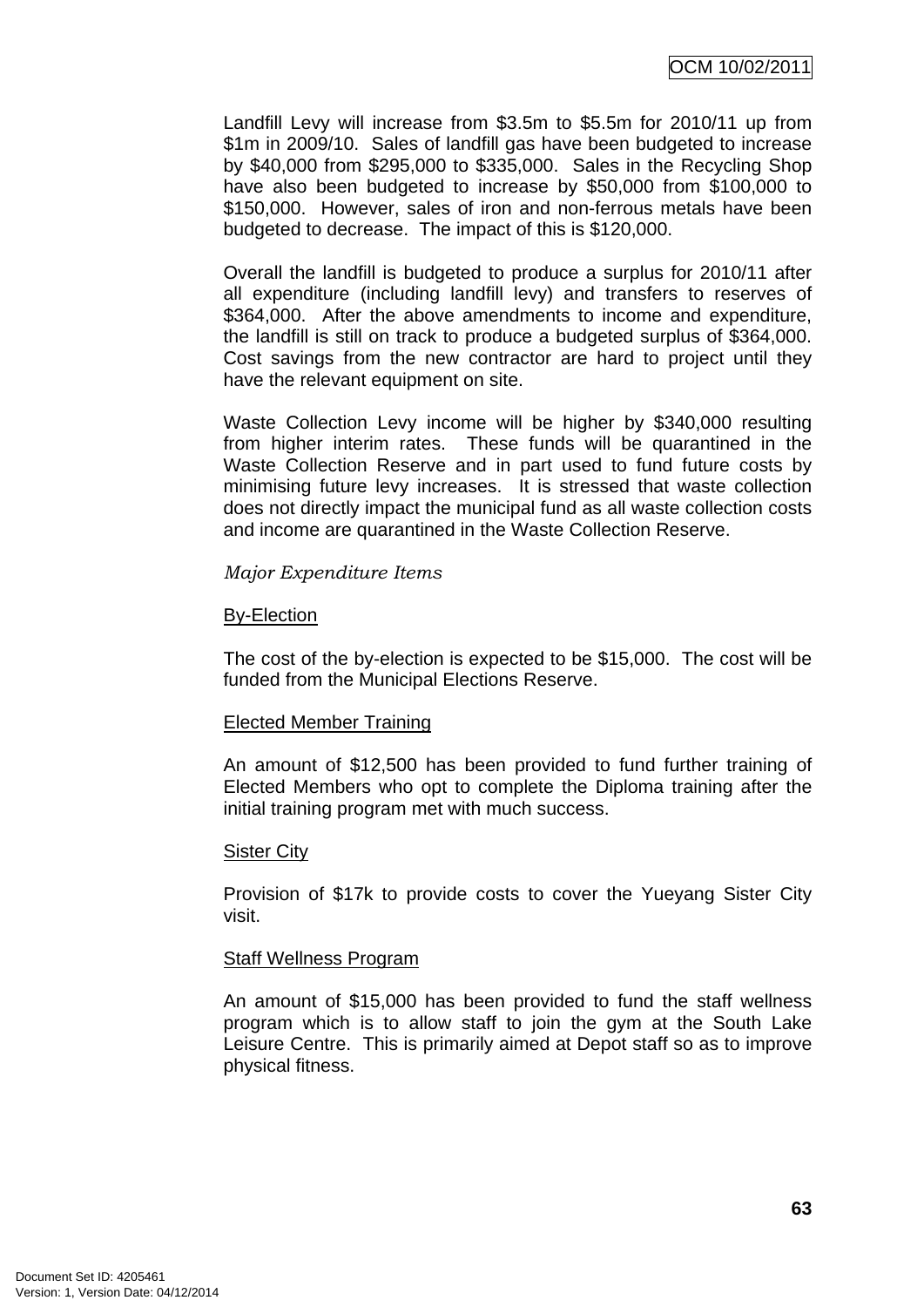Landfill Levy will increase from $3.5m to $5.5m for 2010/11 up from $1m in 2009/10. Sales of landfill gas have been budgeted to increase by $40,000 from $295,000 to $335,000. Sales in the Recycling Shop have also been budgeted to increase by $50,000 from $100,000 to $150,000. However, sales of iron and non-ferrous metals have been budgeted to decrease. The impact of this is $120,000.

Overall the landfill is budgeted to produce a surplus for 2010/11 after all expenditure (including landfill levy) and transfers to reserves of $364,000. After the above amendments to income and expenditure, the landfill is still on track to produce a budgeted surplus of $364,000. Cost savings from the new contractor are hard to project until they have the relevant equipment on site.

Waste Collection Levy income will be higher by $340,000 resulting from higher interim rates. These funds will be quarantined in the Waste Collection Reserve and in part used to fund future costs by minimising future levy increases. It is stressed that waste collection does not directly impact the municipal fund as all waste collection costs and income are quarantined in the Waste Collection Reserve.

*Major Expenditure Items*

<u>By-Election</u>

The cost of the by-election is expected to be $15,000. The cost will be funded from the Municipal Elections Reserve.

<u>Elected Member Training</u>

An amount of $12,500 has been provided to fund further training of Elected Members who opt to complete the Diploma training after the initial training program met with much success.

<u>Sister City</u>

Provision of $17k to provide costs to cover the Yueyang Sister City visit.

<u>Staff Wellness Program</u>

An amount of $15,000 has been provided to fund the staff wellness program which is to allow staff to join the gym at the South Lake Leisure Centre. This is primarily aimed at Depot staff so as to improve physical fitness.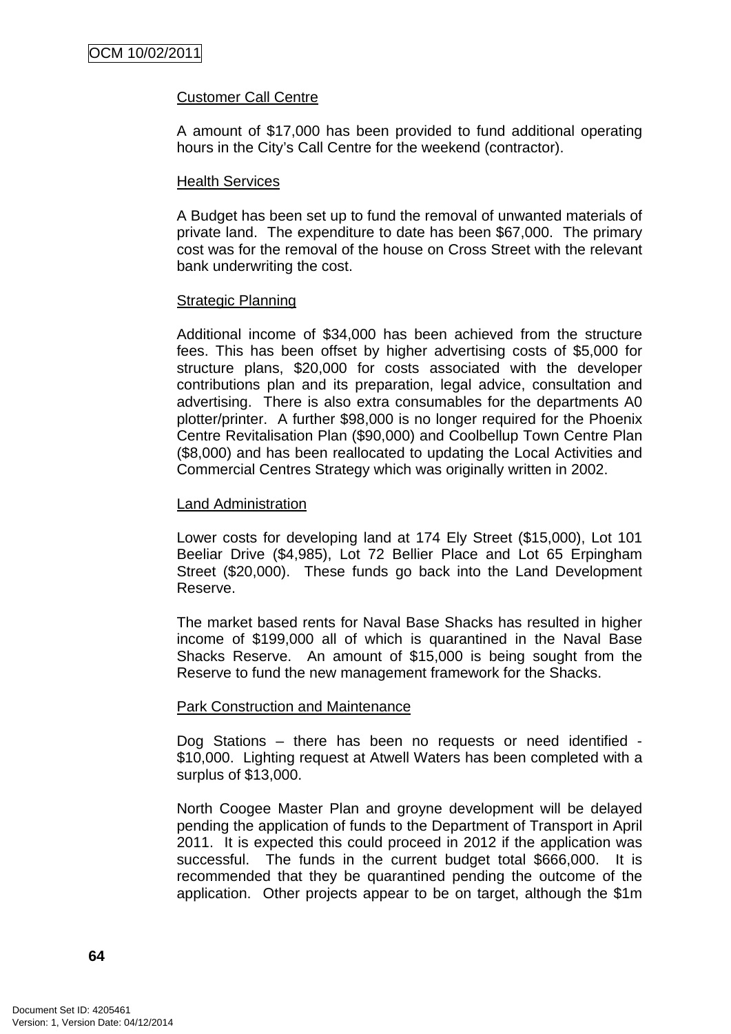Customer Call Centre

A amount of $17,000 has been provided to fund additional operating hours in the City's Call Centre for the weekend (contractor).

Health Services

A Budget has been set up to fund the removal of unwanted materials of private land. The expenditure to date has been $67,000. The primary cost was for the removal of the house on Cross Street with the relevant bank underwriting the cost.

Strategic Planning

Additional income of $34,000 has been achieved from the structure fees. This has been offset by higher advertising costs of $5,000 for structure plans, $20,000 for costs associated with the developer contributions plan and its preparation, legal advice, consultation and advertising. There is also extra consumables for the departments A0 plotter/printer. A further $98,000 is no longer required for the Phoenix Centre Revitalisation Plan ($90,000) and Coolbellup Town Centre Plan ($8,000) and has been reallocated to updating the Local Activities and Commercial Centres Strategy which was originally written in 2002.

Land Administration

Lower costs for developing land at 174 Ely Street ($15,000), Lot 101 Beeliar Drive ($4,985), Lot 72 Bellier Place and Lot 65 Erpingham Street ($20,000). These funds go back into the Land Development Reserve.

The market based rents for Naval Base Shacks has resulted in higher income of $199,000 all of which is quarantined in the Naval Base Shacks Reserve. An amount of $15,000 is being sought from the Reserve to fund the new management framework for the Shacks.

Park Construction and Maintenance

Dog Stations – there has been no requests or need identified - $10,000. Lighting request at Atwell Waters has been completed with a surplus of $13,000.

North Coogee Master Plan and groyne development will be delayed pending the application of funds to the Department of Transport in April 2011. It is expected this could proceed in 2012 if the application was successful. The funds in the current budget total $666,000. It is recommended that they be quarantined pending the outcome of the application. Other projects appear to be on target, although the $1m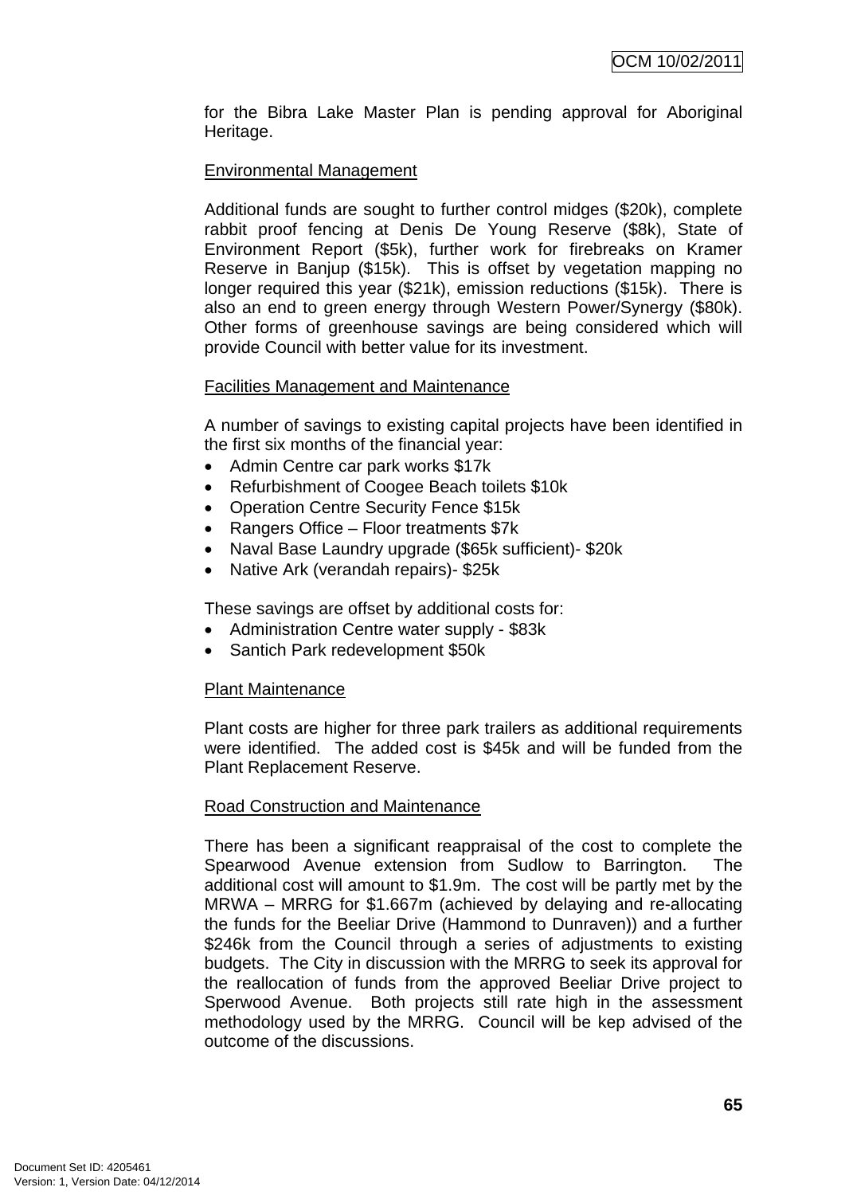for the Bibra Lake Master Plan is pending approval for Aboriginal Heritage.

Environmental Management

Additional funds are sought to further control midges ($20k), complete rabbit proof fencing at Denis De Young Reserve ($8k), State of Environment Report ($5k), further work for firebreaks on Kramer Reserve in Banjup ($15k). This is offset by vegetation mapping no longer required this year ($21k), emission reductions ($15k). There is also an end to green energy through Western Power/Synergy ($80k). Other forms of greenhouse savings are being considered which will provide Council with better value for its investment.

Facilities Management and Maintenance

A number of savings to existing capital projects have been identified in the first six months of the financial year:

- Admin Centre car park works $17k
- Refurbishment of Coogee Beach toilets $10k
- Operation Centre Security Fence $15k
- Rangers Office – Floor treatments $7k
- Naval Base Laundry upgrade ($65k sufficient)- $20k
- Native Ark (verandah repairs)- $25k

These savings are offset by additional costs for:

- Administration Centre water supply - $83k
- Santich Park redevelopment $50k

Plant Maintenance

Plant costs are higher for three park trailers as additional requirements were identified. The added cost is $45k and will be funded from the Plant Replacement Reserve.

Road Construction and Maintenance

There has been a significant reappraisal of the cost to complete the Spearwood Avenue extension from Sudlow to Barrington. The additional cost will amount to $1.9m. The cost will be partly met by the MRWA – MRRG for $1.667m (achieved by delaying and re-allocating the funds for the Beeliar Drive (Hammond to Dunraven)) and a further $246k from the Council through a series of adjustments to existing budgets. The City in discussion with the MRRG to seek its approval for the reallocation of funds from the approved Beeliar Drive project to Sperwood Avenue. Both projects still rate high in the assessment methodology used by the MRRG. Council will be kep advised of the outcome of the discussions.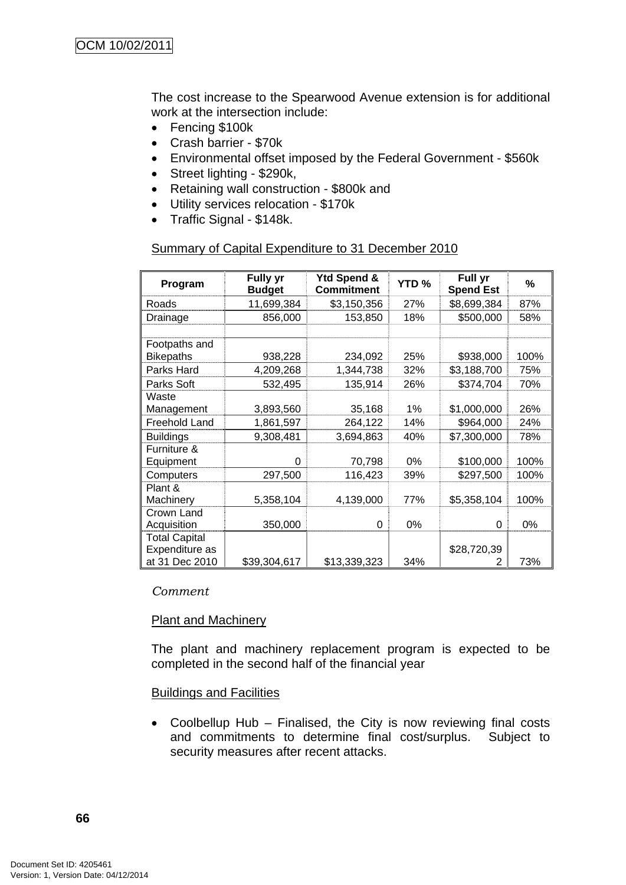The cost increase to the Spearwood Avenue extension is for additional work at the intersection include:

- Fencing $100k
- Crash barrier - $70k
- Environmental offset imposed by the Federal Government - $560k
- Street lighting - $290k,
- Retaining wall construction - $800k and
- Utility services relocation - $170k
- Traffic Signal - $148k.

Summary of Capital Expenditure to 31 December 2010

| Program | Fully yr Budget | Ytd Spend & Commitment | YTD % | Full yr Spend Est | % |
|---|---|---|---|---|---|
| Roads | 11,699,384 | $3,150,356 | 27% | $8,699,384 | 87% |
| Drainage | 856,000 | 153,850 | 18% | $500,000 | 58% |
| | | | | | |
| Footpaths and Bikepaths | 938,228 | 234,092 | 25% | $938,000 | 100% |
| Parks Hard | 4,209,268 | 1,344,738 | 32% | $3,188,700 | 75% |
| Parks Soft | 532,495 | 135,914 | 26% | $374,704 | 70% |
| Waste Management | 3,893,560 | 35,168 | 1% | $1,000,000 | 26% |
| Freehold Land | 1,861,597 | 264,122 | 14% | $964,000 | 24% |
| Buildings | 9,308,481 | 3,694,863 | 40% | $7,300,000 | 78% |
| Furniture & Equipment | 0 | 70,798 | 0% | $100,000 | 100% |
| Computers | 297,500 | 116,423 | 39% | $297,500 | 100% |
| Plant & Machinery | 5,358,104 | 4,139,000 | 77% | $5,358,104 | 100% |
| Crown Land Acquisition | 350,000 | 0 | 0% | 0 | 0% |
| Total Capital Expenditure as at 31 Dec 2010 | $39,304,617 | $13,339,323 | 34% | $28,720,392 | 73% |

*Comment*

Plant and Machinery

The plant and machinery replacement program is expected to be completed in the second half of the financial year

Buildings and Facilities

- Coolbellup Hub – Finalised, the City is now reviewing final costs and commitments to determine final cost/surplus. Subject to security measures after recent attacks.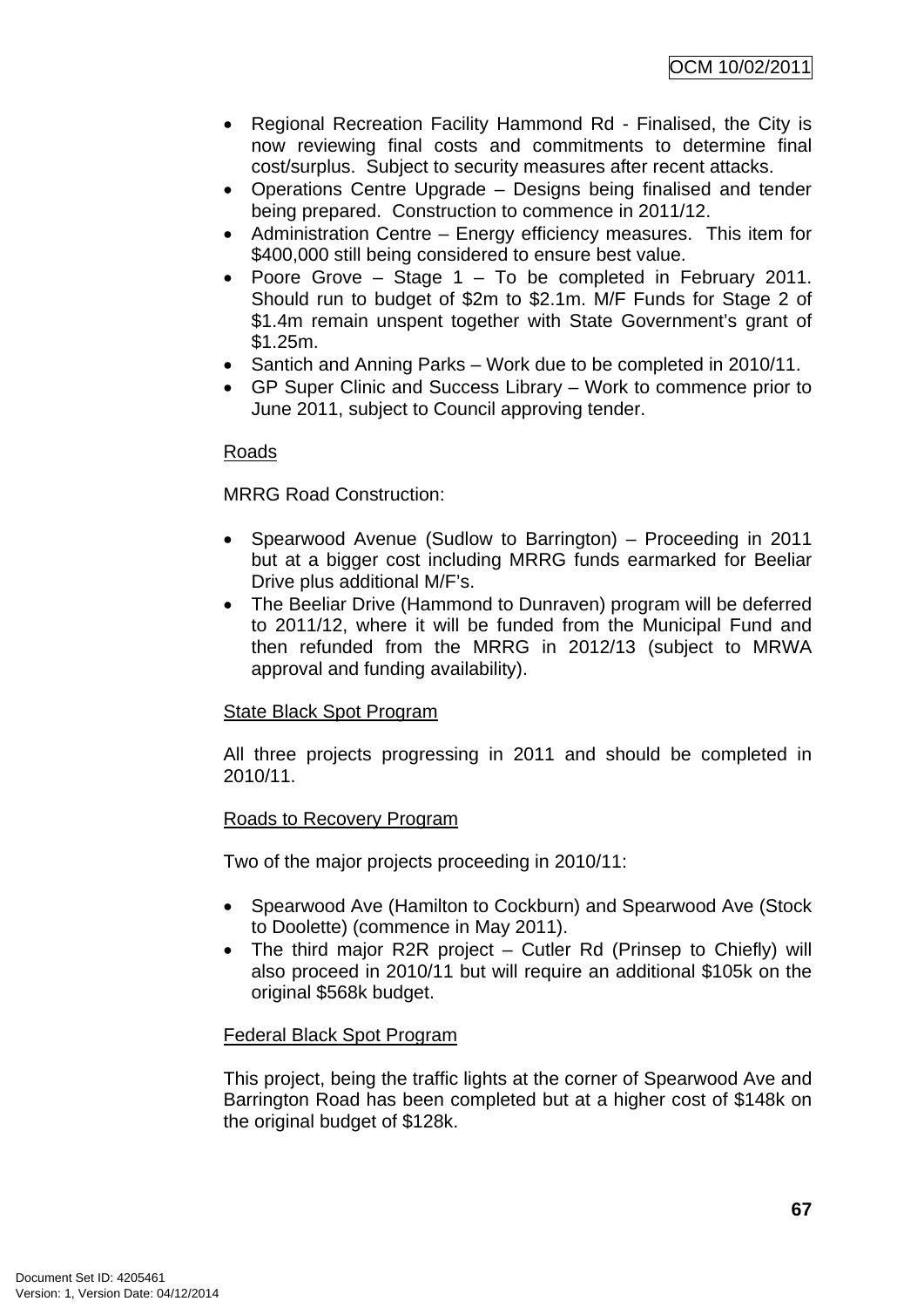- Regional Recreation Facility Hammond Rd - Finalised, the City is now reviewing final costs and commitments to determine final cost/surplus. Subject to security measures after recent attacks.
- Operations Centre Upgrade – Designs being finalised and tender being prepared. Construction to commence in 2011/12.
- Administration Centre – Energy efficiency measures. This item for $400,000 still being considered to ensure best value.
- Poore Grove – Stage 1 – To be completed in February 2011. Should run to budget of $2m to $2.1m. M/F Funds for Stage 2 of $1.4m remain unspent together with State Government's grant of $1.25m.
- Santich and Anning Parks – Work due to be completed in 2010/11.
- GP Super Clinic and Success Library – Work to commence prior to June 2011, subject to Council approving tender.

<u>Roads</u>

MRRG Road Construction:

- Spearwood Avenue (Sudlow to Barrington) – Proceeding in 2011 but at a bigger cost including MRRG funds earmarked for Beeliar Drive plus additional M/F's.
- The Beeliar Drive (Hammond to Dunraven) program will be deferred to 2011/12, where it will be funded from the Municipal Fund and then refunded from the MRRG in 2012/13 (subject to MRWA approval and funding availability).

<u>State Black Spot Program</u>

All three projects progressing in 2011 and should be completed in 2010/11.

<u>Roads to Recovery Program</u>

Two of the major projects proceeding in 2010/11:

- Spearwood Ave (Hamilton to Cockburn) and Spearwood Ave (Stock to Doolette) (commence in May 2011).
- The third major R2R project – Cutler Rd (Prinsep to Chiefly) will also proceed in 2010/11 but will require an additional $105k on the original $568k budget.

<u>Federal Black Spot Program</u>

This project, being the traffic lights at the corner of Spearwood Ave and Barrington Road has been completed but at a higher cost of $148k on the original budget of $128k.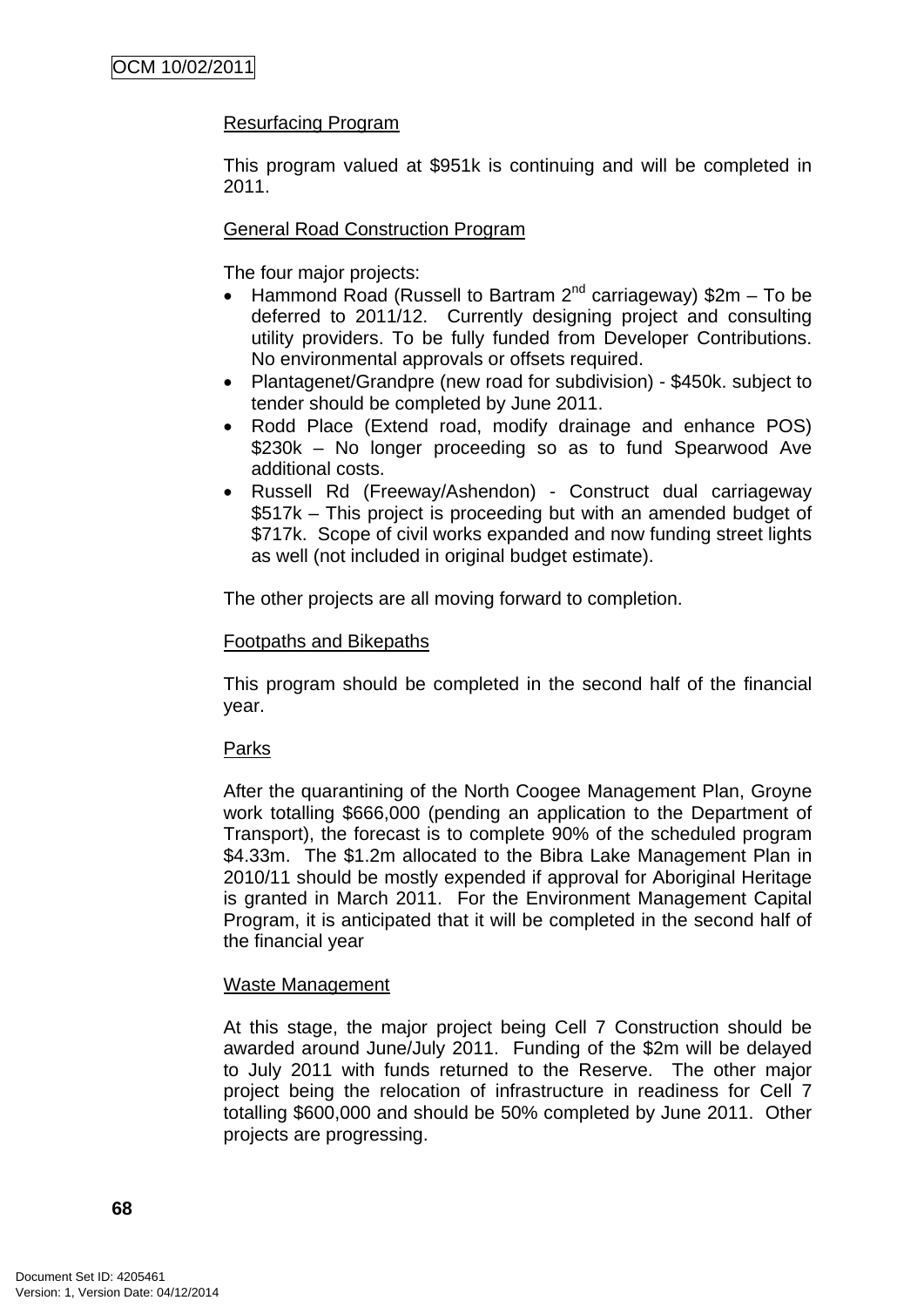Resurfacing Program

This program valued at $951k is continuing and will be completed in 2011.

General Road Construction Program

The four major projects:

- Hammond Road (Russell to Bartram 2nd carriageway) $2m – To be deferred to 2011/12. Currently designing project and consulting utility providers. To be fully funded from Developer Contributions. No environmental approvals or offsets required.
- Plantagenet/Grandpre (new road for subdivision) - $450k. subject to tender should be completed by June 2011.
- Rodd Place (Extend road, modify drainage and enhance POS) $230k – No longer proceeding so as to fund Spearwood Ave additional costs.
- Russell Rd (Freeway/Ashendon) - Construct dual carriageway $517k – This project is proceeding but with an amended budget of $717k. Scope of civil works expanded and now funding street lights as well (not included in original budget estimate).

The other projects are all moving forward to completion.

Footpaths and Bikepaths

This program should be completed in the second half of the financial year.

Parks

After the quarantining of the North Coogee Management Plan, Groyne work totalling $666,000 (pending an application to the Department of Transport), the forecast is to complete 90% of the scheduled program $4.33m. The $1.2m allocated to the Bibra Lake Management Plan in 2010/11 should be mostly expended if approval for Aboriginal Heritage is granted in March 2011. For the Environment Management Capital Program, it is anticipated that it will be completed in the second half of the financial year

Waste Management

At this stage, the major project being Cell 7 Construction should be awarded around June/July 2011. Funding of the $2m will be delayed to July 2011 with funds returned to the Reserve. The other major project being the relocation of infrastructure in readiness for Cell 7 totalling $600,000 and should be 50% completed by June 2011. Other projects are progressing.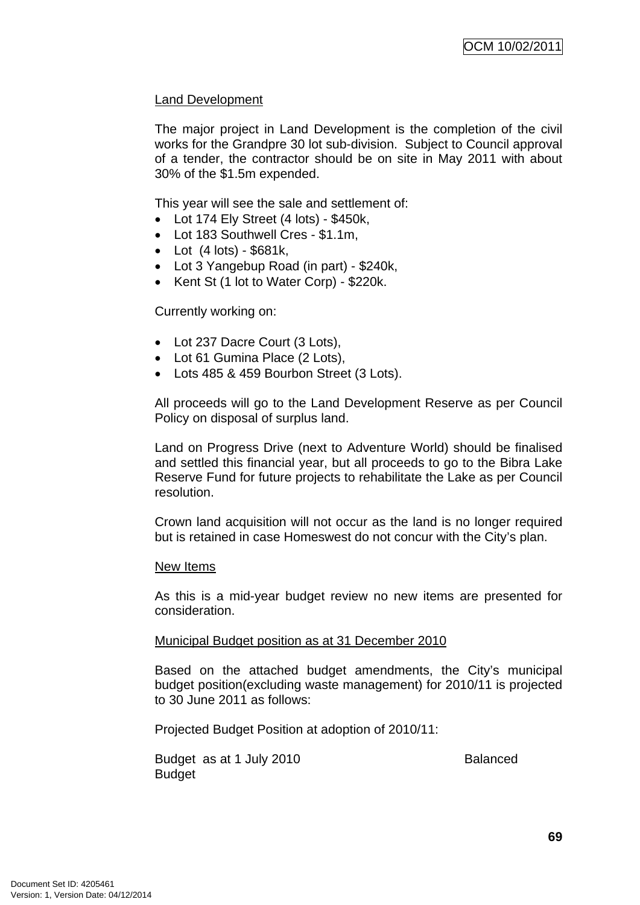Land Development

The major project in Land Development is the completion of the civil works for the Grandpre 30 lot sub-division. Subject to Council approval of a tender, the contractor should be on site in May 2011 with about 30% of the $1.5m expended.

This year will see the sale and settlement of:

- Lot 174 Ely Street (4 lots) - $450k,
- Lot 183 Southwell Cres - $1.1m,
- Lot  (4 lots) - $681k,
- Lot 3 Yangebup Road (in part) - $240k,
- Kent St (1 lot to Water Corp) - $220k.

Currently working on:

- Lot 237 Dacre Court (3 Lots),
- Lot 61 Gumina Place (2 Lots),
- Lots 485 & 459 Bourbon Street (3 Lots).

All proceeds will go to the Land Development Reserve as per Council Policy on disposal of surplus land.

Land on Progress Drive (next to Adventure World) should be finalised and settled this financial year, but all proceeds to go to the Bibra Lake Reserve Fund for future projects to rehabilitate the Lake as per Council resolution.

Crown land acquisition will not occur as the land is no longer required but is retained in case Homeswest do not concur with the City's plan.

New Items

As this is a mid-year budget review no new items are presented for consideration.

Municipal Budget position as at 31 December 2010

Based on the attached budget amendments, the City's municipal budget position(excluding waste management) for 2010/11 is projected to 30 June 2011 as follows:

Projected Budget Position at adoption of 2010/11:

Budget as at 1 July 2010 Balanced Budget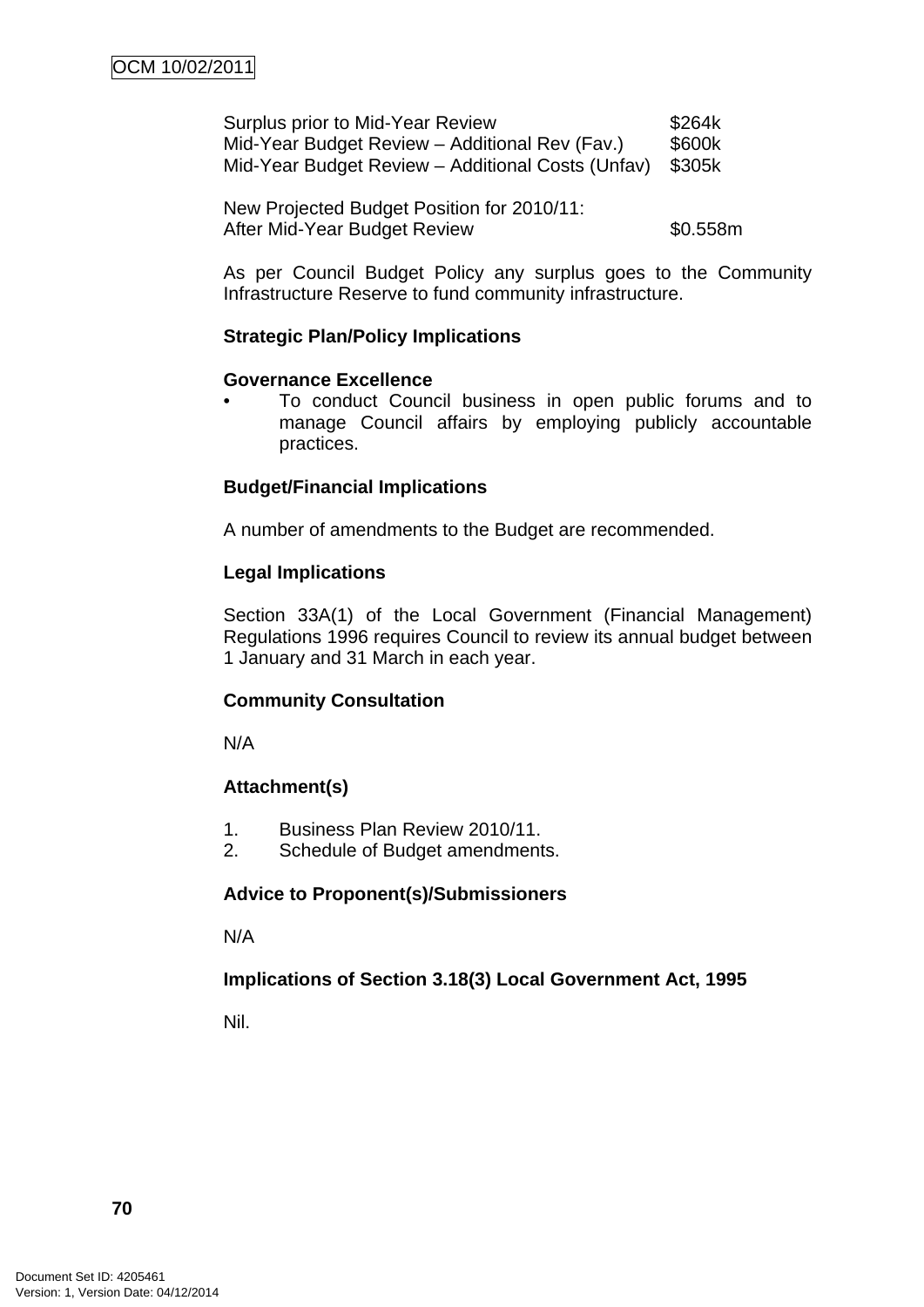| | |
|---|---|
| Surplus prior to Mid-Year Review | $264k |
| Mid-Year Budget Review – Additional Rev (Fav.) | $600k |
| Mid-Year Budget Review – Additional Costs (Unfav) | $305k |
| | |
| New Projected Budget Position for 2010/11: | |
| After Mid-Year Budget Review | $0.558m |

As per Council Budget Policy any surplus goes to the Community Infrastructure Reserve to fund community infrastructure.

**Strategic Plan/Policy Implications**

**Governance Excellence**

- To conduct Council business in open public forums and to manage Council affairs by employing publicly accountable practices.

**Budget/Financial Implications**

A number of amendments to the Budget are recommended.

**Legal Implications**

Section 33A(1) of the Local Government (Financial Management) Regulations 1996 requires Council to review its annual budget between 1 January and 31 March in each year.

**Community Consultation**

N/A

**Attachment(s)**

1. Business Plan Review 2010/11.
2. Schedule of Budget amendments.

**Advice to Proponent(s)/Submissioners**

N/A

**Implications of Section 3.18(3) Local Government Act, 1995**

Nil.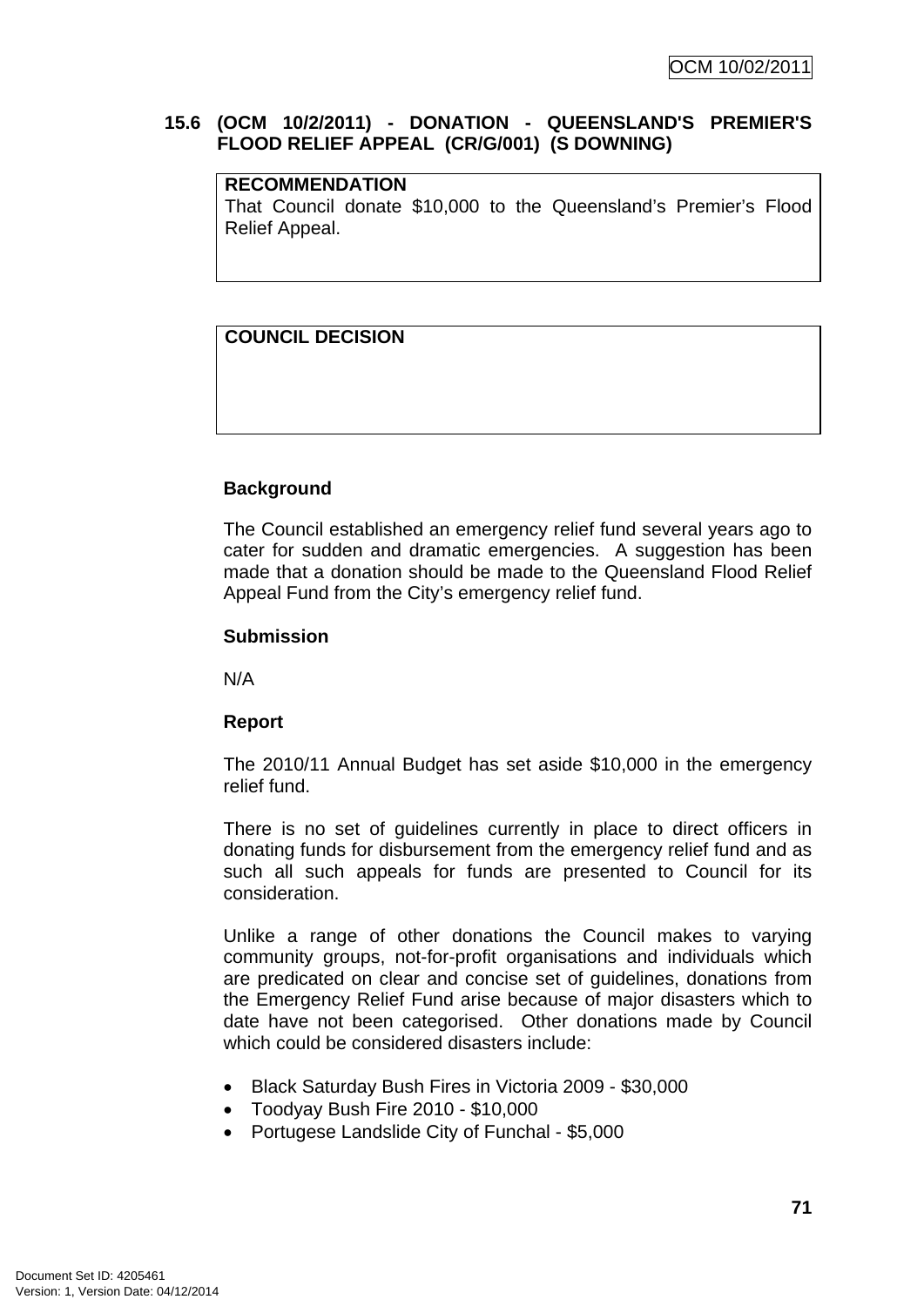### 15.6 (OCM 10/2/2011) - DONATION - QUEENSLAND'S PREMIER'S FLOOD RELIEF APPEAL (CR/G/001) (S DOWNING)

**RECOMMENDATION**

That Council donate $10,000 to the Queensland's Premier's Flood Relief Appeal.

**COUNCIL DECISION**

**Background**

The Council established an emergency relief fund several years ago to cater for sudden and dramatic emergencies. A suggestion has been made that a donation should be made to the Queensland Flood Relief Appeal Fund from the City's emergency relief fund.

**Submission**

N/A

**Report**

The 2010/11 Annual Budget has set aside $10,000 in the emergency relief fund.

There is no set of guidelines currently in place to direct officers in donating funds for disbursement from the emergency relief fund and as such all such appeals for funds are presented to Council for its consideration.

Unlike a range of other donations the Council makes to varying community groups, not-for-profit organisations and individuals which are predicated on clear and concise set of guidelines, donations from the Emergency Relief Fund arise because of major disasters which to date have not been categorised. Other donations made by Council which could be considered disasters include:

- Black Saturday Bush Fires in Victoria 2009 - $30,000
- Toodyay Bush Fire 2010 - $10,000
- Portugese Landslide City of Funchal - $5,000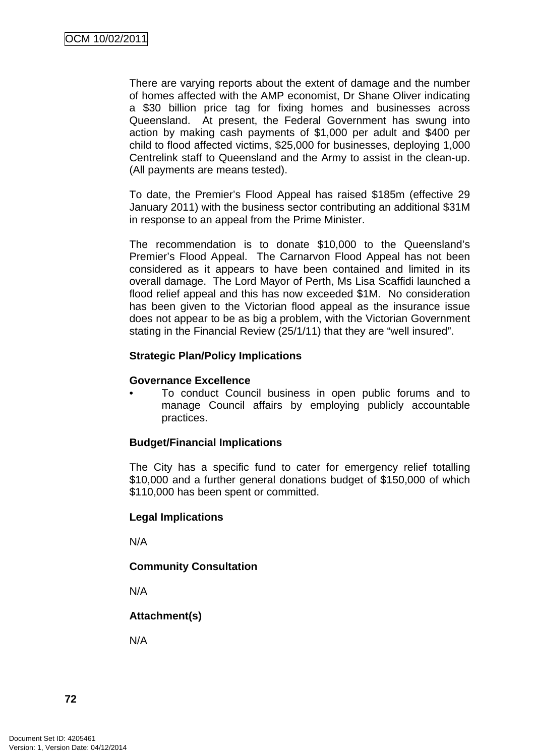There are varying reports about the extent of damage and the number of homes affected with the AMP economist, Dr Shane Oliver indicating a $30 billion price tag for fixing homes and businesses across Queensland. At present, the Federal Government has swung into action by making cash payments of $1,000 per adult and $400 per child to flood affected victims, $25,000 for businesses, deploying 1,000 Centrelink staff to Queensland and the Army to assist in the clean-up. (All payments are means tested).

To date, the Premier's Flood Appeal has raised $185m (effective 29 January 2011) with the business sector contributing an additional $31M in response to an appeal from the Prime Minister.

The recommendation is to donate $10,000 to the Queensland's Premier's Flood Appeal. The Carnarvon Flood Appeal has not been considered as it appears to have been contained and limited in its overall damage. The Lord Mayor of Perth, Ms Lisa Scaffidi launched a flood relief appeal and this has now exceeded $1M. No consideration has been given to the Victorian flood appeal as the insurance issue does not appear to be as big a problem, with the Victorian Government stating in the Financial Review (25/1/11) that they are "well insured".

**Strategic Plan/Policy Implications**

**Governance Excellence**

- To conduct Council business in open public forums and to manage Council affairs by employing publicly accountable practices.

**Budget/Financial Implications**

The City has a specific fund to cater for emergency relief totalling $10,000 and a further general donations budget of $150,000 of which $110,000 has been spent or committed.

**Legal Implications**

N/A

**Community Consultation**

N/A

**Attachment(s)**

N/A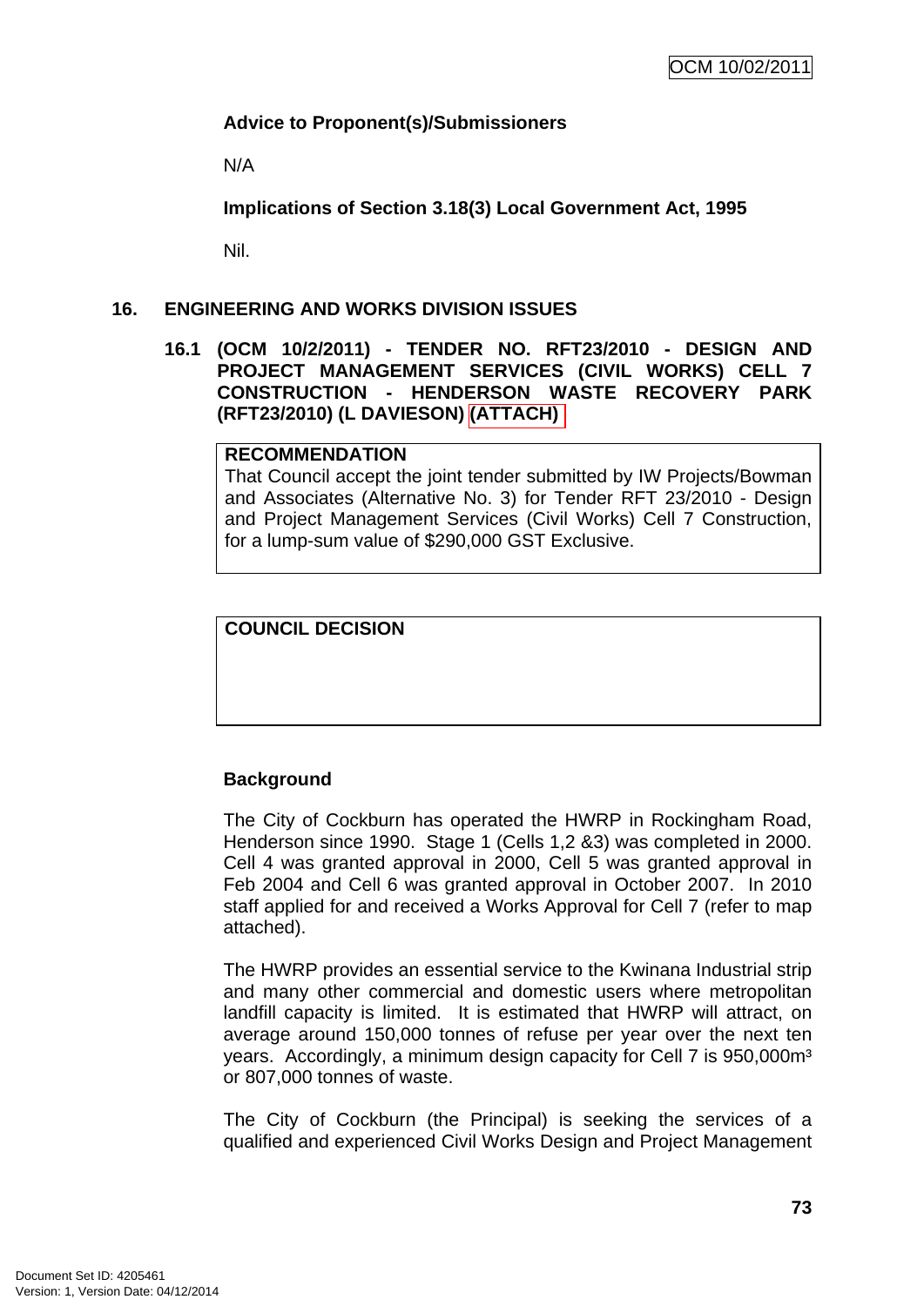**Advice to Proponent(s)/Submissioners**

N/A

**Implications of Section 3.18(3) Local Government Act, 1995**

Nil.

## 16. ENGINEERING AND WORKS DIVISION ISSUES

### 16.1 (OCM 10/2/2011) - TENDER NO. RFT23/2010 - DESIGN AND PROJECT MANAGEMENT SERVICES (CIVIL WORKS) CELL 7 CONSTRUCTION - HENDERSON WASTE RECOVERY PARK (RFT23/2010) (L DAVIESON) (ATTACH)

**RECOMMENDATION**

That Council accept the joint tender submitted by IW Projects/Bowman and Associates (Alternative No. 3) for Tender RFT 23/2010 - Design and Project Management Services (Civil Works) Cell 7 Construction, for a lump-sum value of $290,000 GST Exclusive.

**COUNCIL DECISION**

**Background**

The City of Cockburn has operated the HWRP in Rockingham Road, Henderson since 1990. Stage 1 (Cells 1,2 &3) was completed in 2000. Cell 4 was granted approval in 2000, Cell 5 was granted approval in Feb 2004 and Cell 6 was granted approval in October 2007. In 2010 staff applied for and received a Works Approval for Cell 7 (refer to map attached).

The HWRP provides an essential service to the Kwinana Industrial strip and many other commercial and domestic users where metropolitan landfill capacity is limited. It is estimated that HWRP will attract, on average around 150,000 tonnes of refuse per year over the next ten years. Accordingly, a minimum design capacity for Cell 7 is 950,000m³ or 807,000 tonnes of waste.

The City of Cockburn (the Principal) is seeking the services of a qualified and experienced Civil Works Design and Project Management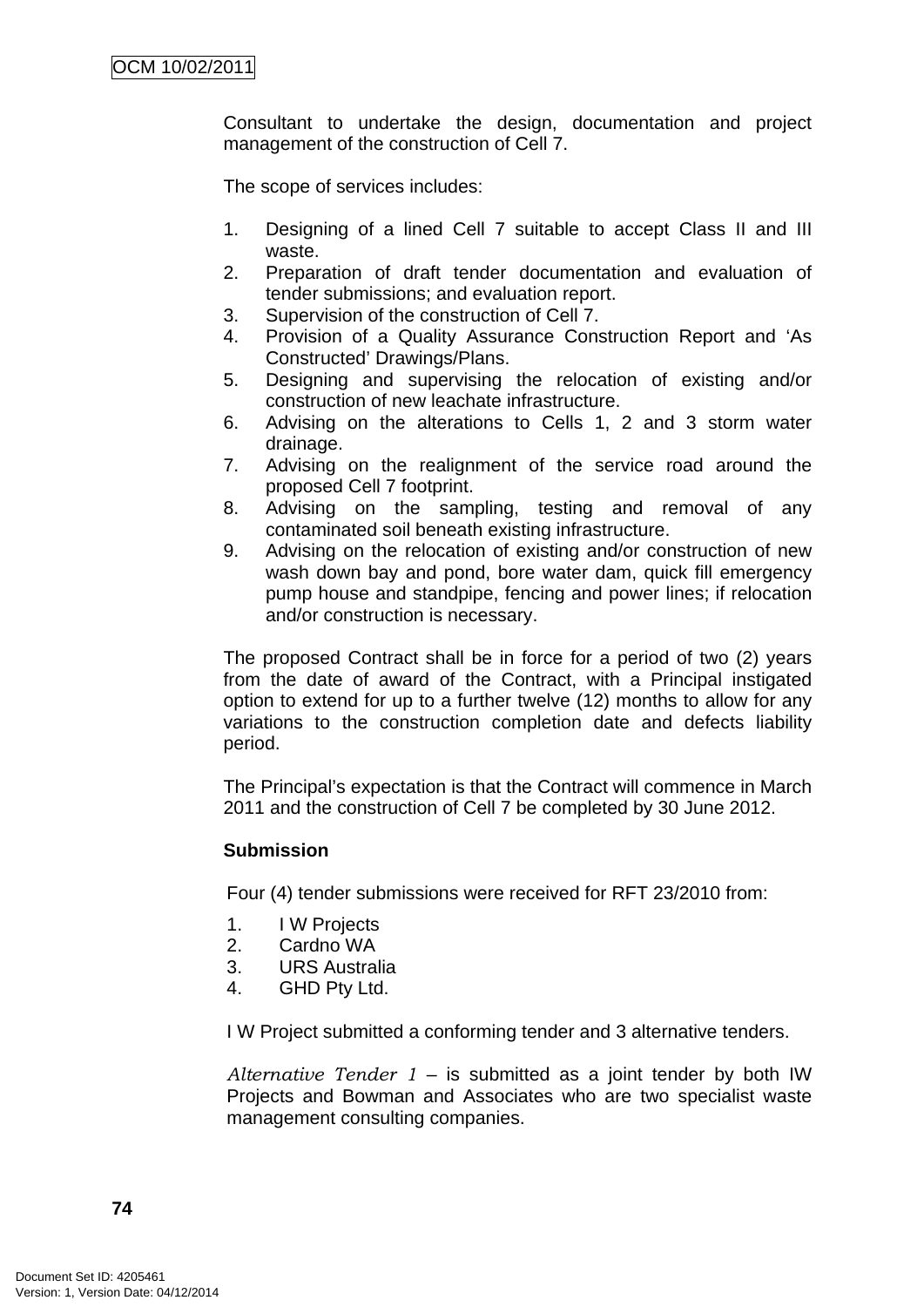Consultant to undertake the design, documentation and project management of the construction of Cell 7.

The scope of services includes:

1. Designing of a lined Cell 7 suitable to accept Class II and III waste.
2. Preparation of draft tender documentation and evaluation of tender submissions; and evaluation report.
3. Supervision of the construction of Cell 7.
4. Provision of a Quality Assurance Construction Report and 'As Constructed' Drawings/Plans.
5. Designing and supervising the relocation of existing and/or construction of new leachate infrastructure.
6. Advising on the alterations to Cells 1, 2 and 3 storm water drainage.
7. Advising on the realignment of the service road around the proposed Cell 7 footprint.
8. Advising on the sampling, testing and removal of any contaminated soil beneath existing infrastructure.
9. Advising on the relocation of existing and/or construction of new wash down bay and pond, bore water dam, quick fill emergency pump house and standpipe, fencing and power lines; if relocation and/or construction is necessary.

The proposed Contract shall be in force for a period of two (2) years from the date of award of the Contract, with a Principal instigated option to extend for up to a further twelve (12) months to allow for any variations to the construction completion date and defects liability period.

The Principal's expectation is that the Contract will commence in March 2011 and the construction of Cell 7 be completed by 30 June 2012.

**Submission**

Four (4) tender submissions were received for RFT 23/2010 from:

1. I W Projects
2. Cardno WA
3. URS Australia
4. GHD Pty Ltd.

I W Project submitted a conforming tender and 3 alternative tenders.

*Alternative Tender 1* – is submitted as a joint tender by both IW Projects and Bowman and Associates who are two specialist waste management consulting companies.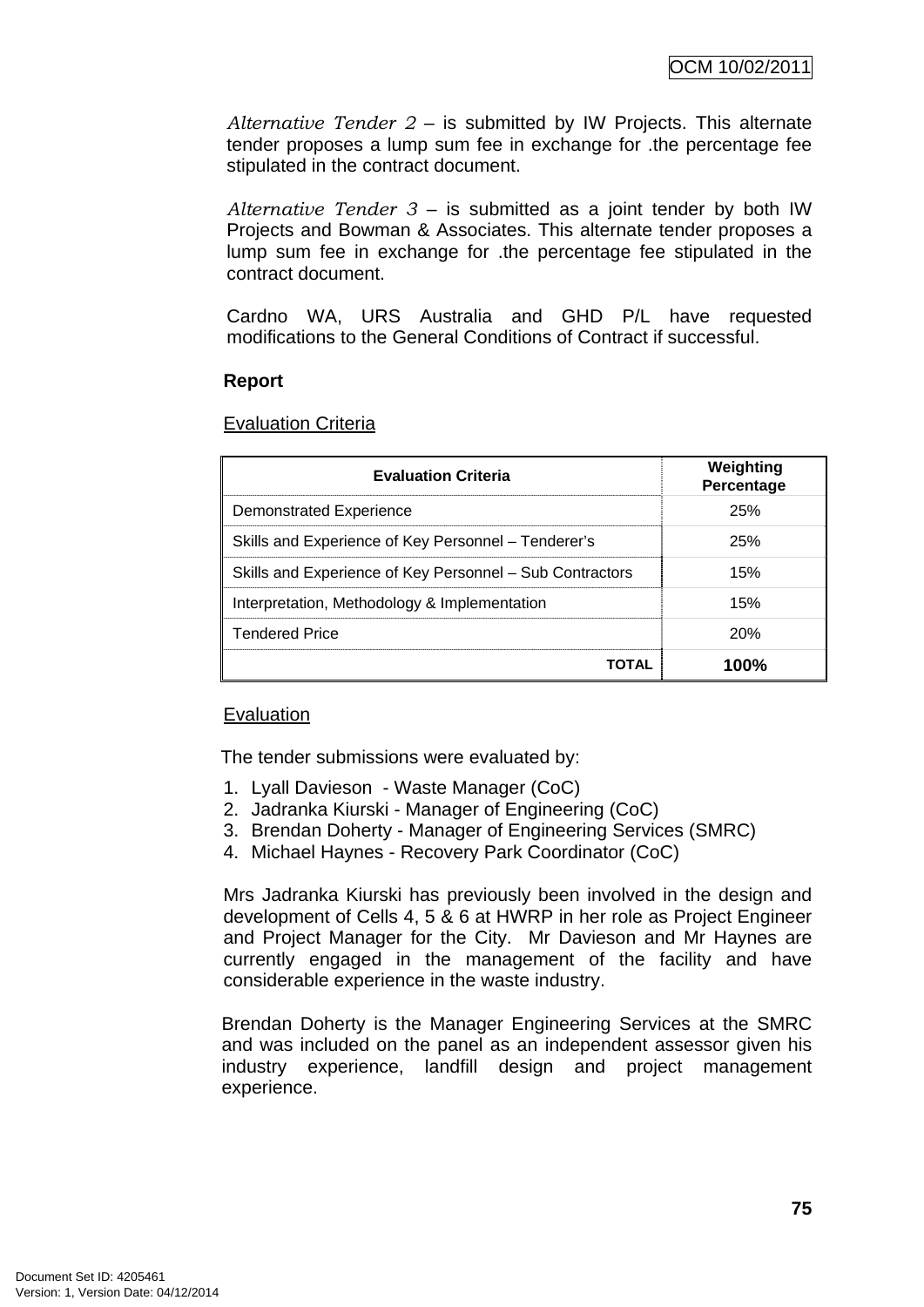*Alternative Tender 2* – is submitted by IW Projects. This alternate tender proposes a lump sum fee in exchange for .the percentage fee stipulated in the contract document.

*Alternative Tender 3* – is submitted as a joint tender by both IW Projects and Bowman & Associates. This alternate tender proposes a lump sum fee in exchange for .the percentage fee stipulated in the contract document.

Cardno WA, URS Australia and GHD P/L have requested modifications to the General Conditions of Contract if successful.

**Report**

Evaluation Criteria

| Evaluation Criteria | Weighting Percentage |
|---|---|
| Demonstrated Experience | 25% |
| Skills and Experience of Key Personnel – Tenderer's | 25% |
| Skills and Experience of Key Personnel – Sub Contractors | 15% |
| Interpretation, Methodology & Implementation | 15% |
| Tendered Price | 20% |
| **TOTAL** | **100%** |

Evaluation

The tender submissions were evaluated by:

1. Lyall Davieson - Waste Manager (CoC)
2. Jadranka Kiurski - Manager of Engineering (CoC)
3. Brendan Doherty - Manager of Engineering Services (SMRC)
4. Michael Haynes - Recovery Park Coordinator (CoC)

Mrs Jadranka Kiurski has previously been involved in the design and development of Cells 4, 5 & 6 at HWRP in her role as Project Engineer and Project Manager for the City. Mr Davieson and Mr Haynes are currently engaged in the management of the facility and have considerable experience in the waste industry.

Brendan Doherty is the Manager Engineering Services at the SMRC and was included on the panel as an independent assessor given his industry experience, landfill design and project management experience.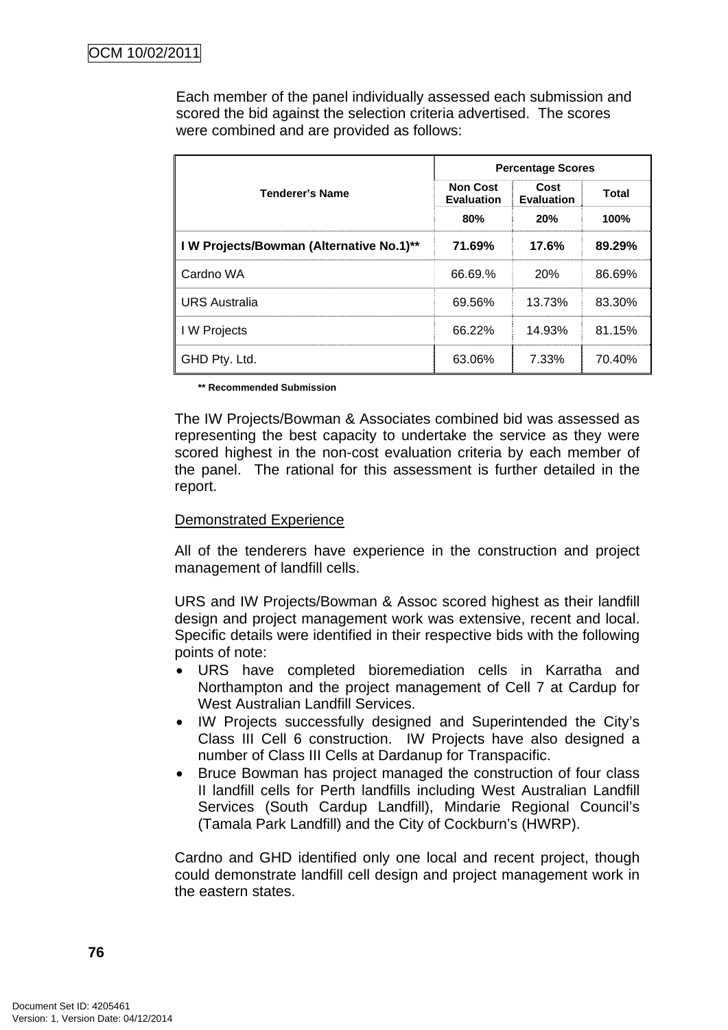Each member of the panel individually assessed each submission and scored the bid against the selection criteria advertised. The scores were combined and are provided as follows:

| Tenderer's Name | Percentage Scores | | |
|---|---|---|---|
| | Non Cost Evaluation | Cost Evaluation | Total |
| | 80% | 20% | 100% |
| **I W Projects/Bowman (Alternative No.1)\*\*** | **71.69%** | **17.6%** | **89.29%** |
| Cardno WA | 66.69.% | 20% | 86.69% |
| URS Australia | 69.56% | 13.73% | 83.30% |
| I W Projects | 66.22% | 14.93% | 81.15% |
| GHD Pty. Ltd. | 63.06% | 7.33% | 70.40% |

**\*\* Recommended Submission**

The IW Projects/Bowman & Associates combined bid was assessed as representing the best capacity to undertake the service as they were scored highest in the non-cost evaluation criteria by each member of the panel. The rational for this assessment is further detailed in the report.

<u>Demonstrated Experience</u>

All of the tenderers have experience in the construction and project management of landfill cells.

URS and IW Projects/Bowman & Assoc scored highest as their landfill design and project management work was extensive, recent and local. Specific details were identified in their respective bids with the following points of note:

- URS have completed bioremediation cells in Karratha and Northampton and the project management of Cell 7 at Cardup for West Australian Landfill Services.
- IW Projects successfully designed and Superintended the City's Class III Cell 6 construction. IW Projects have also designed a number of Class III Cells at Dardanup for Transpacific.
- Bruce Bowman has project managed the construction of four class II landfill cells for Perth landfills including West Australian Landfill Services (South Cardup Landfill), Mindarie Regional Council's (Tamala Park Landfill) and the City of Cockburn's (HWRP).

Cardno and GHD identified only one local and recent project, though could demonstrate landfill cell design and project management work in the eastern states.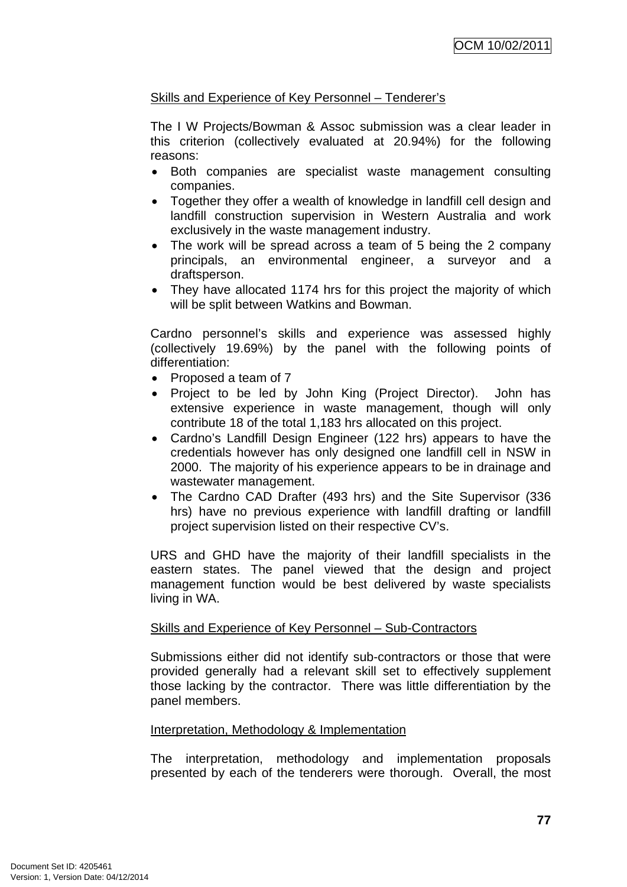Skills and Experience of Key Personnel – Tenderer's

The I W Projects/Bowman & Assoc submission was a clear leader in this criterion (collectively evaluated at 20.94%) for the following reasons:

- Both companies are specialist waste management consulting companies.
- Together they offer a wealth of knowledge in landfill cell design and landfill construction supervision in Western Australia and work exclusively in the waste management industry.
- The work will be spread across a team of 5 being the 2 company principals, an environmental engineer, a surveyor and a draftsperson.
- They have allocated 1174 hrs for this project the majority of which will be split between Watkins and Bowman.

Cardno personnel's skills and experience was assessed highly (collectively 19.69%) by the panel with the following points of differentiation:

- Proposed a team of 7
- Project to be led by John King (Project Director). John has extensive experience in waste management, though will only contribute 18 of the total 1,183 hrs allocated on this project.
- Cardno's Landfill Design Engineer (122 hrs) appears to have the credentials however has only designed one landfill cell in NSW in 2000. The majority of his experience appears to be in drainage and wastewater management.
- The Cardno CAD Drafter (493 hrs) and the Site Supervisor (336 hrs) have no previous experience with landfill drafting or landfill project supervision listed on their respective CV's.

URS and GHD have the majority of their landfill specialists in the eastern states. The panel viewed that the design and project management function would be best delivered by waste specialists living in WA.

Skills and Experience of Key Personnel – Sub-Contractors

Submissions either did not identify sub-contractors or those that were provided generally had a relevant skill set to effectively supplement those lacking by the contractor. There was little differentiation by the panel members.

Interpretation, Methodology & Implementation

The interpretation, methodology and implementation proposals presented by each of the tenderers were thorough. Overall, the most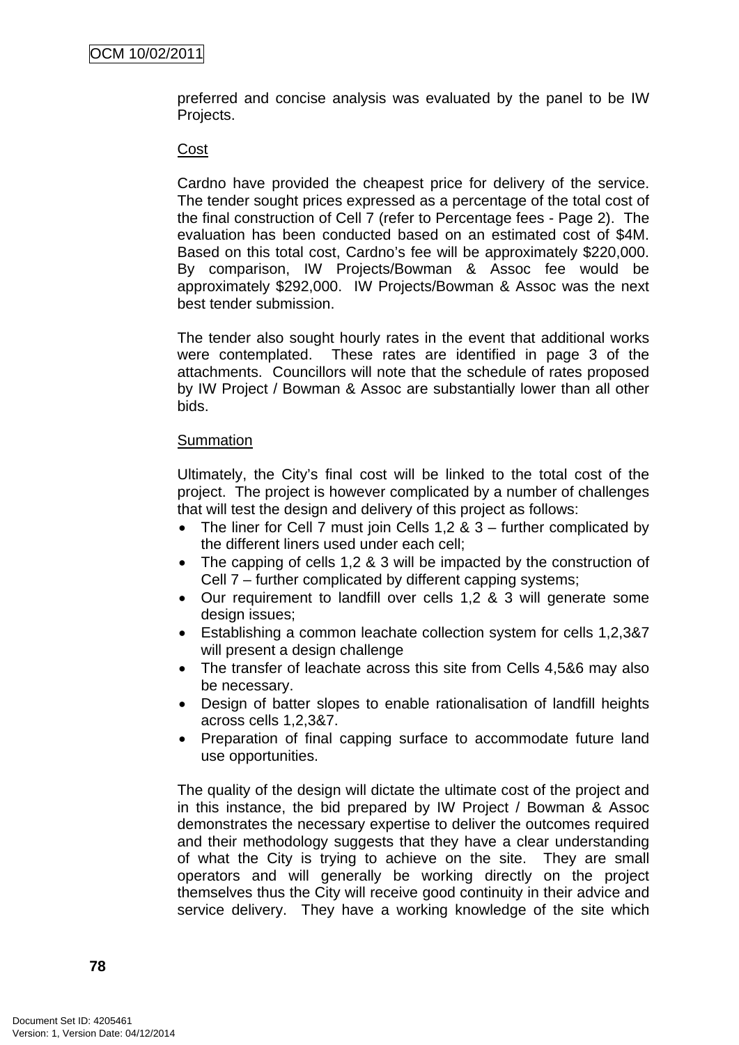preferred and concise analysis was evaluated by the panel to be IW Projects.

Cost

Cardno have provided the cheapest price for delivery of the service. The tender sought prices expressed as a percentage of the total cost of the final construction of Cell 7 (refer to Percentage fees - Page 2). The evaluation has been conducted based on an estimated cost of $4M. Based on this total cost, Cardno's fee will be approximately $220,000. By comparison, IW Projects/Bowman & Assoc fee would be approximately $292,000. IW Projects/Bowman & Assoc was the next best tender submission.

The tender also sought hourly rates in the event that additional works were contemplated. These rates are identified in page 3 of the attachments. Councillors will note that the schedule of rates proposed by IW Project / Bowman & Assoc are substantially lower than all other bids.

Summation

Ultimately, the City's final cost will be linked to the total cost of the project. The project is however complicated by a number of challenges that will test the design and delivery of this project as follows:

- The liner for Cell 7 must join Cells 1,2 & 3 – further complicated by the different liners used under each cell;
- The capping of cells 1,2 & 3 will be impacted by the construction of Cell 7 – further complicated by different capping systems;
- Our requirement to landfill over cells 1,2 & 3 will generate some design issues;
- Establishing a common leachate collection system for cells 1,2,3&7 will present a design challenge
- The transfer of leachate across this site from Cells 4,5&6 may also be necessary.
- Design of batter slopes to enable rationalisation of landfill heights across cells 1,2,3&7.
- Preparation of final capping surface to accommodate future land use opportunities.

The quality of the design will dictate the ultimate cost of the project and in this instance, the bid prepared by IW Project / Bowman & Assoc demonstrates the necessary expertise to deliver the outcomes required and their methodology suggests that they have a clear understanding of what the City is trying to achieve on the site. They are small operators and will generally be working directly on the project themselves thus the City will receive good continuity in their advice and service delivery. They have a working knowledge of the site which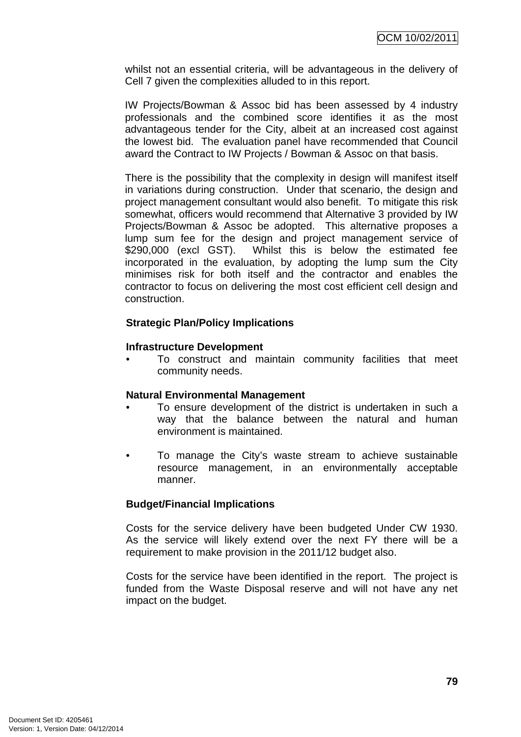whilst not an essential criteria, will be advantageous in the delivery of Cell 7 given the complexities alluded to in this report.

IW Projects/Bowman & Assoc bid has been assessed by 4 industry professionals and the combined score identifies it as the most advantageous tender for the City, albeit at an increased cost against the lowest bid. The evaluation panel have recommended that Council award the Contract to IW Projects / Bowman & Assoc on that basis.

There is the possibility that the complexity in design will manifest itself in variations during construction. Under that scenario, the design and project management consultant would also benefit. To mitigate this risk somewhat, officers would recommend that Alternative 3 provided by IW Projects/Bowman & Assoc be adopted. This alternative proposes a lump sum fee for the design and project management service of $290,000 (excl GST). Whilst this is below the estimated fee incorporated in the evaluation, by adopting the lump sum the City minimises risk for both itself and the contractor and enables the contractor to focus on delivering the most cost efficient cell design and construction.

**Strategic Plan/Policy Implications**

**Infrastructure Development**

- To construct and maintain community facilities that meet community needs.

**Natural Environmental Management**

- To ensure development of the district is undertaken in such a way that the balance between the natural and human environment is maintained.

- To manage the City's waste stream to achieve sustainable resource management, in an environmentally acceptable manner.

**Budget/Financial Implications**

Costs for the service delivery have been budgeted Under CW 1930. As the service will likely extend over the next FY there will be a requirement to make provision in the 2011/12 budget also.

Costs for the service have been identified in the report. The project is funded from the Waste Disposal reserve and will not have any net impact on the budget.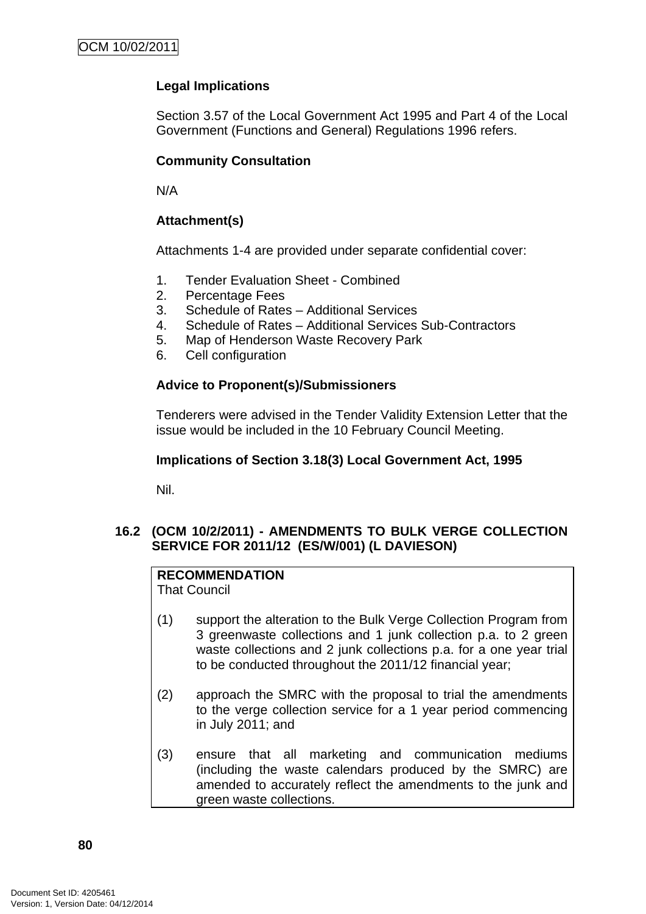**Legal Implications**

Section 3.57 of the Local Government Act 1995 and Part 4 of the Local Government (Functions and General) Regulations 1996 refers.

**Community Consultation**

N/A

**Attachment(s)**

Attachments 1-4 are provided under separate confidential cover:

1. Tender Evaluation Sheet - Combined
2. Percentage Fees
3. Schedule of Rates – Additional Services
4. Schedule of Rates – Additional Services Sub-Contractors
5. Map of Henderson Waste Recovery Park
6. Cell configuration

**Advice to Proponent(s)/Submissioners**

Tenderers were advised in the Tender Validity Extension Letter that the issue would be included in the 10 February Council Meeting.

**Implications of Section 3.18(3) Local Government Act, 1995**

Nil.

## 16.2 (OCM 10/2/2011) - AMENDMENTS TO BULK VERGE COLLECTION SERVICE FOR 2011/12 (ES/W/001) (L DAVIESON)

**RECOMMENDATION**
That Council

(1) support the alteration to the Bulk Verge Collection Program from 3 greenwaste collections and 1 junk collection p.a. to 2 green waste collections and 2 junk collections p.a. for a one year trial to be conducted throughout the 2011/12 financial year;

(2) approach the SMRC with the proposal to trial the amendments to the verge collection service for a 1 year period commencing in July 2011; and

(3) ensure that all marketing and communication mediums (including the waste calendars produced by the SMRC) are amended to accurately reflect the amendments to the junk and green waste collections.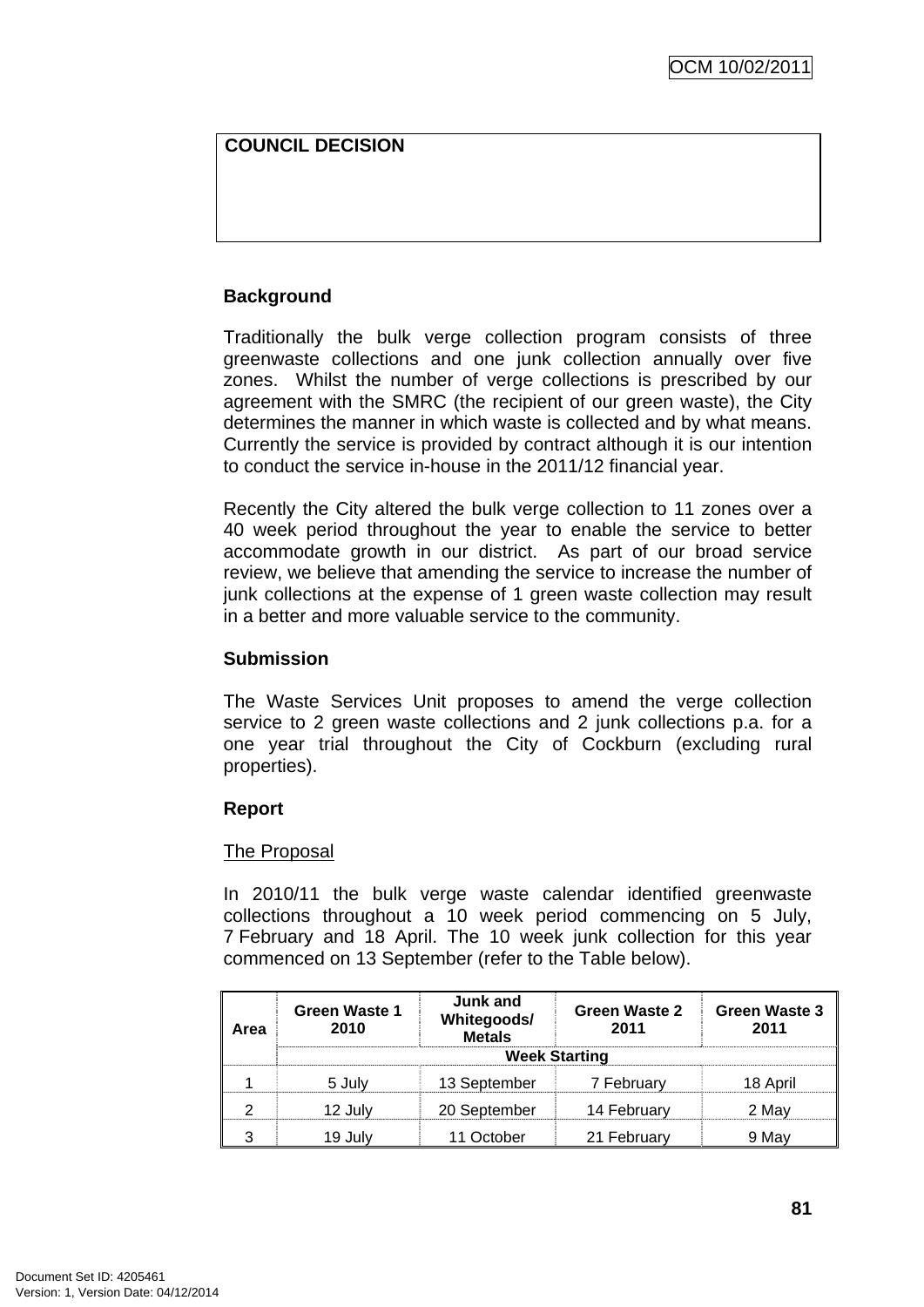**COUNCIL DECISION**

**Background**

Traditionally the bulk verge collection program consists of three greenwaste collections and one junk collection annually over five zones. Whilst the number of verge collections is prescribed by our agreement with the SMRC (the recipient of our green waste), the City determines the manner in which waste is collected and by what means. Currently the service is provided by contract although it is our intention to conduct the service in-house in the 2011/12 financial year.

Recently the City altered the bulk verge collection to 11 zones over a 40 week period throughout the year to enable the service to better accommodate growth in our district. As part of our broad service review, we believe that amending the service to increase the number of junk collections at the expense of 1 green waste collection may result in a better and more valuable service to the community.

**Submission**

The Waste Services Unit proposes to amend the verge collection service to 2 green waste collections and 2 junk collections p.a. for a one year trial throughout the City of Cockburn (excluding rural properties).

**Report**

The Proposal

In 2010/11 the bulk verge waste calendar identified greenwaste collections throughout a 10 week period commencing on 5 July, 7 February and 18 April. The 10 week junk collection for this year commenced on 13 September (refer to the Table below).

| Area | Green Waste 1 2010 | Junk and Whitegoods/ Metals | Green Waste 2 2011 | Green Waste 3 2011 |
|---|---|---|---|---|
| | Week Starting | | | |
| 1 | 5 July | 13 September | 7 February | 18 April |
| 2 | 12 July | 20 September | 14 February | 2 May |
| 3 | 19 July | 11 October | 21 February | 9 May |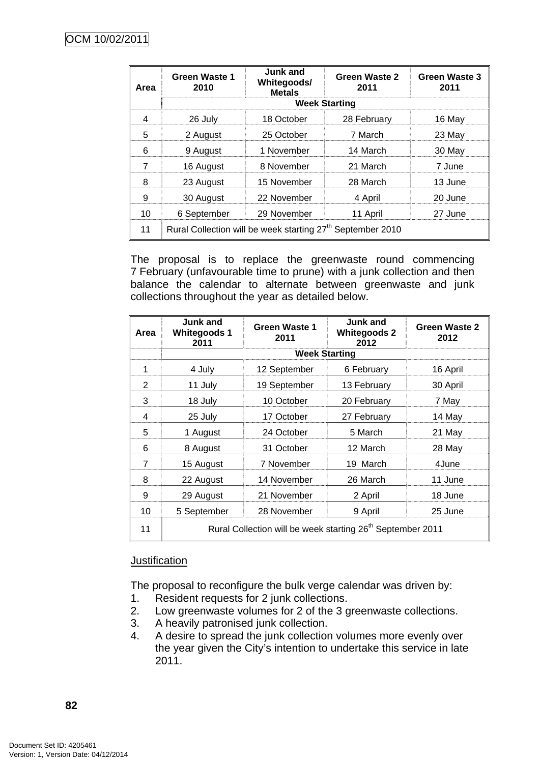| Area | Green Waste 1 2010 | Junk and Whitegoods/ Metals | Green Waste 2 2011 | Green Waste 3 2011 |
|---|---|---|---|---|
| | Week Starting | | | |
| 4 | 26 July | 18 October | 28 February | 16 May |
| 5 | 2 August | 25 October | 7 March | 23 May |
| 6 | 9 August | 1 November | 14 March | 30 May |
| 7 | 16 August | 8 November | 21 March | 7 June |
| 8 | 23 August | 15 November | 28 March | 13 June |
| 9 | 30 August | 22 November | 4 April | 20 June |
| 10 | 6 September | 29 November | 11 April | 27 June |
| 11 | Rural Collection will be week starting 27th September 2010 | | | |

The proposal is to replace the greenwaste round commencing 7 February (unfavourable time to prune) with a junk collection and then balance the calendar to alternate between greenwaste and junk collections throughout the year as detailed below.

| Area | Junk and Whitegoods 1 2011 | Green Waste 1 2011 | Junk and Whitegoods 2 2012 | Green Waste 2 2012 |
|---|---|---|---|---|
| | Week Starting | | | |
| 1 | 4 July | 12 September | 6 February | 16 April |
| 2 | 11 July | 19 September | 13 February | 30 April |
| 3 | 18 July | 10 October | 20 February | 7 May |
| 4 | 25 July | 17 October | 27 February | 14 May |
| 5 | 1 August | 24 October | 5 March | 21 May |
| 6 | 8 August | 31 October | 12 March | 28 May |
| 7 | 15 August | 7 November | 19 March | 4June |
| 8 | 22 August | 14 November | 26 March | 11 June |
| 9 | 29 August | 21 November | 2 April | 18 June |
| 10 | 5 September | 28 November | 9 April | 25 June |
| 11 | Rural Collection will be week starting 26th September 2011 | | | |

<u>Justification</u>

The proposal to reconfigure the bulk verge calendar was driven by:

1. Resident requests for 2 junk collections.
2. Low greenwaste volumes for 2 of the 3 greenwaste collections.
3. A heavily patronised junk collection.
4. A desire to spread the junk collection volumes more evenly over the year given the City's intention to undertake this service in late 2011.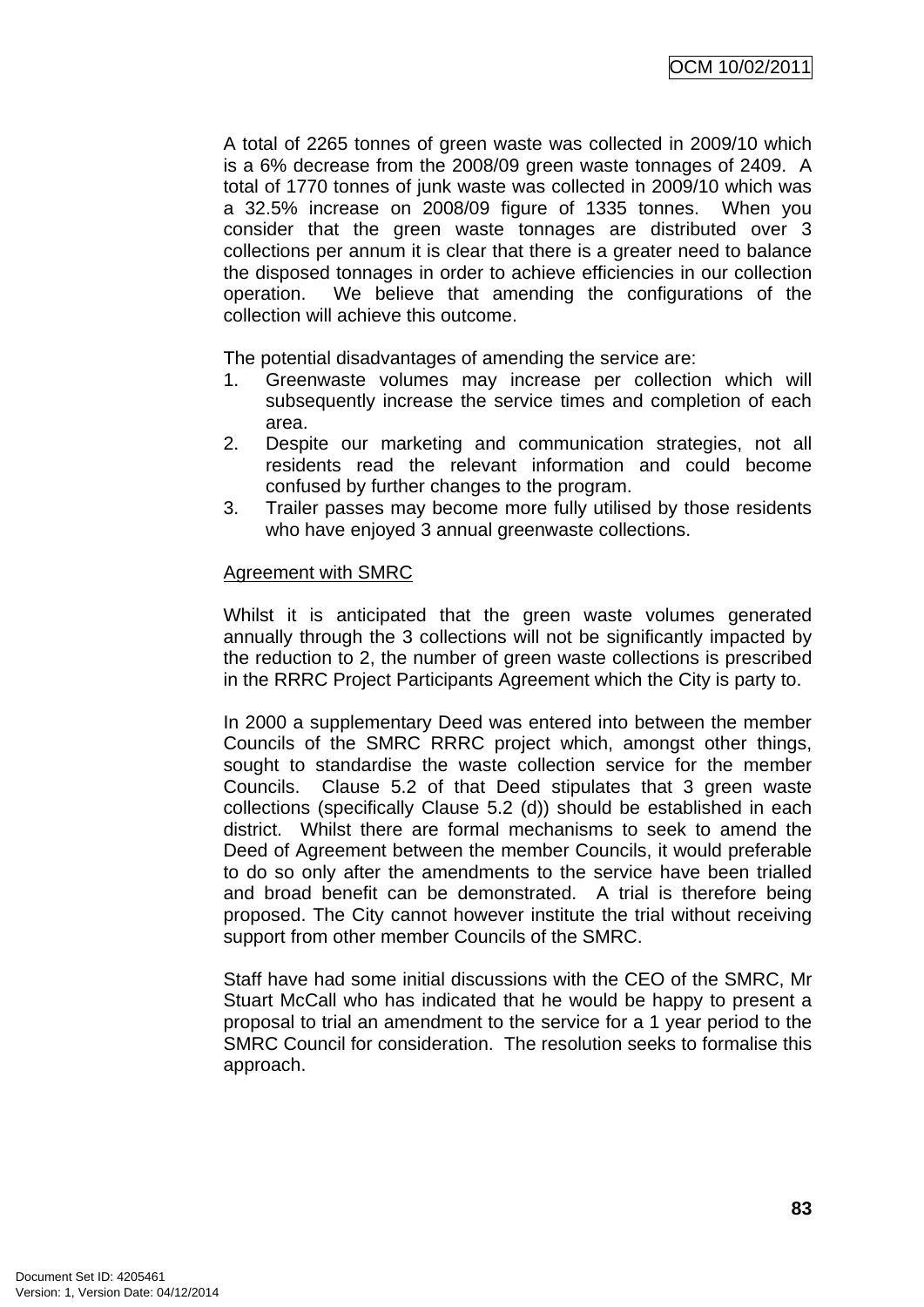A total of 2265 tonnes of green waste was collected in 2009/10 which is a 6% decrease from the 2008/09 green waste tonnages of 2409. A total of 1770 tonnes of junk waste was collected in 2009/10 which was a 32.5% increase on 2008/09 figure of 1335 tonnes. When you consider that the green waste tonnages are distributed over 3 collections per annum it is clear that there is a greater need to balance the disposed tonnages in order to achieve efficiencies in our collection operation. We believe that amending the configurations of the collection will achieve this outcome.

The potential disadvantages of amending the service are:

1. Greenwaste volumes may increase per collection which will subsequently increase the service times and completion of each area.
2. Despite our marketing and communication strategies, not all residents read the relevant information and could become confused by further changes to the program.
3. Trailer passes may become more fully utilised by those residents who have enjoyed 3 annual greenwaste collections.

<u>Agreement with SMRC</u>

Whilst it is anticipated that the green waste volumes generated annually through the 3 collections will not be significantly impacted by the reduction to 2, the number of green waste collections is prescribed in the RRRC Project Participants Agreement which the City is party to.

In 2000 a supplementary Deed was entered into between the member Councils of the SMRC RRRC project which, amongst other things, sought to standardise the waste collection service for the member Councils. Clause 5.2 of that Deed stipulates that 3 green waste collections (specifically Clause 5.2 (d)) should be established in each district. Whilst there are formal mechanisms to seek to amend the Deed of Agreement between the member Councils, it would preferable to do so only after the amendments to the service have been trialled and broad benefit can be demonstrated. A trial is therefore being proposed. The City cannot however institute the trial without receiving support from other member Councils of the SMRC.

Staff have had some initial discussions with the CEO of the SMRC, Mr Stuart McCall who has indicated that he would be happy to present a proposal to trial an amendment to the service for a 1 year period to the SMRC Council for consideration. The resolution seeks to formalise this approach.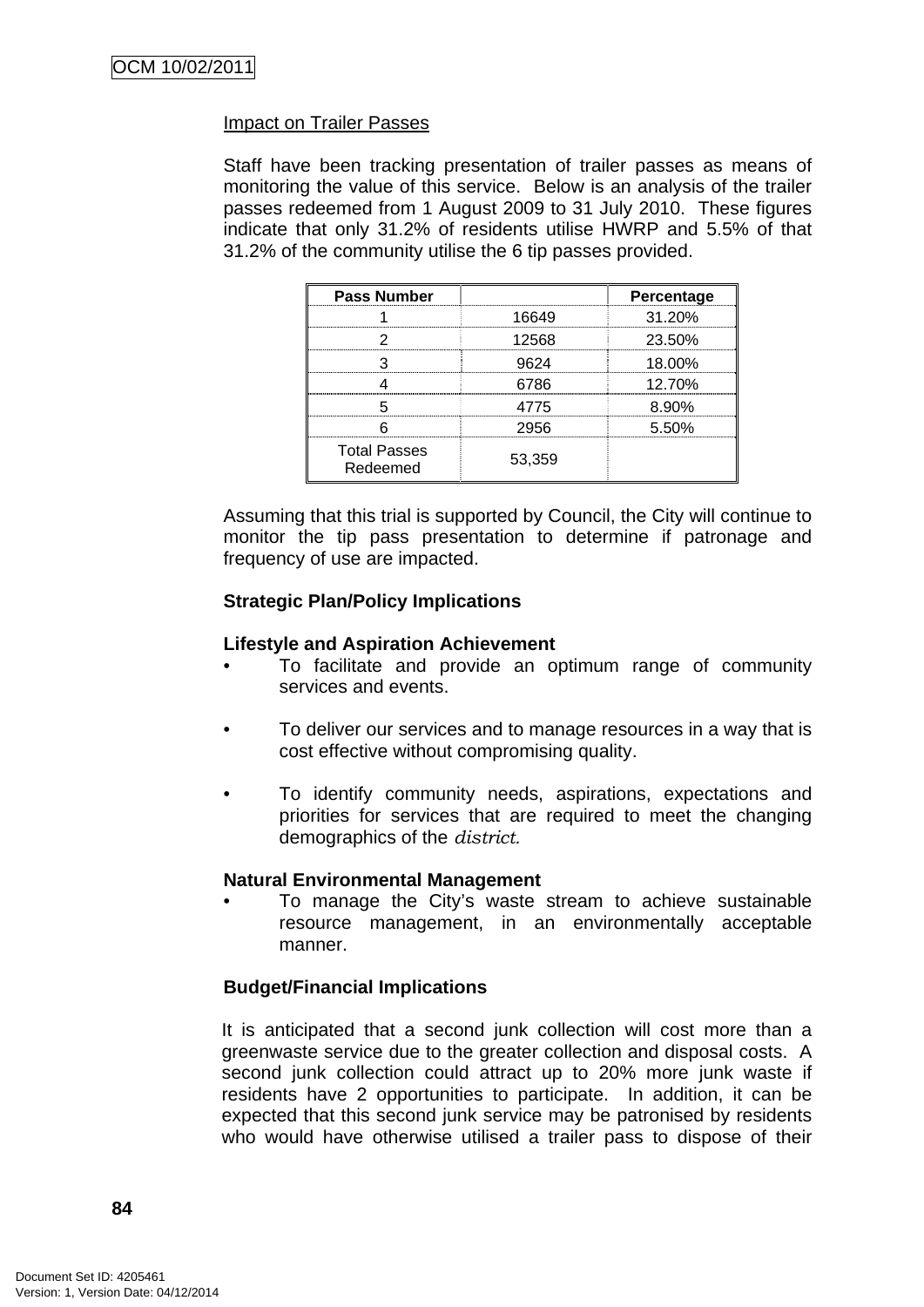Impact on Trailer Passes

Staff have been tracking presentation of trailer passes as means of monitoring the value of this service. Below is an analysis of the trailer passes redeemed from 1 August 2009 to 31 July 2010. These figures indicate that only 31.2% of residents utilise HWRP and 5.5% of that 31.2% of the community utilise the 6 tip passes provided.

| Pass Number | | Percentage |
|---|---|---|
| 1 | 16649 | 31.20% |
| 2 | 12568 | 23.50% |
| 3 | 9624 | 18.00% |
| 4 | 6786 | 12.70% |
| 5 | 4775 | 8.90% |
| 6 | 2956 | 5.50% |
| Total Passes Redeemed | 53,359 | |

Assuming that this trial is supported by Council, the City will continue to monitor the tip pass presentation to determine if patronage and frequency of use are impacted.

**Strategic Plan/Policy Implications**

**Lifestyle and Aspiration Achievement**

- To facilitate and provide an optimum range of community services and events.
- To deliver our services and to manage resources in a way that is cost effective without compromising quality.
- To identify community needs, aspirations, expectations and priorities for services that are required to meet the changing demographics of the *district.*

**Natural Environmental Management**

- To manage the City's waste stream to achieve sustainable resource management, in an environmentally acceptable manner.

**Budget/Financial Implications**

It is anticipated that a second junk collection will cost more than a greenwaste service due to the greater collection and disposal costs. A second junk collection could attract up to 20% more junk waste if residents have 2 opportunities to participate. In addition, it can be expected that this second junk service may be patronised by residents who would have otherwise utilised a trailer pass to dispose of their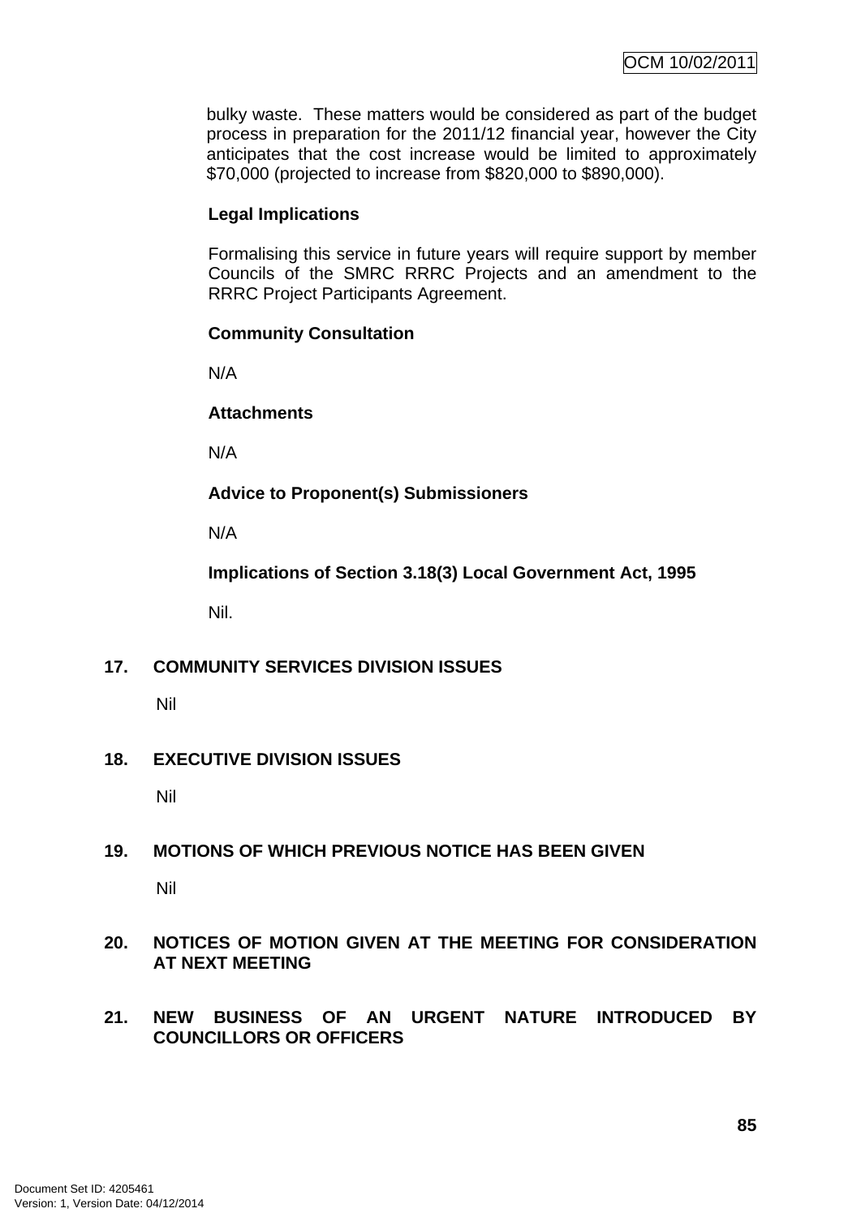bulky waste. These matters would be considered as part of the budget process in preparation for the 2011/12 financial year, however the City anticipates that the cost increase would be limited to approximately $70,000 (projected to increase from $820,000 to $890,000).

**Legal Implications**

Formalising this service in future years will require support by member Councils of the SMRC RRRC Projects and an amendment to the RRRC Project Participants Agreement.

**Community Consultation**

N/A

**Attachments**

N/A

**Advice to Proponent(s) Submissioners**

N/A

**Implications of Section 3.18(3) Local Government Act, 1995**

Nil.

## 17. COMMUNITY SERVICES DIVISION ISSUES

Nil

## 18. EXECUTIVE DIVISION ISSUES

Nil

## 19. MOTIONS OF WHICH PREVIOUS NOTICE HAS BEEN GIVEN

Nil

## 20. NOTICES OF MOTION GIVEN AT THE MEETING FOR CONSIDERATION AT NEXT MEETING

## 21. NEW BUSINESS OF AN URGENT NATURE INTRODUCED BY COUNCILLORS OR OFFICERS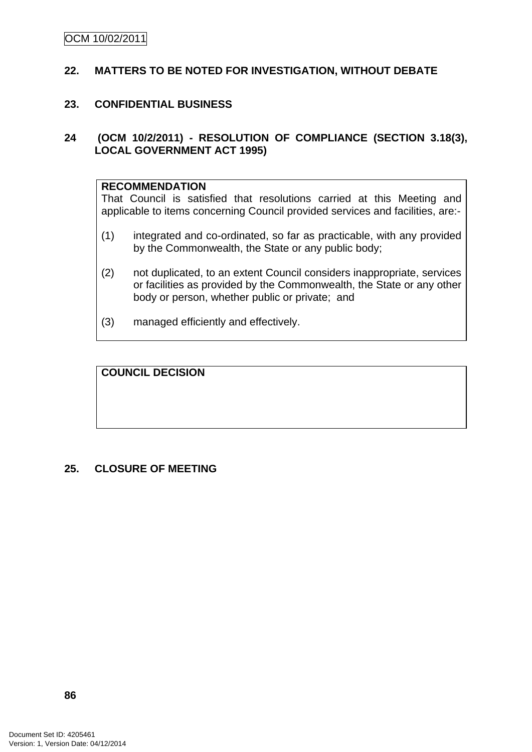## 22. MATTERS TO BE NOTED FOR INVESTIGATION, WITHOUT DEBATE

## 23. CONFIDENTIAL BUSINESS

## 24 (OCM 10/2/2011) - RESOLUTION OF COMPLIANCE (SECTION 3.18(3), LOCAL GOVERNMENT ACT 1995)

**RECOMMENDATION**

That Council is satisfied that resolutions carried at this Meeting and applicable to items concerning Council provided services and facilities, are:-

(1) integrated and co-ordinated, so far as practicable, with any provided by the Commonwealth, the State or any public body;

(2) not duplicated, to an extent Council considers inappropriate, services or facilities as provided by the Commonwealth, the State or any other body or person, whether public or private; and

(3) managed efficiently and effectively.

**COUNCIL DECISION**

## 25. CLOSURE OF MEETING